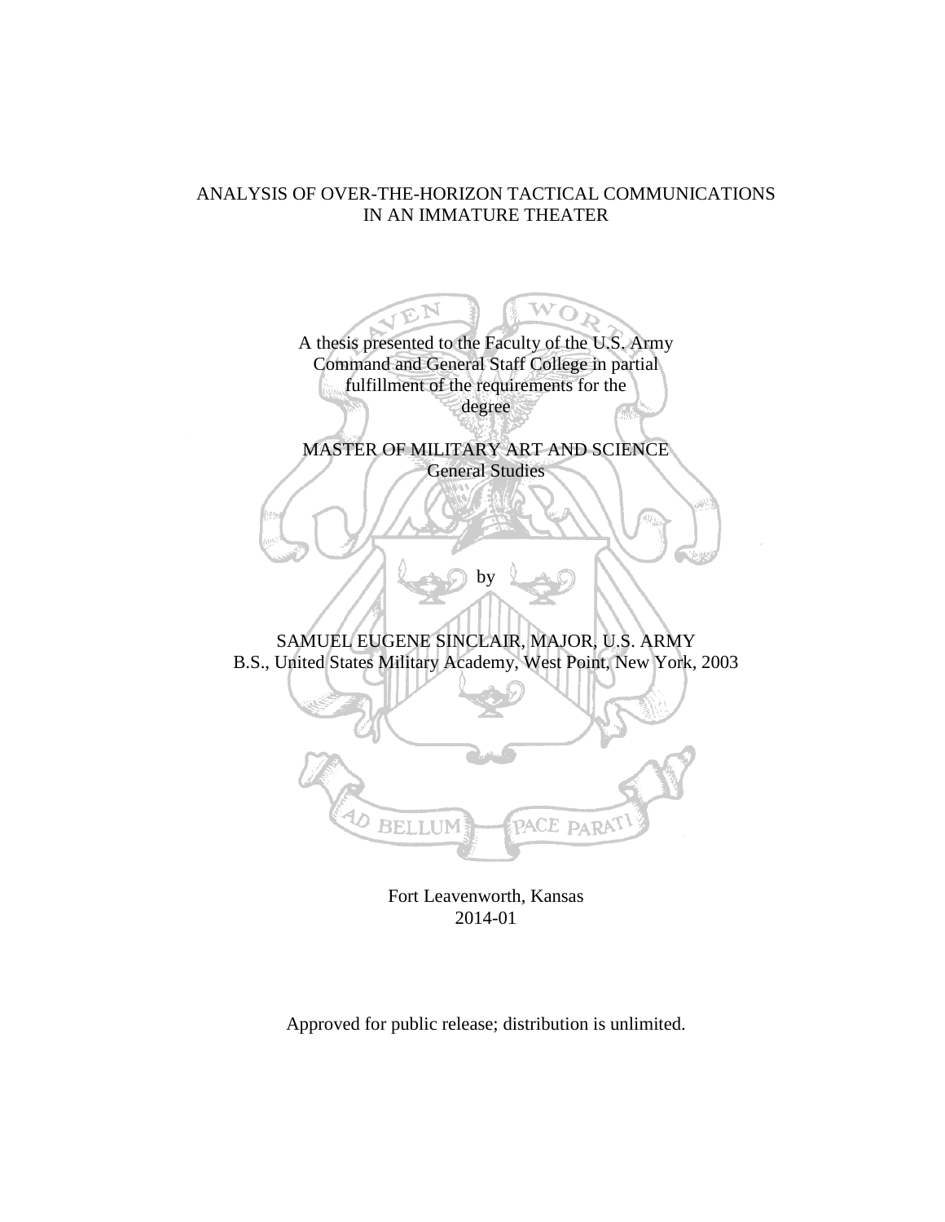# ANALYSIS OF OVER-THE-HORIZON TACTICAL COMMUNICATIONS IN AN IMMATURE THEATER

A thesis presented to the Faculty of the U.S. Army Command and General Staff College in partial fulfillment of the requirements for the degree

MASTER OF MILITARY ART AND SCIENCE
General Studies

by

SAMUEL EUGENE SINCLAIR, MAJOR, U.S. ARMY
B.S., United States Military Academy, West Point, New York, 2003

Fort Leavenworth, Kansas
2014-01

Approved for public release; distribution is unlimited.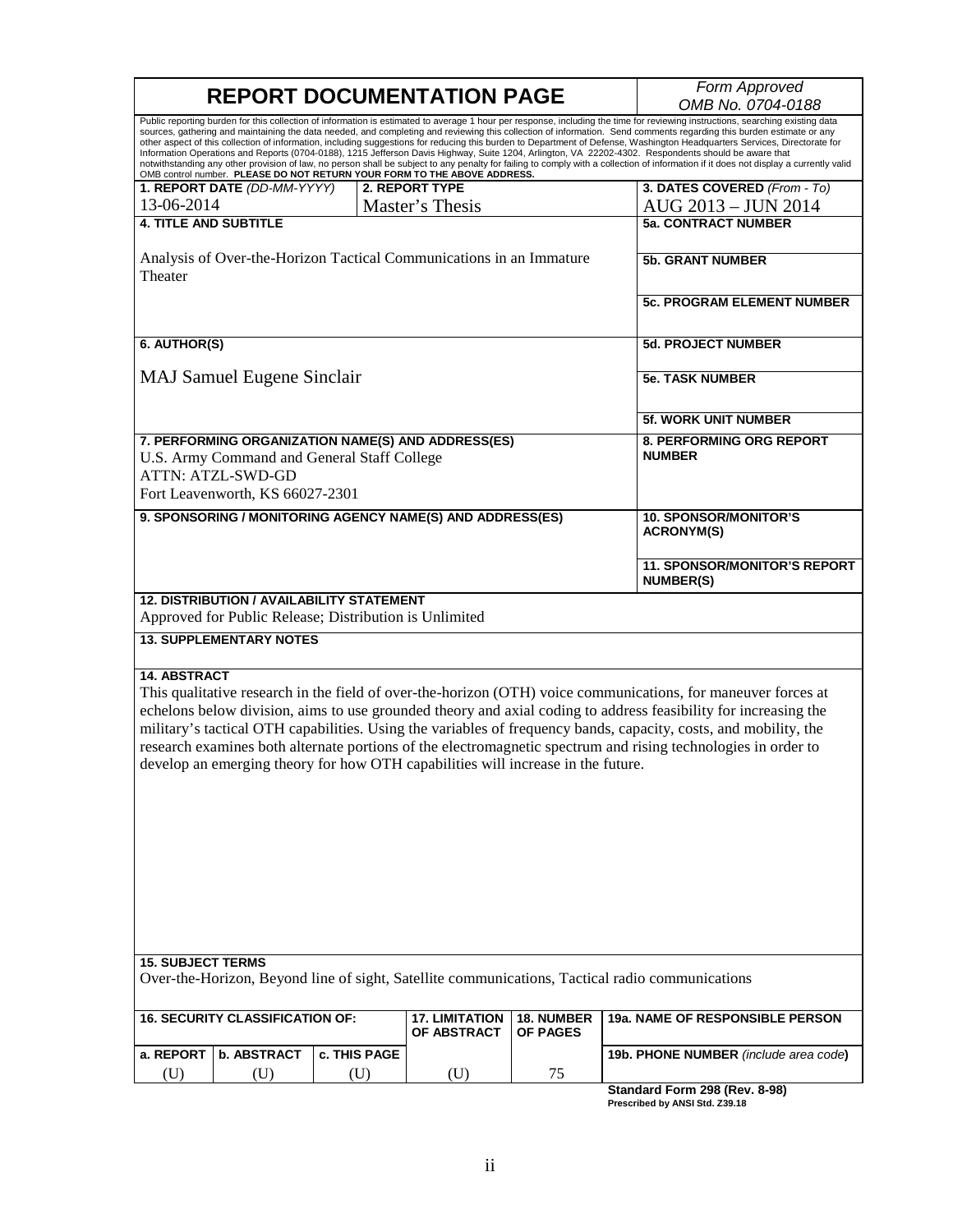# REPORT DOCUMENTATION PAGE

*Form Approved*
*OMB No. 0704-0188*

Public reporting burden for this collection of information is estimated to average 1 hour per response, including the time for reviewing instructions, searching existing data sources, gathering and maintaining the data needed, and completing and reviewing this collection of information. Send comments regarding this burden estimate or any other aspect of this collection of information, including suggestions for reducing this burden to Department of Defense, Washington Headquarters Services, Directorate for Information Operations and Reports (0704-0188), 1215 Jefferson Davis Highway, Suite 1204, Arlington, VA 22202-4302. Respondents should be aware that notwithstanding any other provision of law, no person shall be subject to any penalty for failing to comply with a collection of information if it does not display a currently valid OMB control number. **PLEASE DO NOT RETURN YOUR FORM TO THE ABOVE ADDRESS.**

| **1. REPORT DATE** *(DD-MM-YYYY)* | **2. REPORT TYPE** | **3. DATES COVERED** *(From - To)* |
|---|---|---|
| 13-06-2014 | Master's Thesis | AUG 2013 – JUN 2014 |

**4. TITLE AND SUBTITLE**

Analysis of Over-the-Horizon Tactical Communications in an Immature Theater

**5a. CONTRACT NUMBER**

**5b. GRANT NUMBER**

**5c. PROGRAM ELEMENT NUMBER**

**6. AUTHOR(S)**

MAJ Samuel Eugene Sinclair

**5d. PROJECT NUMBER**

**5e. TASK NUMBER**

**5f. WORK UNIT NUMBER**

**7. PERFORMING ORGANIZATION NAME(S) AND ADDRESS(ES)**

U.S. Army Command and General Staff College
ATTN: ATZL-SWD-GD
Fort Leavenworth, KS 66027-2301

**8. PERFORMING ORG REPORT NUMBER**

**9. SPONSORING / MONITORING AGENCY NAME(S) AND ADDRESS(ES)**

**10. SPONSOR/MONITOR'S ACRONYM(S)**

**11. SPONSOR/MONITOR'S REPORT NUMBER(S)**

**12. DISTRIBUTION / AVAILABILITY STATEMENT**

Approved for Public Release; Distribution is Unlimited

**13. SUPPLEMENTARY NOTES**

**14. ABSTRACT**

This qualitative research in the field of over-the-horizon (OTH) voice communications, for maneuver forces at echelons below division, aims to use grounded theory and axial coding to address feasibility for increasing the military's tactical OTH capabilities. Using the variables of frequency bands, capacity, costs, and mobility, the research examines both alternate portions of the electromagnetic spectrum and rising technologies in order to develop an emerging theory for how OTH capabilities will increase in the future.

**15. SUBJECT TERMS**

Over-the-Horizon, Beyond line of sight, Satellite communications, Tactical radio communications

| **16. SECURITY CLASSIFICATION OF:** | | | **17. LIMITATION OF ABSTRACT** | **18. NUMBER OF PAGES** | **19a. NAME OF RESPONSIBLE PERSON** |
|---|---|---|---|---|---|
| **a. REPORT** | **b. ABSTRACT** | **c. THIS PAGE** | | | **19b. PHONE NUMBER** *(include area code)* |
| (U) | (U) | (U) | (U) | 75 | |

**Standard Form 298 (Rev. 8-98)**
**Prescribed by ANSI Std. Z39.18**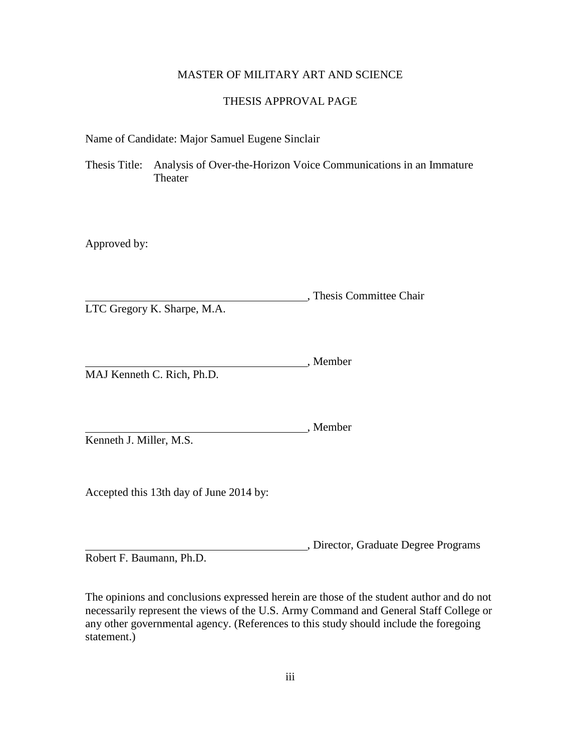MASTER OF MILITARY ART AND SCIENCE

THESIS APPROVAL PAGE

Name of Candidate: Major Samuel Eugene Sinclair

Thesis Title: Analysis of Over-the-Horizon Voice Communications in an Immature Theater

Approved by:

\_\_\_\_\_\_\_\_\_\_\_\_\_\_\_\_\_\_\_\_\_\_\_\_\_\_\_\_\_\_\_\_\_\_\_\_, Thesis Committee Chair
LTC Gregory K. Sharpe, M.A.

\_\_\_\_\_\_\_\_\_\_\_\_\_\_\_\_\_\_\_\_\_\_\_\_\_\_\_\_\_\_\_\_\_\_\_\_, Member
MAJ Kenneth C. Rich, Ph.D.

\_\_\_\_\_\_\_\_\_\_\_\_\_\_\_\_\_\_\_\_\_\_\_\_\_\_\_\_\_\_\_\_\_\_\_\_, Member
Kenneth J. Miller, M.S.

Accepted this 13th day of June 2014 by:

\_\_\_\_\_\_\_\_\_\_\_\_\_\_\_\_\_\_\_\_\_\_\_\_\_\_\_\_\_\_\_\_\_\_\_\_, Director, Graduate Degree Programs
Robert F. Baumann, Ph.D.

The opinions and conclusions expressed herein are those of the student author and do not necessarily represent the views of the U.S. Army Command and General Staff College or any other governmental agency. (References to this study should include the foregoing statement.)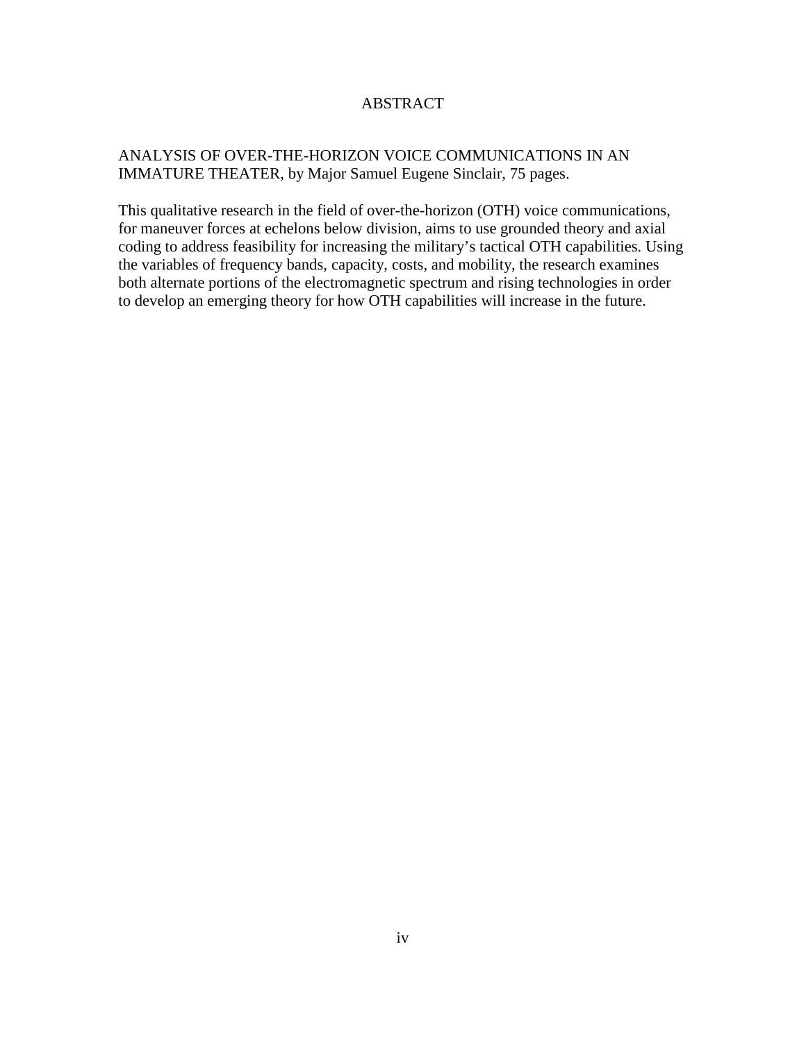# ABSTRACT

ANALYSIS OF OVER-THE-HORIZON VOICE COMMUNICATIONS IN AN IMMATURE THEATER, by Major Samuel Eugene Sinclair, 75 pages.

This qualitative research in the field of over-the-horizon (OTH) voice communications, for maneuver forces at echelons below division, aims to use grounded theory and axial coding to address feasibility for increasing the military's tactical OTH capabilities. Using the variables of frequency bands, capacity, costs, and mobility, the research examines both alternate portions of the electromagnetic spectrum and rising technologies in order to develop an emerging theory for how OTH capabilities will increase in the future.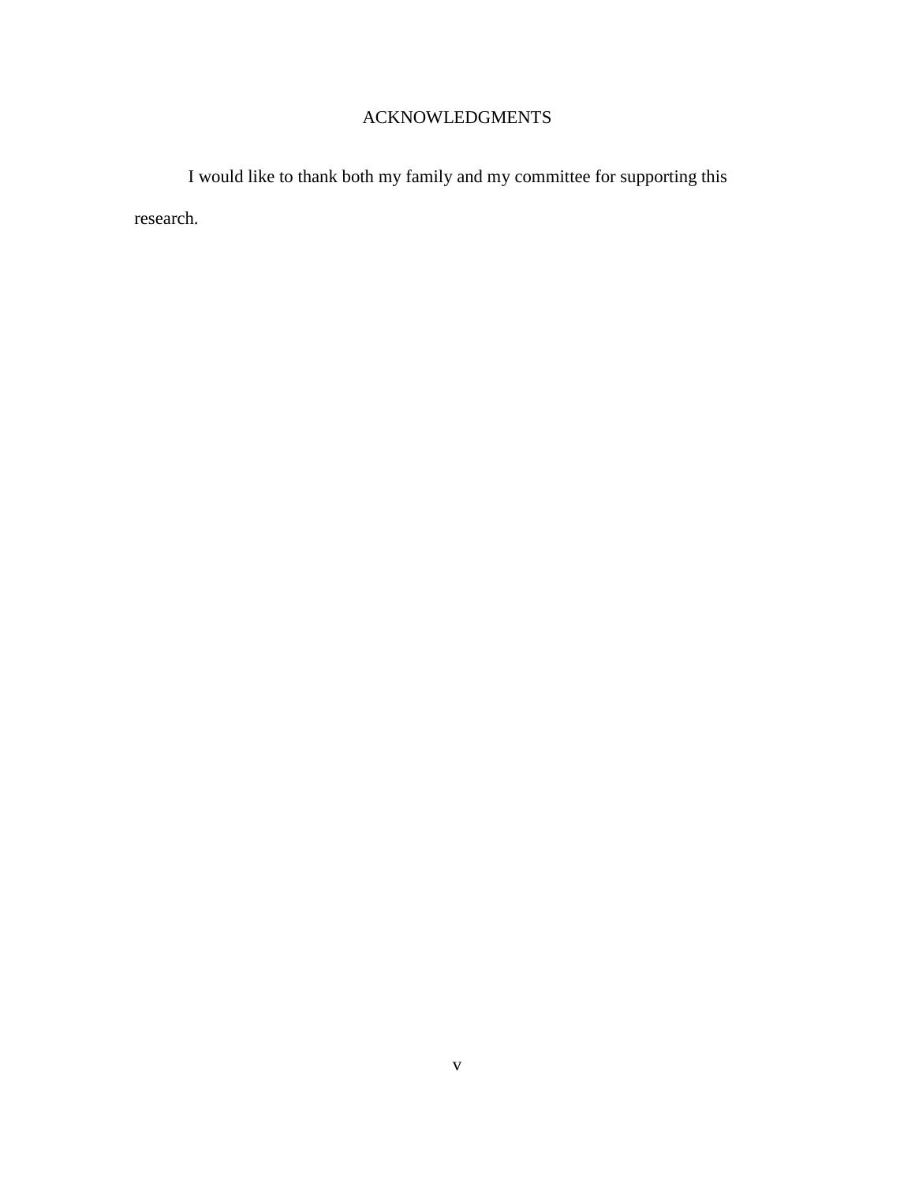# ACKNOWLEDGMENTS

I would like to thank both my family and my committee for supporting this research.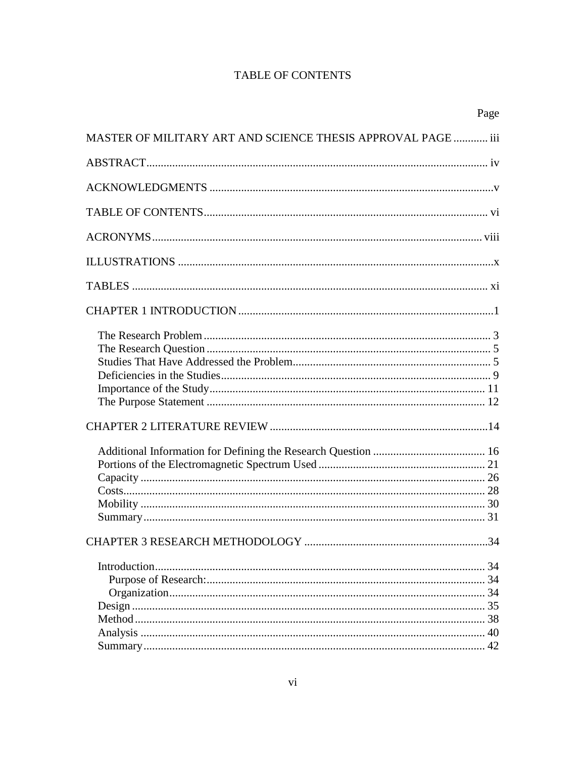# TABLE OF CONTENTS

| | Page |
|---|---|
| MASTER OF MILITARY ART AND SCIENCE THESIS APPROVAL PAGE | iii |
| ABSTRACT | iv |
| ACKNOWLEDGMENTS | v |
| TABLE OF CONTENTS | vi |
| ACRONYMS | viii |
| ILLUSTRATIONS | x |
| TABLES | xi |
| CHAPTER 1 INTRODUCTION | 1 |
| The Research Problem | 3 |
| The Research Question | 5 |
| Studies That Have Addressed the Problem | 5 |
| Deficiencies in the Studies | 9 |
| Importance of the Study | 11 |
| The Purpose Statement | 12 |
| CHAPTER 2 LITERATURE REVIEW | 14 |
| Additional Information for Defining the Research Question | 16 |
| Portions of the Electromagnetic Spectrum Used | 21 |
| Capacity | 26 |
| Costs | 28 |
| Mobility | 30 |
| Summary | 31 |
| CHAPTER 3 RESEARCH METHODOLOGY | 34 |
| Introduction | 34 |
| Purpose of Research: | 34 |
| Organization | 34 |
| Design | 35 |
| Method | 38 |
| Analysis | 40 |
| Summary | 42 |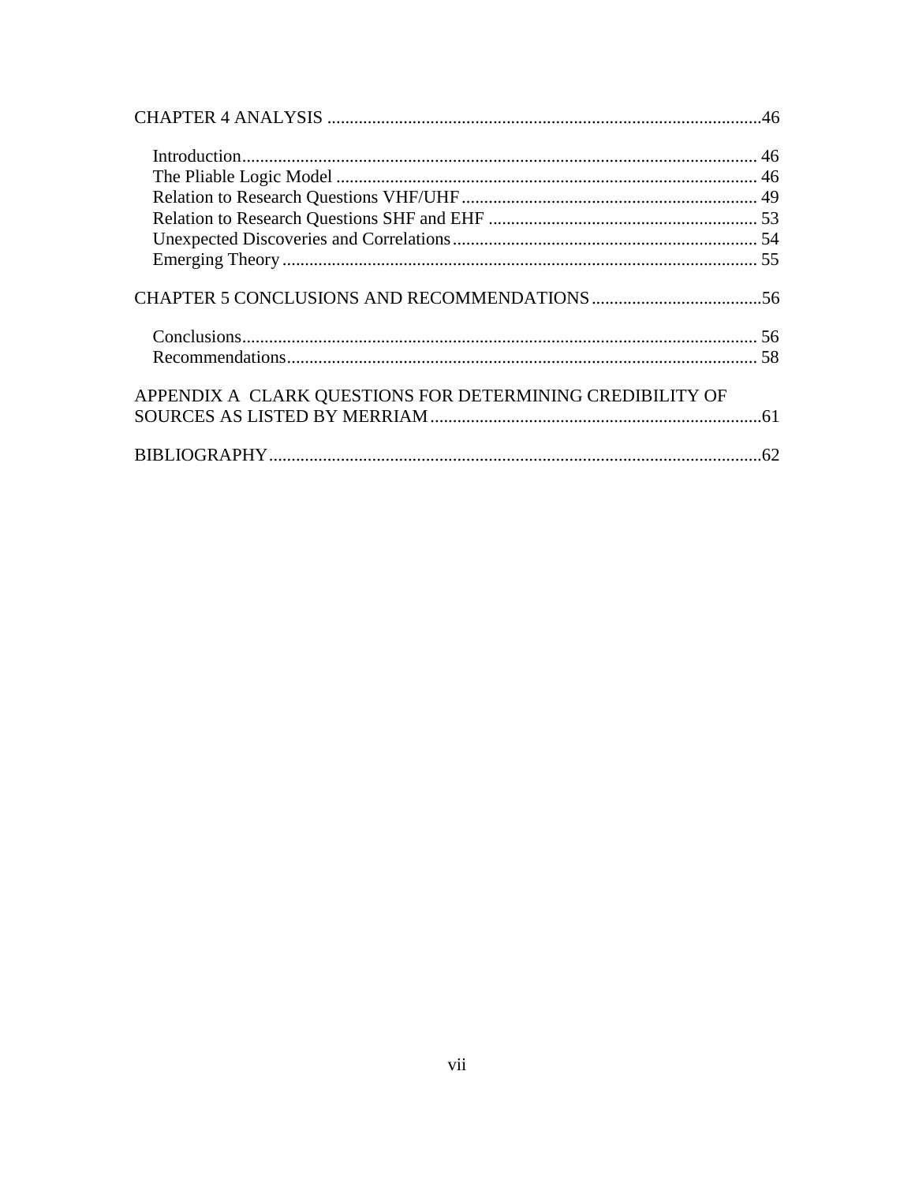CHAPTER 4 ANALYSIS ....................................................................................................46

- Introduction....................................................................................................... 46
- The Pliable Logic Model ................................................................................... 46
- Relation to Research Questions VHF/UHF ....................................................... 49
- Relation to Research Questions SHF and EHF ................................................. 53
- Unexpected Discoveries and Correlations.......................................................... 54
- Emerging Theory ............................................................................................... 55

CHAPTER 5 CONCLUSIONS AND RECOMMENDATIONS......................................56

- Conclusions........................................................................................................ 56
- Recommendations.............................................................................................. 58

APPENDIX A CLARK QUESTIONS FOR DETERMINING CREDIBILITY OF SOURCES AS LISTED BY MERRIAM..........................................................................61

BIBLIOGRAPHY.............................................................................................................62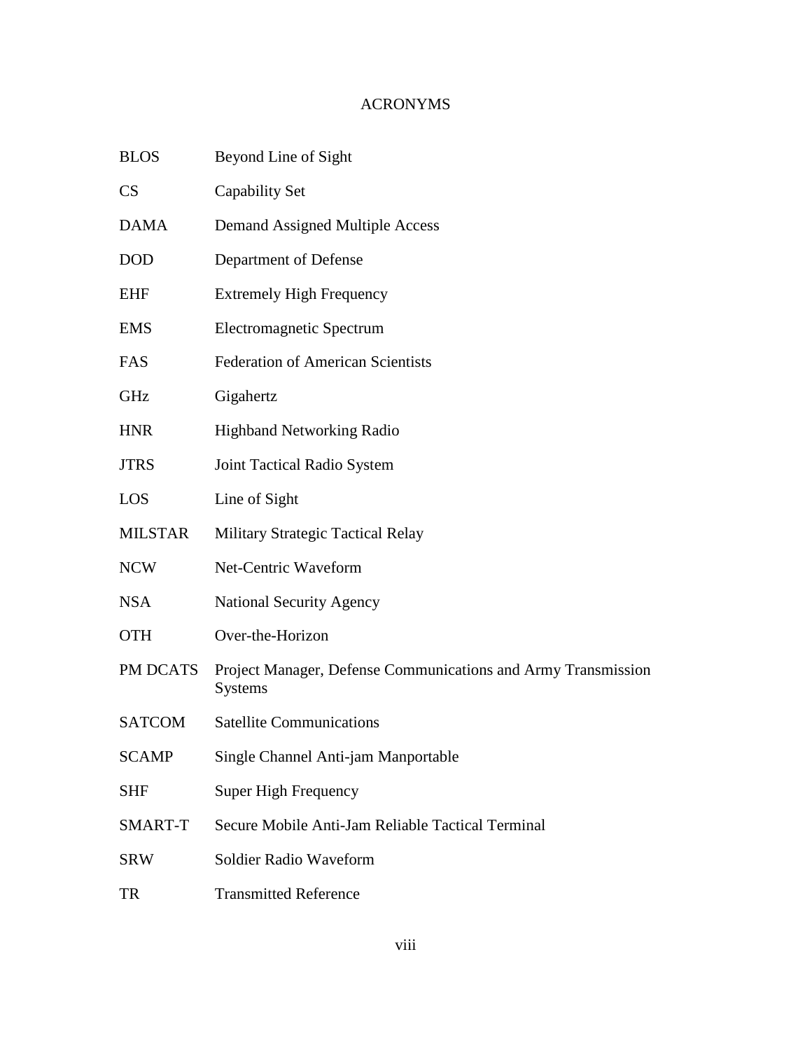# ACRONYMS

| | |
|---|---|
| BLOS | Beyond Line of Sight |
| CS | Capability Set |
| DAMA | Demand Assigned Multiple Access |
| DOD | Department of Defense |
| EHF | Extremely High Frequency |
| EMS | Electromagnetic Spectrum |
| FAS | Federation of American Scientists |
| GHz | Gigahertz |
| HNR | Highband Networking Radio |
| JTRS | Joint Tactical Radio System |
| LOS | Line of Sight |
| MILSTAR | Military Strategic Tactical Relay |
| NCW | Net-Centric Waveform |
| NSA | National Security Agency |
| OTH | Over-the-Horizon |
| PM DCATS | Project Manager, Defense Communications and Army Transmission Systems |
| SATCOM | Satellite Communications |
| SCAMP | Single Channel Anti-jam Manportable |
| SHF | Super High Frequency |
| SMART-T | Secure Mobile Anti-Jam Reliable Tactical Terminal |
| SRW | Soldier Radio Waveform |
| TR | Transmitted Reference |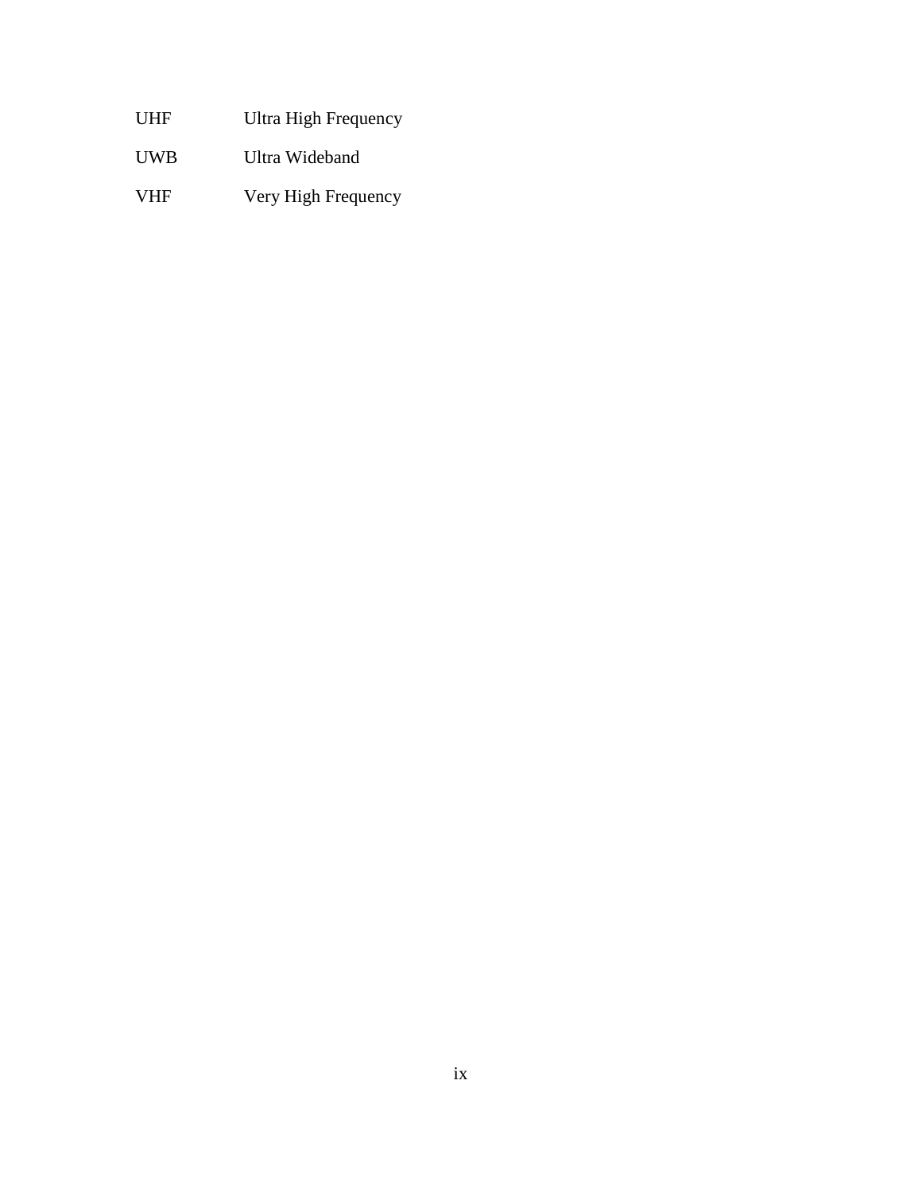| | |
|---|---|
| UHF | Ultra High Frequency |
| UWB | Ultra Wideband |
| VHF | Very High Frequency |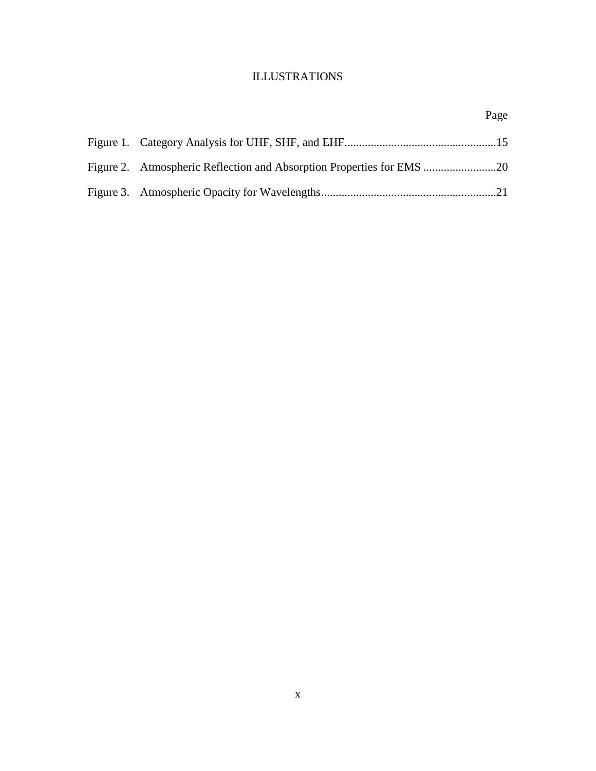# ILLUSTRATIONS

| | Page |
|---|---|
| Figure 1. Category Analysis for UHF, SHF, and EHF | 15 |
| Figure 2. Atmospheric Reflection and Absorption Properties for EMS | 20 |
| Figure 3. Atmospheric Opacity for Wavelengths | 21 |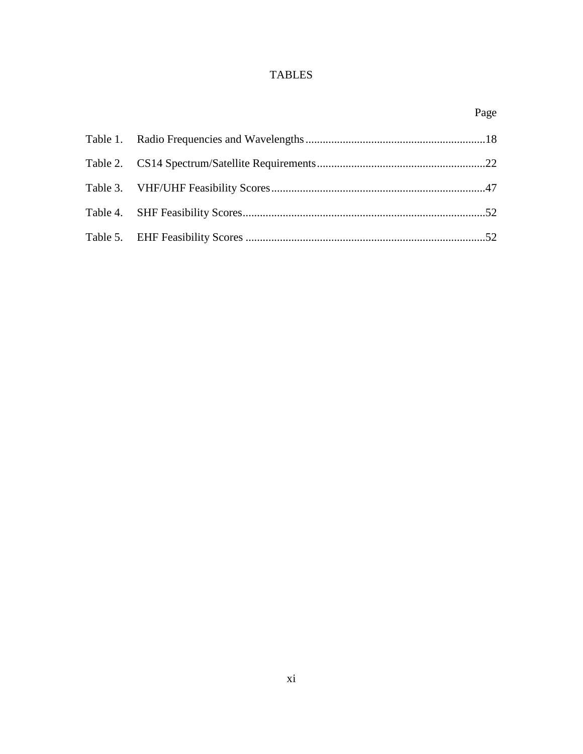# TABLES

| | | Page |
|---|---|---|
| Table 1. | Radio Frequencies and Wavelengths | 18 |
| Table 2. | CS14 Spectrum/Satellite Requirements | 22 |
| Table 3. | VHF/UHF Feasibility Scores | 47 |
| Table 4. | SHF Feasibility Scores | 52 |
| Table 5. | EHF Feasibility Scores | 52 |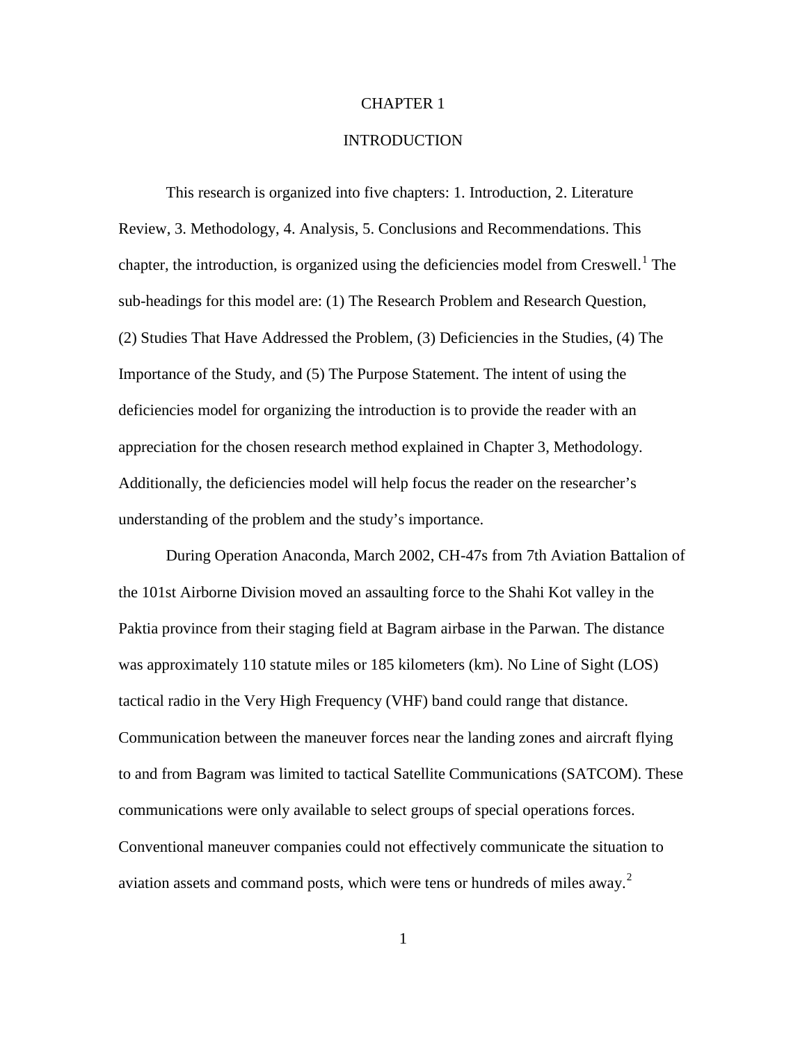# CHAPTER 1

## INTRODUCTION

This research is organized into five chapters: 1. Introduction, 2. Literature Review, 3. Methodology, 4. Analysis, 5. Conclusions and Recommendations. This chapter, the introduction, is organized using the deficiencies model from Creswell.[1] The sub-headings for this model are: (1) The Research Problem and Research Question, (2) Studies That Have Addressed the Problem, (3) Deficiencies in the Studies, (4) The Importance of the Study, and (5) The Purpose Statement. The intent of using the deficiencies model for organizing the introduction is to provide the reader with an appreciation for the chosen research method explained in Chapter 3, Methodology. Additionally, the deficiencies model will help focus the reader on the researcher's understanding of the problem and the study's importance.

During Operation Anaconda, March 2002, CH-47s from 7th Aviation Battalion of the 101st Airborne Division moved an assaulting force to the Shahi Kot valley in the Paktia province from their staging field at Bagram airbase in the Parwan. The distance was approximately 110 statute miles or 185 kilometers (km). No Line of Sight (LOS) tactical radio in the Very High Frequency (VHF) band could range that distance. Communication between the maneuver forces near the landing zones and aircraft flying to and from Bagram was limited to tactical Satellite Communications (SATCOM). These communications were only available to select groups of special operations forces. Conventional maneuver companies could not effectively communicate the situation to aviation assets and command posts, which were tens or hundreds of miles away.[2]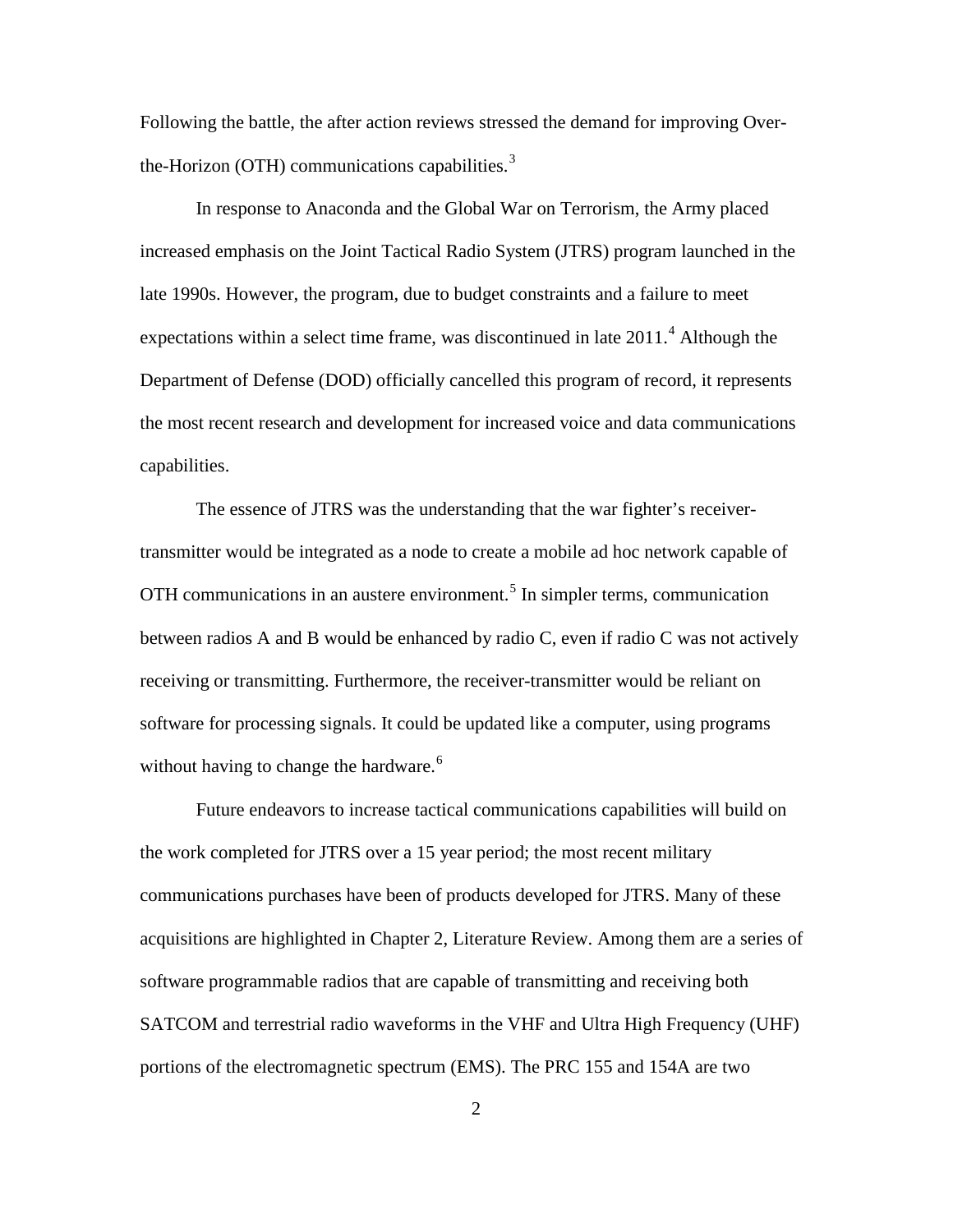Following the battle, the after action reviews stressed the demand for improving Over-the-Horizon (OTH) communications capabilities.[3]

In response to Anaconda and the Global War on Terrorism, the Army placed increased emphasis on the Joint Tactical Radio System (JTRS) program launched in the late 1990s. However, the program, due to budget constraints and a failure to meet expectations within a select time frame, was discontinued in late 2011.[4] Although the Department of Defense (DOD) officially cancelled this program of record, it represents the most recent research and development for increased voice and data communications capabilities.

The essence of JTRS was the understanding that the war fighter's receiver-transmitter would be integrated as a node to create a mobile ad hoc network capable of OTH communications in an austere environment.[5] In simpler terms, communication between radios A and B would be enhanced by radio C, even if radio C was not actively receiving or transmitting. Furthermore, the receiver-transmitter would be reliant on software for processing signals. It could be updated like a computer, using programs without having to change the hardware.[6]

Future endeavors to increase tactical communications capabilities will build on the work completed for JTRS over a 15 year period; the most recent military communications purchases have been of products developed for JTRS. Many of these acquisitions are highlighted in Chapter 2, Literature Review. Among them are a series of software programmable radios that are capable of transmitting and receiving both SATCOM and terrestrial radio waveforms in the VHF and Ultra High Frequency (UHF) portions of the electromagnetic spectrum (EMS). The PRC 155 and 154A are two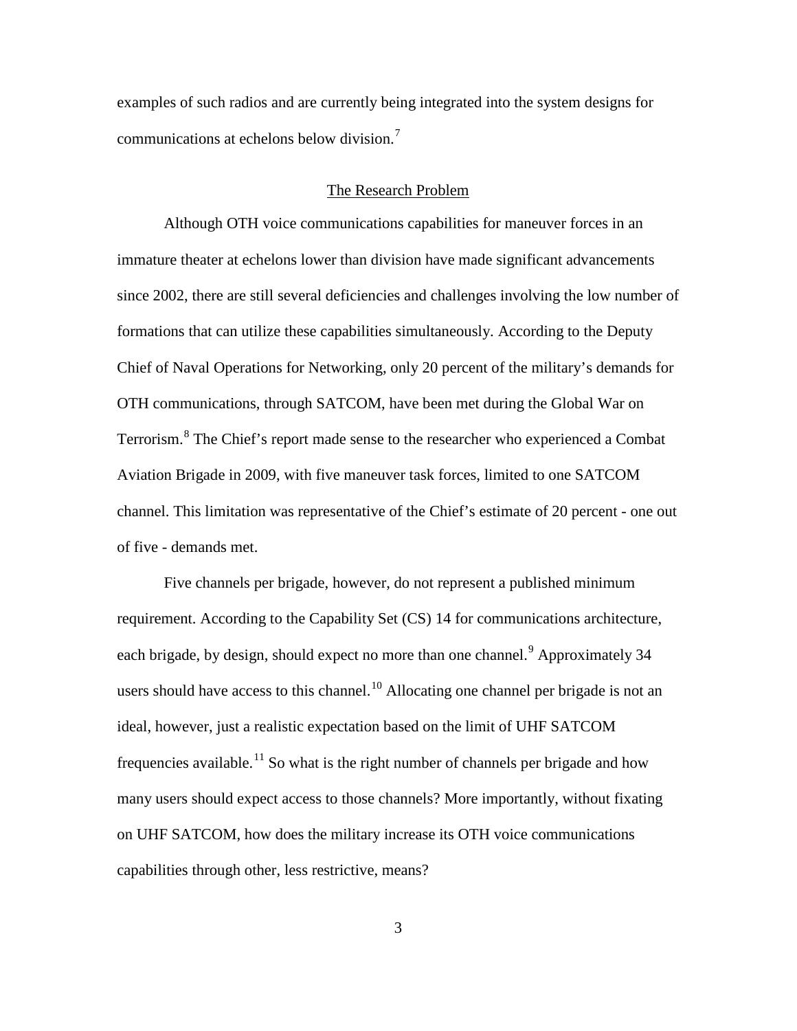examples of such radios and are currently being integrated into the system designs for communications at echelons below division.[7]

## The Research Problem

Although OTH voice communications capabilities for maneuver forces in an immature theater at echelons lower than division have made significant advancements since 2002, there are still several deficiencies and challenges involving the low number of formations that can utilize these capabilities simultaneously. According to the Deputy Chief of Naval Operations for Networking, only 20 percent of the military's demands for OTH communications, through SATCOM, have been met during the Global War on Terrorism.[8] The Chief's report made sense to the researcher who experienced a Combat Aviation Brigade in 2009, with five maneuver task forces, limited to one SATCOM channel. This limitation was representative of the Chief's estimate of 20 percent - one out of five - demands met.

Five channels per brigade, however, do not represent a published minimum requirement. According to the Capability Set (CS) 14 for communications architecture, each brigade, by design, should expect no more than one channel.[9] Approximately 34 users should have access to this channel.[10] Allocating one channel per brigade is not an ideal, however, just a realistic expectation based on the limit of UHF SATCOM frequencies available.[11] So what is the right number of channels per brigade and how many users should expect access to those channels? More importantly, without fixating on UHF SATCOM, how does the military increase its OTH voice communications capabilities through other, less restrictive, means?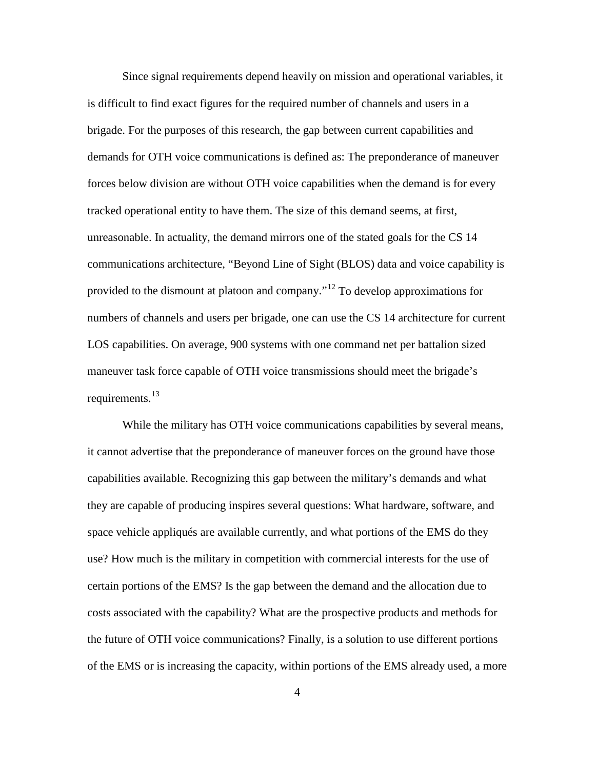Since signal requirements depend heavily on mission and operational variables, it is difficult to find exact figures for the required number of channels and users in a brigade. For the purposes of this research, the gap between current capabilities and demands for OTH voice communications is defined as: The preponderance of maneuver forces below division are without OTH voice capabilities when the demand is for every tracked operational entity to have them. The size of this demand seems, at first, unreasonable. In actuality, the demand mirrors one of the stated goals for the CS 14 communications architecture, "Beyond Line of Sight (BLOS) data and voice capability is provided to the dismount at platoon and company."[12] To develop approximations for numbers of channels and users per brigade, one can use the CS 14 architecture for current LOS capabilities. On average, 900 systems with one command net per battalion sized maneuver task force capable of OTH voice transmissions should meet the brigade's requirements.[13]

While the military has OTH voice communications capabilities by several means, it cannot advertise that the preponderance of maneuver forces on the ground have those capabilities available. Recognizing this gap between the military's demands and what they are capable of producing inspires several questions: What hardware, software, and space vehicle appliqués are available currently, and what portions of the EMS do they use? How much is the military in competition with commercial interests for the use of certain portions of the EMS? Is the gap between the demand and the allocation due to costs associated with the capability? What are the prospective products and methods for the future of OTH voice communications? Finally, is a solution to use different portions of the EMS or is increasing the capacity, within portions of the EMS already used, a more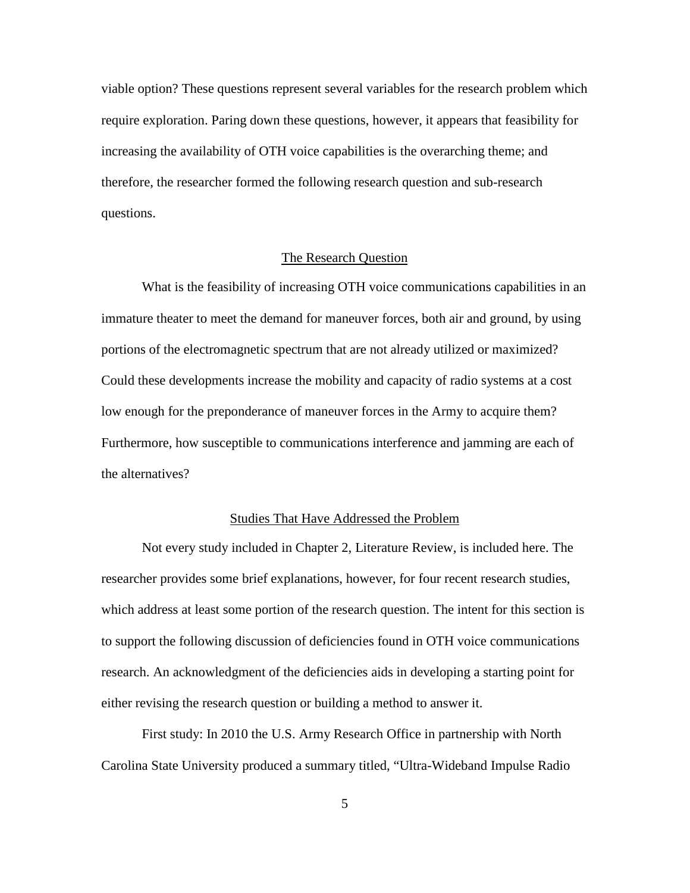viable option? These questions represent several variables for the research problem which require exploration. Paring down these questions, however, it appears that feasibility for increasing the availability of OTH voice capabilities is the overarching theme; and therefore, the researcher formed the following research question and sub-research questions.

## The Research Question

What is the feasibility of increasing OTH voice communications capabilities in an immature theater to meet the demand for maneuver forces, both air and ground, by using portions of the electromagnetic spectrum that are not already utilized or maximized? Could these developments increase the mobility and capacity of radio systems at a cost low enough for the preponderance of maneuver forces in the Army to acquire them? Furthermore, how susceptible to communications interference and jamming are each of the alternatives?

## Studies That Have Addressed the Problem

Not every study included in Chapter 2, Literature Review, is included here. The researcher provides some brief explanations, however, for four recent research studies, which address at least some portion of the research question. The intent for this section is to support the following discussion of deficiencies found in OTH voice communications research. An acknowledgment of the deficiencies aids in developing a starting point for either revising the research question or building a method to answer it.

First study: In 2010 the U.S. Army Research Office in partnership with North Carolina State University produced a summary titled, "Ultra-Wideband Impulse Radio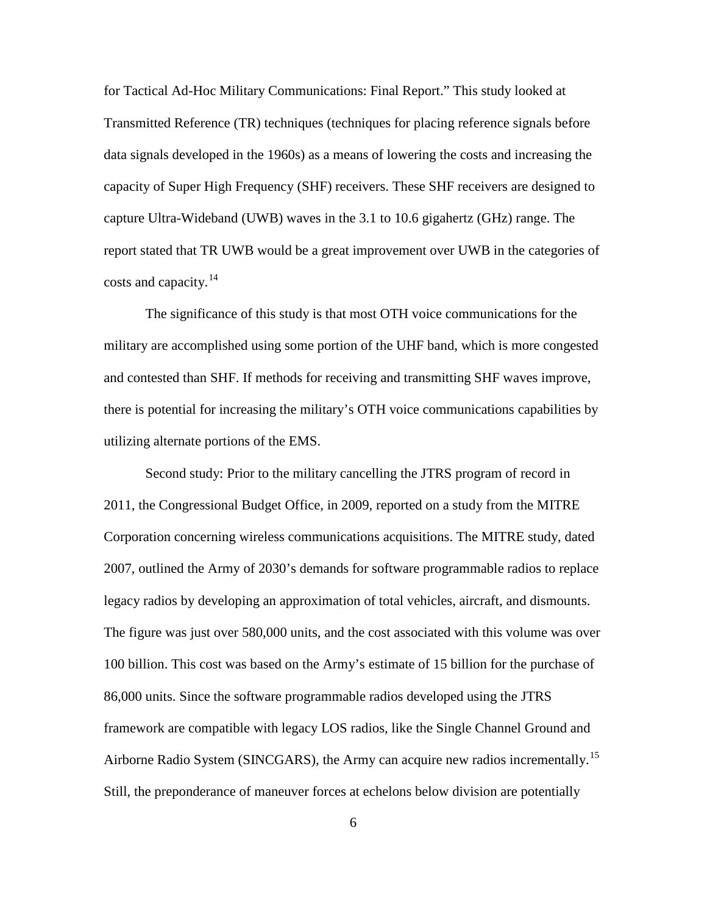for Tactical Ad-Hoc Military Communications: Final Report." This study looked at Transmitted Reference (TR) techniques (techniques for placing reference signals before data signals developed in the 1960s) as a means of lowering the costs and increasing the capacity of Super High Frequency (SHF) receivers. These SHF receivers are designed to capture Ultra-Wideband (UWB) waves in the 3.1 to 10.6 gigahertz (GHz) range. The report stated that TR UWB would be a great improvement over UWB in the categories of costs and capacity.[14]

The significance of this study is that most OTH voice communications for the military are accomplished using some portion of the UHF band, which is more congested and contested than SHF. If methods for receiving and transmitting SHF waves improve, there is potential for increasing the military's OTH voice communications capabilities by utilizing alternate portions of the EMS.

Second study: Prior to the military cancelling the JTRS program of record in 2011, the Congressional Budget Office, in 2009, reported on a study from the MITRE Corporation concerning wireless communications acquisitions. The MITRE study, dated 2007, outlined the Army of 2030's demands for software programmable radios to replace legacy radios by developing an approximation of total vehicles, aircraft, and dismounts. The figure was just over 580,000 units, and the cost associated with this volume was over 100 billion. This cost was based on the Army's estimate of 15 billion for the purchase of 86,000 units. Since the software programmable radios developed using the JTRS framework are compatible with legacy LOS radios, like the Single Channel Ground and Airborne Radio System (SINCGARS), the Army can acquire new radios incrementally.[15] Still, the preponderance of maneuver forces at echelons below division are potentially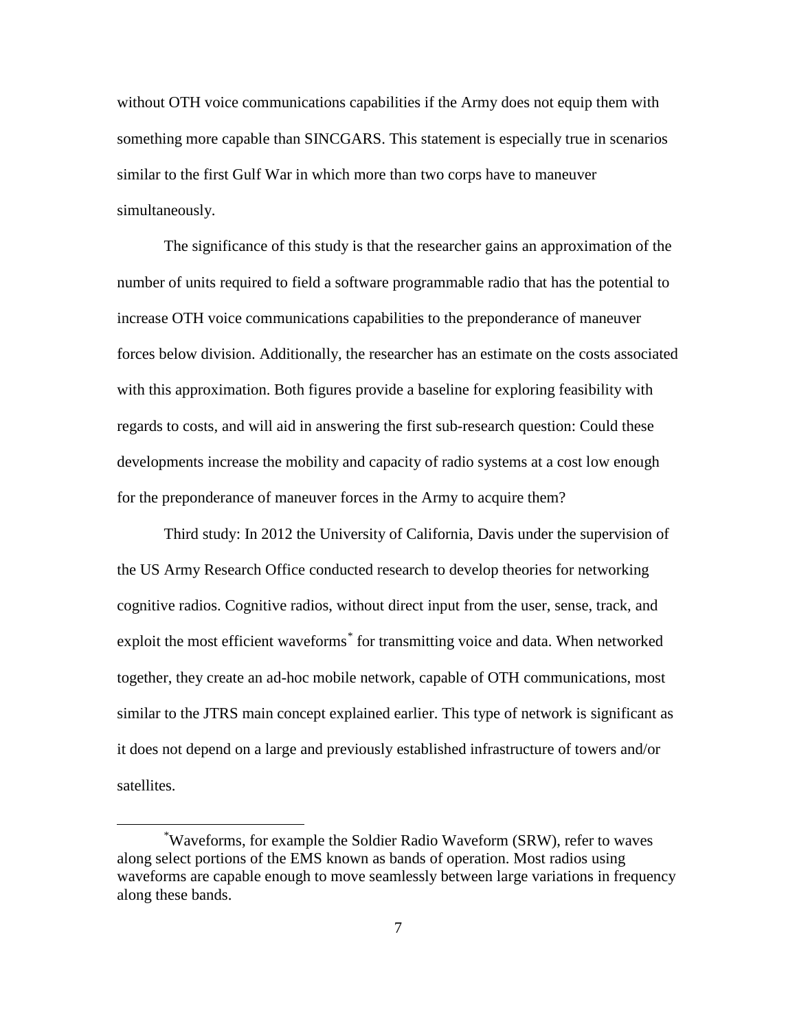without OTH voice communications capabilities if the Army does not equip them with something more capable than SINCGARS. This statement is especially true in scenarios similar to the first Gulf War in which more than two corps have to maneuver simultaneously.

The significance of this study is that the researcher gains an approximation of the number of units required to field a software programmable radio that has the potential to increase OTH voice communications capabilities to the preponderance of maneuver forces below division. Additionally, the researcher has an estimate on the costs associated with this approximation. Both figures provide a baseline for exploring feasibility with regards to costs, and will aid in answering the first sub-research question: Could these developments increase the mobility and capacity of radio systems at a cost low enough for the preponderance of maneuver forces in the Army to acquire them?

Third study: In 2012 the University of California, Davis under the supervision of the US Army Research Office conducted research to develop theories for networking cognitive radios. Cognitive radios, without direct input from the user, sense, track, and exploit the most efficient waveforms[*] for transmitting voice and data. When networked together, they create an ad-hoc mobile network, capable of OTH communications, most similar to the JTRS main concept explained earlier. This type of network is significant as it does not depend on a large and previously established infrastructure of towers and/or satellites.

---

[*]Waveforms, for example the Soldier Radio Waveform (SRW), refer to waves along select portions of the EMS known as bands of operation. Most radios using waveforms are capable enough to move seamlessly between large variations in frequency along these bands.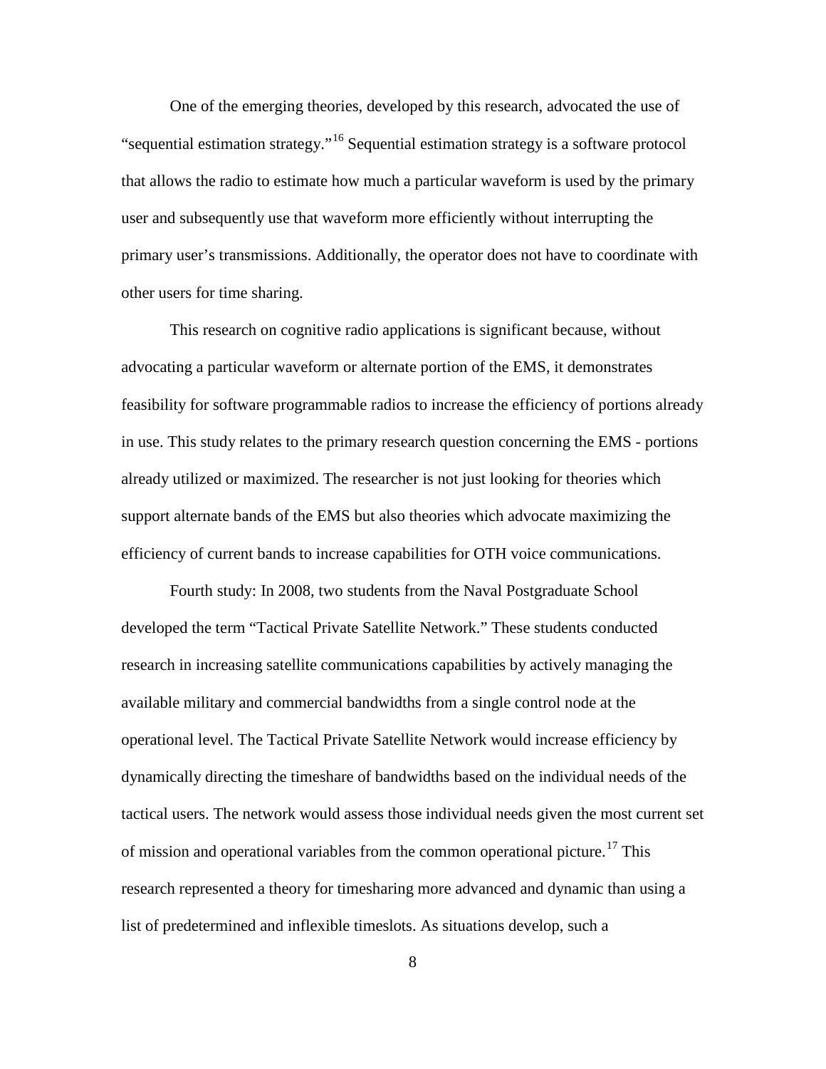One of the emerging theories, developed by this research, advocated the use of "sequential estimation strategy."[16] Sequential estimation strategy is a software protocol that allows the radio to estimate how much a particular waveform is used by the primary user and subsequently use that waveform more efficiently without interrupting the primary user's transmissions. Additionally, the operator does not have to coordinate with other users for time sharing.

This research on cognitive radio applications is significant because, without advocating a particular waveform or alternate portion of the EMS, it demonstrates feasibility for software programmable radios to increase the efficiency of portions already in use. This study relates to the primary research question concerning the EMS - portions already utilized or maximized. The researcher is not just looking for theories which support alternate bands of the EMS but also theories which advocate maximizing the efficiency of current bands to increase capabilities for OTH voice communications.

Fourth study: In 2008, two students from the Naval Postgraduate School developed the term "Tactical Private Satellite Network." These students conducted research in increasing satellite communications capabilities by actively managing the available military and commercial bandwidths from a single control node at the operational level. The Tactical Private Satellite Network would increase efficiency by dynamically directing the timeshare of bandwidths based on the individual needs of the tactical users. The network would assess those individual needs given the most current set of mission and operational variables from the common operational picture.[17] This research represented a theory for timesharing more advanced and dynamic than using a list of predetermined and inflexible timeslots. As situations develop, such a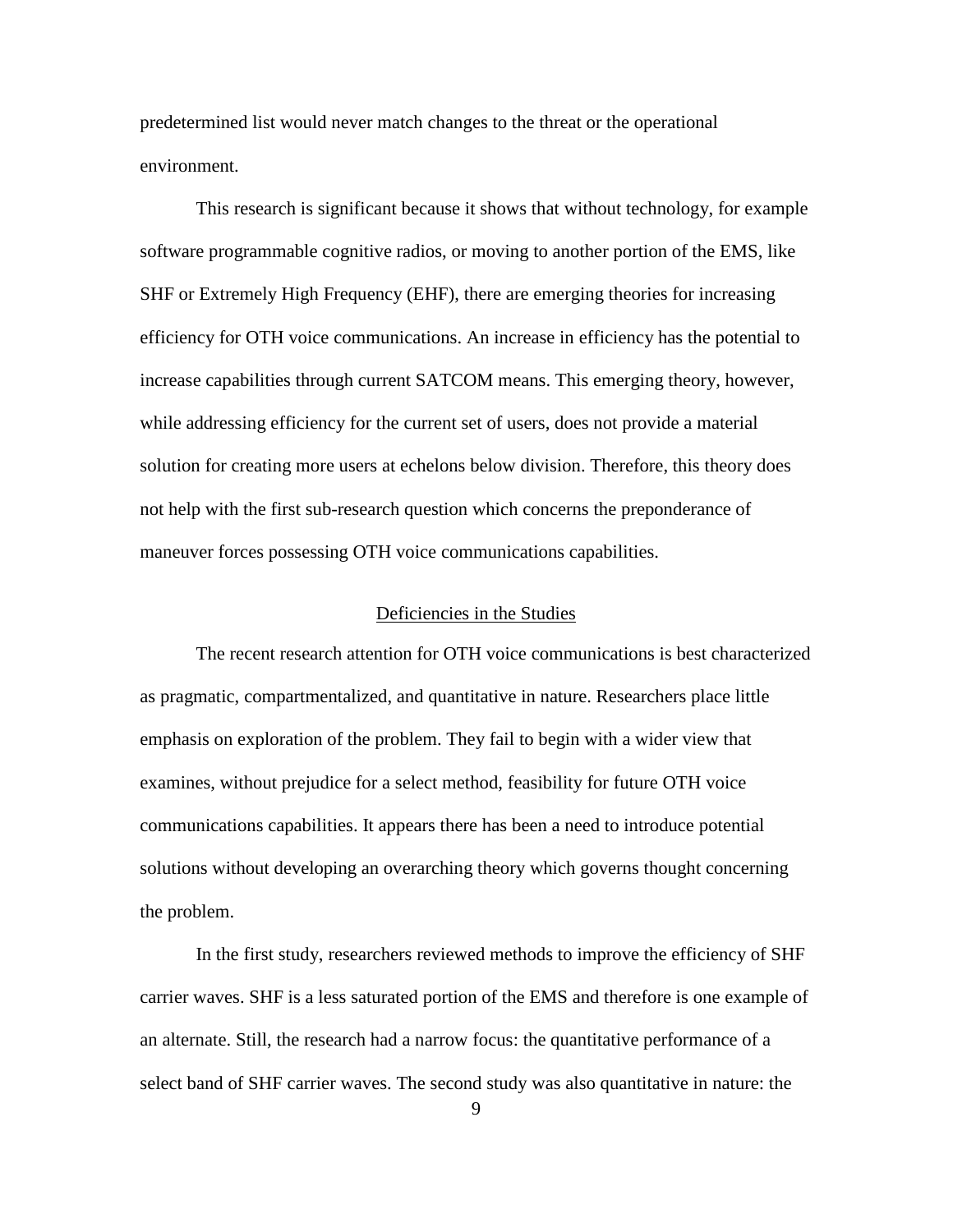predetermined list would never match changes to the threat or the operational environment.

This research is significant because it shows that without technology, for example software programmable cognitive radios, or moving to another portion of the EMS, like SHF or Extremely High Frequency (EHF), there are emerging theories for increasing efficiency for OTH voice communications. An increase in efficiency has the potential to increase capabilities through current SATCOM means. This emerging theory, however, while addressing efficiency for the current set of users, does not provide a material solution for creating more users at echelons below division. Therefore, this theory does not help with the first sub-research question which concerns the preponderance of maneuver forces possessing OTH voice communications capabilities.

## Deficiencies in the Studies

The recent research attention for OTH voice communications is best characterized as pragmatic, compartmentalized, and quantitative in nature. Researchers place little emphasis on exploration of the problem. They fail to begin with a wider view that examines, without prejudice for a select method, feasibility for future OTH voice communications capabilities. It appears there has been a need to introduce potential solutions without developing an overarching theory which governs thought concerning the problem.

In the first study, researchers reviewed methods to improve the efficiency of SHF carrier waves. SHF is a less saturated portion of the EMS and therefore is one example of an alternate. Still, the research had a narrow focus: the quantitative performance of a select band of SHF carrier waves. The second study was also quantitative in nature: the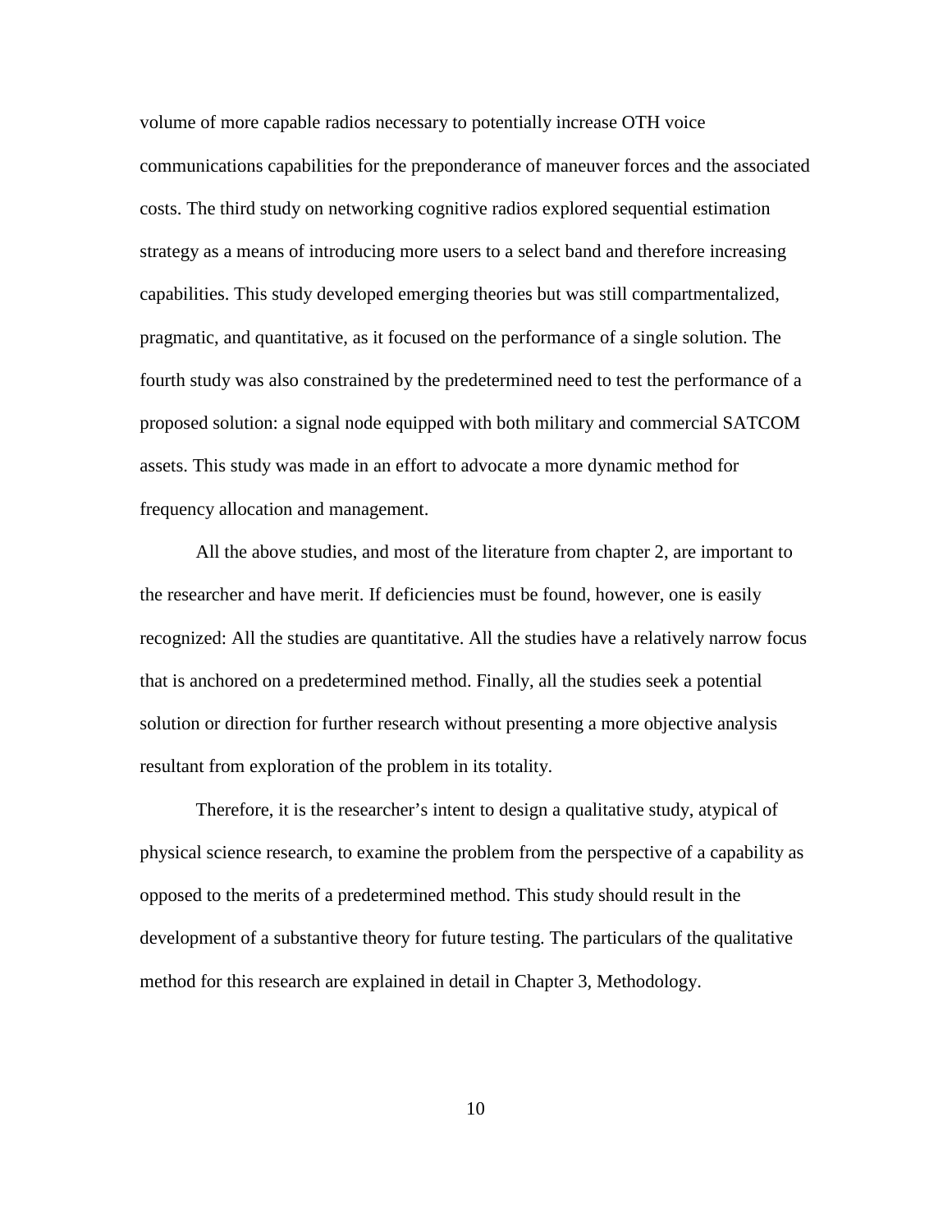volume of more capable radios necessary to potentially increase OTH voice communications capabilities for the preponderance of maneuver forces and the associated costs. The third study on networking cognitive radios explored sequential estimation strategy as a means of introducing more users to a select band and therefore increasing capabilities. This study developed emerging theories but was still compartmentalized, pragmatic, and quantitative, as it focused on the performance of a single solution. The fourth study was also constrained by the predetermined need to test the performance of a proposed solution: a signal node equipped with both military and commercial SATCOM assets. This study was made in an effort to advocate a more dynamic method for frequency allocation and management.

All the above studies, and most of the literature from chapter 2, are important to the researcher and have merit. If deficiencies must be found, however, one is easily recognized: All the studies are quantitative. All the studies have a relatively narrow focus that is anchored on a predetermined method. Finally, all the studies seek a potential solution or direction for further research without presenting a more objective analysis resultant from exploration of the problem in its totality.

Therefore, it is the researcher's intent to design a qualitative study, atypical of physical science research, to examine the problem from the perspective of a capability as opposed to the merits of a predetermined method. This study should result in the development of a substantive theory for future testing. The particulars of the qualitative method for this research are explained in detail in Chapter 3, Methodology.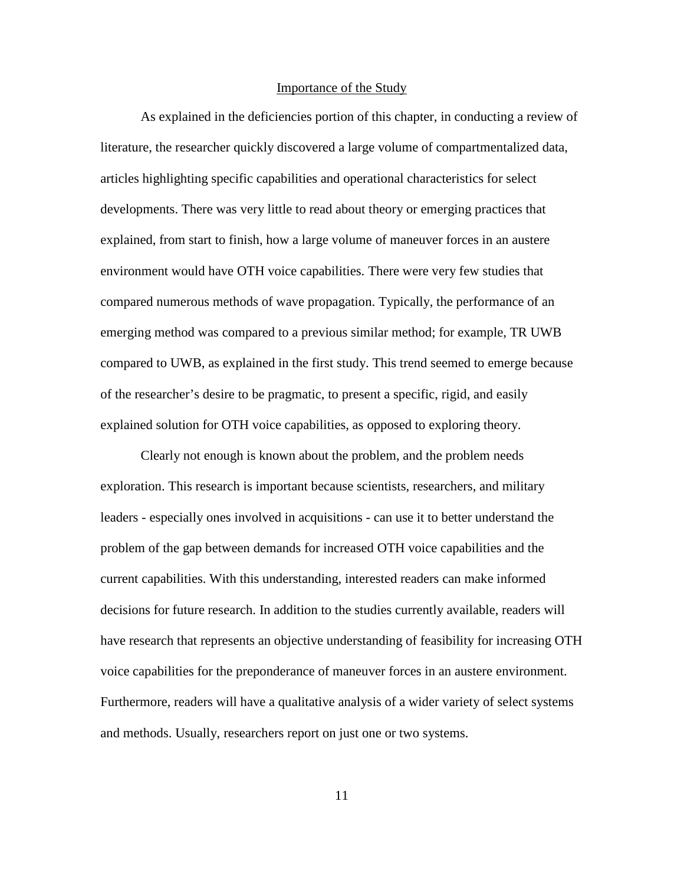## Importance of the Study

As explained in the deficiencies portion of this chapter, in conducting a review of literature, the researcher quickly discovered a large volume of compartmentalized data, articles highlighting specific capabilities and operational characteristics for select developments. There was very little to read about theory or emerging practices that explained, from start to finish, how a large volume of maneuver forces in an austere environment would have OTH voice capabilities. There were very few studies that compared numerous methods of wave propagation. Typically, the performance of an emerging method was compared to a previous similar method; for example, TR UWB compared to UWB, as explained in the first study. This trend seemed to emerge because of the researcher's desire to be pragmatic, to present a specific, rigid, and easily explained solution for OTH voice capabilities, as opposed to exploring theory.

Clearly not enough is known about the problem, and the problem needs exploration. This research is important because scientists, researchers, and military leaders - especially ones involved in acquisitions - can use it to better understand the problem of the gap between demands for increased OTH voice capabilities and the current capabilities. With this understanding, interested readers can make informed decisions for future research. In addition to the studies currently available, readers will have research that represents an objective understanding of feasibility for increasing OTH voice capabilities for the preponderance of maneuver forces in an austere environment. Furthermore, readers will have a qualitative analysis of a wider variety of select systems and methods. Usually, researchers report on just one or two systems.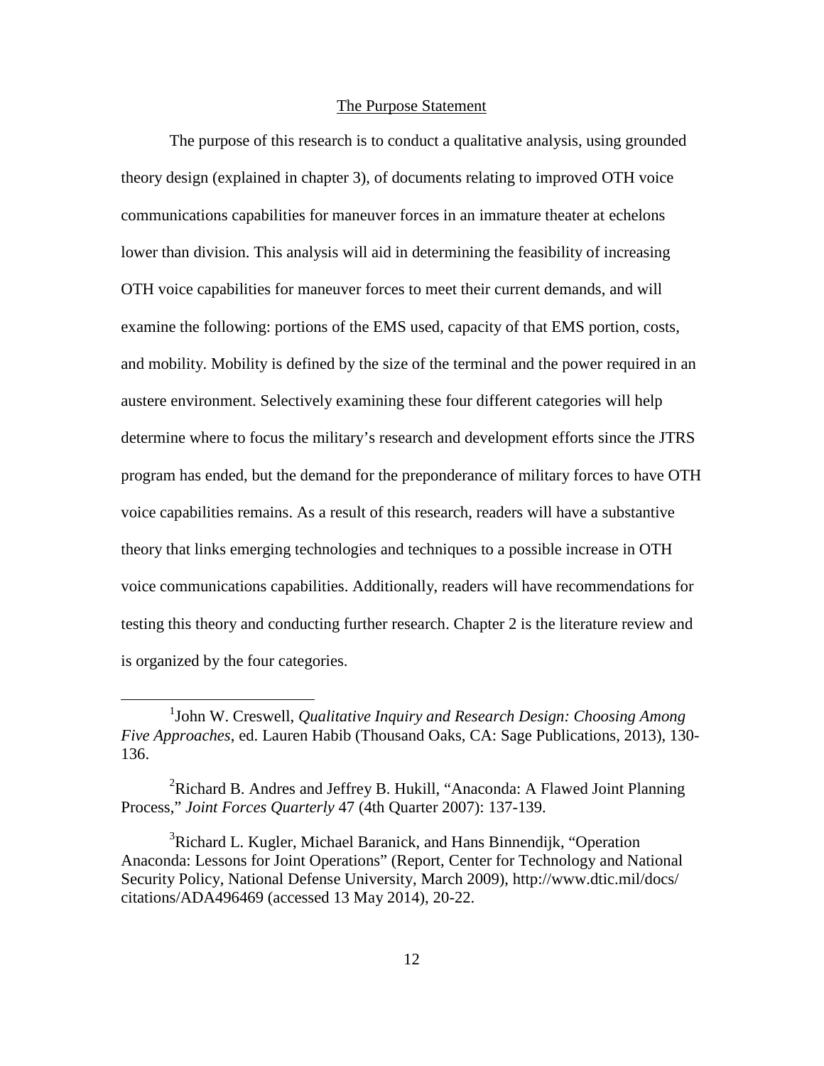## The Purpose Statement

The purpose of this research is to conduct a qualitative analysis, using grounded theory design (explained in chapter 3), of documents relating to improved OTH voice communications capabilities for maneuver forces in an immature theater at echelons lower than division. This analysis will aid in determining the feasibility of increasing OTH voice capabilities for maneuver forces to meet their current demands, and will examine the following: portions of the EMS used, capacity of that EMS portion, costs, and mobility. Mobility is defined by the size of the terminal and the power required in an austere environment. Selectively examining these four different categories will help determine where to focus the military's research and development efforts since the JTRS program has ended, but the demand for the preponderance of military forces to have OTH voice capabilities remains. As a result of this research, readers will have a substantive theory that links emerging technologies and techniques to a possible increase in OTH voice communications capabilities. Additionally, readers will have recommendations for testing this theory and conducting further research. Chapter 2 is the literature review and is organized by the four categories.

---

[1]John W. Creswell, *Qualitative Inquiry and Research Design: Choosing Among Five Approaches*, ed. Lauren Habib (Thousand Oaks, CA: Sage Publications, 2013), 130-136.

[2]Richard B. Andres and Jeffrey B. Hukill, "Anaconda: A Flawed Joint Planning Process," *Joint Forces Quarterly* 47 (4th Quarter 2007): 137-139.

[3]Richard L. Kugler, Michael Baranick, and Hans Binnendijk, "Operation Anaconda: Lessons for Joint Operations" (Report, Center for Technology and National Security Policy, National Defense University, March 2009), http://www.dtic.mil/docs/citations/ADA496469 (accessed 13 May 2014), 20-22.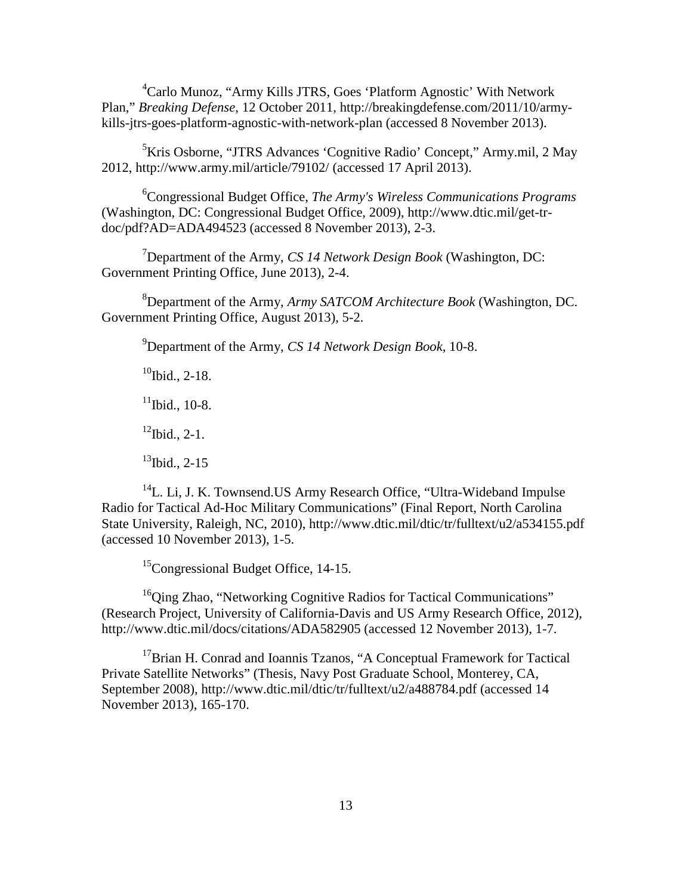[4]Carlo Munoz, "Army Kills JTRS, Goes 'Platform Agnostic' With Network Plan," *Breaking Defense*, 12 October 2011, http://breakingdefense.com/2011/10/army-kills-jtrs-goes-platform-agnostic-with-network-plan (accessed 8 November 2013).

[5]Kris Osborne, "JTRS Advances 'Cognitive Radio' Concept," Army.mil, 2 May 2012, http://www.army.mil/article/79102/ (accessed 17 April 2013).

[6]Congressional Budget Office, *The Army's Wireless Communications Programs* (Washington, DC: Congressional Budget Office, 2009), http://www.dtic.mil/get-tr-doc/pdf?AD=ADA494523 (accessed 8 November 2013), 2-3.

[7]Department of the Army, *CS 14 Network Design Book* (Washington, DC: Government Printing Office, June 2013), 2-4.

[8]Department of the Army, *Army SATCOM Architecture Book* (Washington, DC. Government Printing Office, August 2013), 5-2.

[9]Department of the Army, *CS 14 Network Design Book*, 10-8.

[10]Ibid., 2-18.

[11]Ibid., 10-8.

[12]Ibid., 2-1.

[13]Ibid., 2-15

[14]L. Li, J. K. Townsend.US Army Research Office, "Ultra-Wideband Impulse Radio for Tactical Ad-Hoc Military Communications" (Final Report, North Carolina State University, Raleigh, NC, 2010), http://www.dtic.mil/dtic/tr/fulltext/u2/a534155.pdf (accessed 10 November 2013), 1-5.

[15]Congressional Budget Office, 14-15.

[16]Qing Zhao, "Networking Cognitive Radios for Tactical Communications" (Research Project, University of California-Davis and US Army Research Office, 2012), http://www.dtic.mil/docs/citations/ADA582905 (accessed 12 November 2013), 1-7.

[17]Brian H. Conrad and Ioannis Tzanos, "A Conceptual Framework for Tactical Private Satellite Networks" (Thesis, Navy Post Graduate School, Monterey, CA, September 2008), http://www.dtic.mil/dtic/tr/fulltext/u2/a488784.pdf (accessed 14 November 2013), 165-170.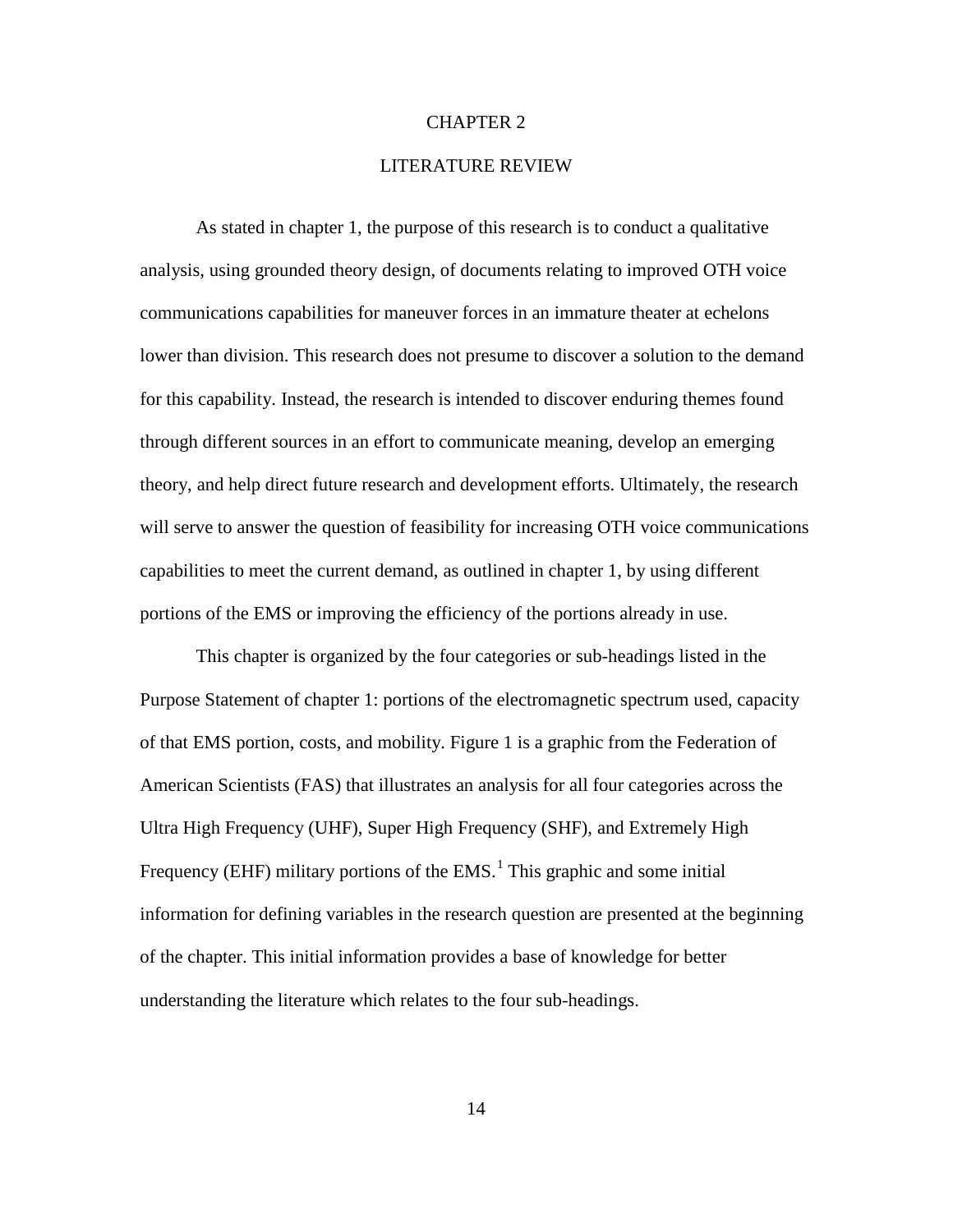# CHAPTER 2

## LITERATURE REVIEW

As stated in chapter 1, the purpose of this research is to conduct a qualitative analysis, using grounded theory design, of documents relating to improved OTH voice communications capabilities for maneuver forces in an immature theater at echelons lower than division. This research does not presume to discover a solution to the demand for this capability. Instead, the research is intended to discover enduring themes found through different sources in an effort to communicate meaning, develop an emerging theory, and help direct future research and development efforts. Ultimately, the research will serve to answer the question of feasibility for increasing OTH voice communications capabilities to meet the current demand, as outlined in chapter 1, by using different portions of the EMS or improving the efficiency of the portions already in use.

This chapter is organized by the four categories or sub-headings listed in the Purpose Statement of chapter 1: portions of the electromagnetic spectrum used, capacity of that EMS portion, costs, and mobility. Figure 1 is a graphic from the Federation of American Scientists (FAS) that illustrates an analysis for all four categories across the Ultra High Frequency (UHF), Super High Frequency (SHF), and Extremely High Frequency (EHF) military portions of the EMS.[1] This graphic and some initial information for defining variables in the research question are presented at the beginning of the chapter. This initial information provides a base of knowledge for better understanding the literature which relates to the four sub-headings.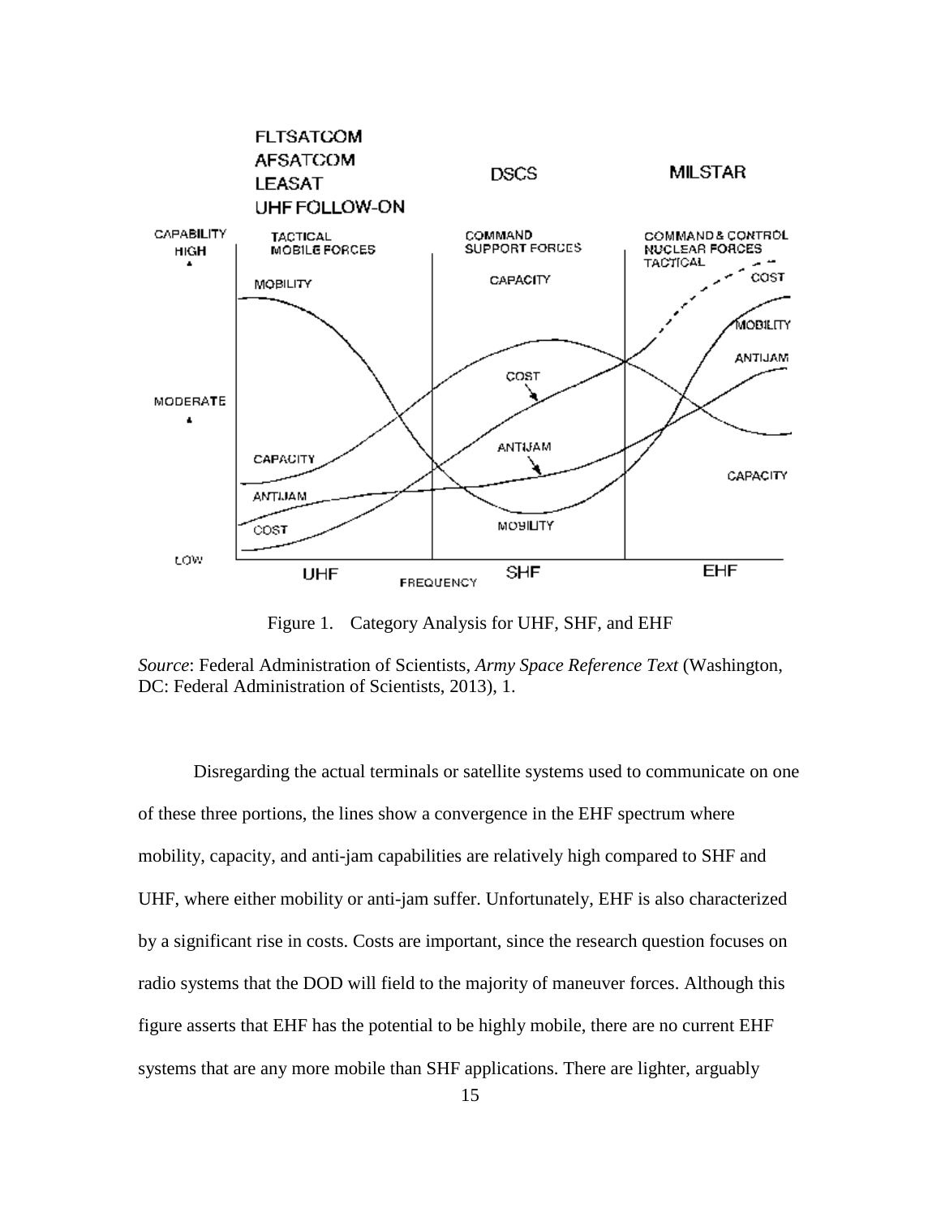Figure 1. Category Analysis for UHF, SHF, and EHF

*Source*: Federal Administration of Scientists, *Army Space Reference Text* (Washington, DC: Federal Administration of Scientists, 2013), 1.

Disregarding the actual terminals or satellite systems used to communicate on one of these three portions, the lines show a convergence in the EHF spectrum where mobility, capacity, and anti-jam capabilities are relatively high compared to SHF and UHF, where either mobility or anti-jam suffer. Unfortunately, EHF is also characterized by a significant rise in costs. Costs are important, since the research question focuses on radio systems that the DOD will field to the majority of maneuver forces. Although this figure asserts that EHF has the potential to be highly mobile, there are no current EHF systems that are any more mobile than SHF applications. There are lighter, arguably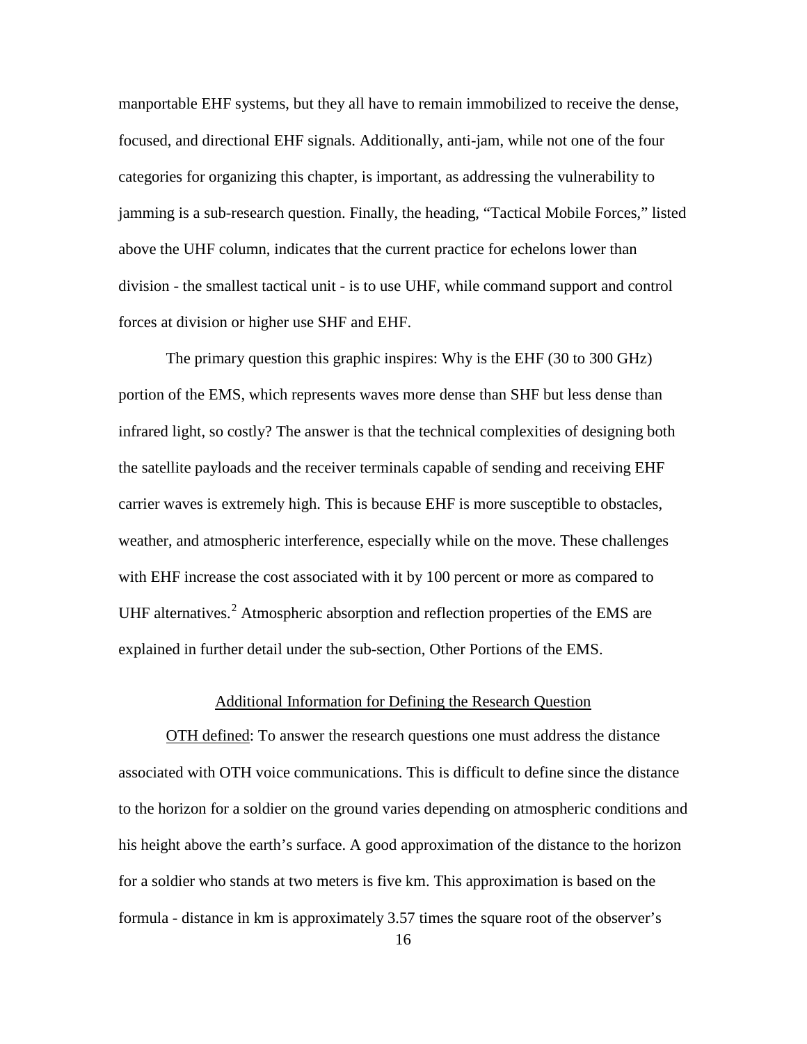manportable EHF systems, but they all have to remain immobilized to receive the dense, focused, and directional EHF signals. Additionally, anti-jam, while not one of the four categories for organizing this chapter, is important, as addressing the vulnerability to jamming is a sub-research question. Finally, the heading, "Tactical Mobile Forces," listed above the UHF column, indicates that the current practice for echelons lower than division - the smallest tactical unit - is to use UHF, while command support and control forces at division or higher use SHF and EHF.

The primary question this graphic inspires: Why is the EHF (30 to 300 GHz) portion of the EMS, which represents waves more dense than SHF but less dense than infrared light, so costly? The answer is that the technical complexities of designing both the satellite payloads and the receiver terminals capable of sending and receiving EHF carrier waves is extremely high. This is because EHF is more susceptible to obstacles, weather, and atmospheric interference, especially while on the move. These challenges with EHF increase the cost associated with it by 100 percent or more as compared to UHF alternatives.[2] Atmospheric absorption and reflection properties of the EMS are explained in further detail under the sub-section, Other Portions of the EMS.

## Additional Information for Defining the Research Question

OTH defined: To answer the research questions one must address the distance associated with OTH voice communications. This is difficult to define since the distance to the horizon for a soldier on the ground varies depending on atmospheric conditions and his height above the earth's surface. A good approximation of the distance to the horizon for a soldier who stands at two meters is five km. This approximation is based on the formula - distance in km is approximately 3.57 times the square root of the observer's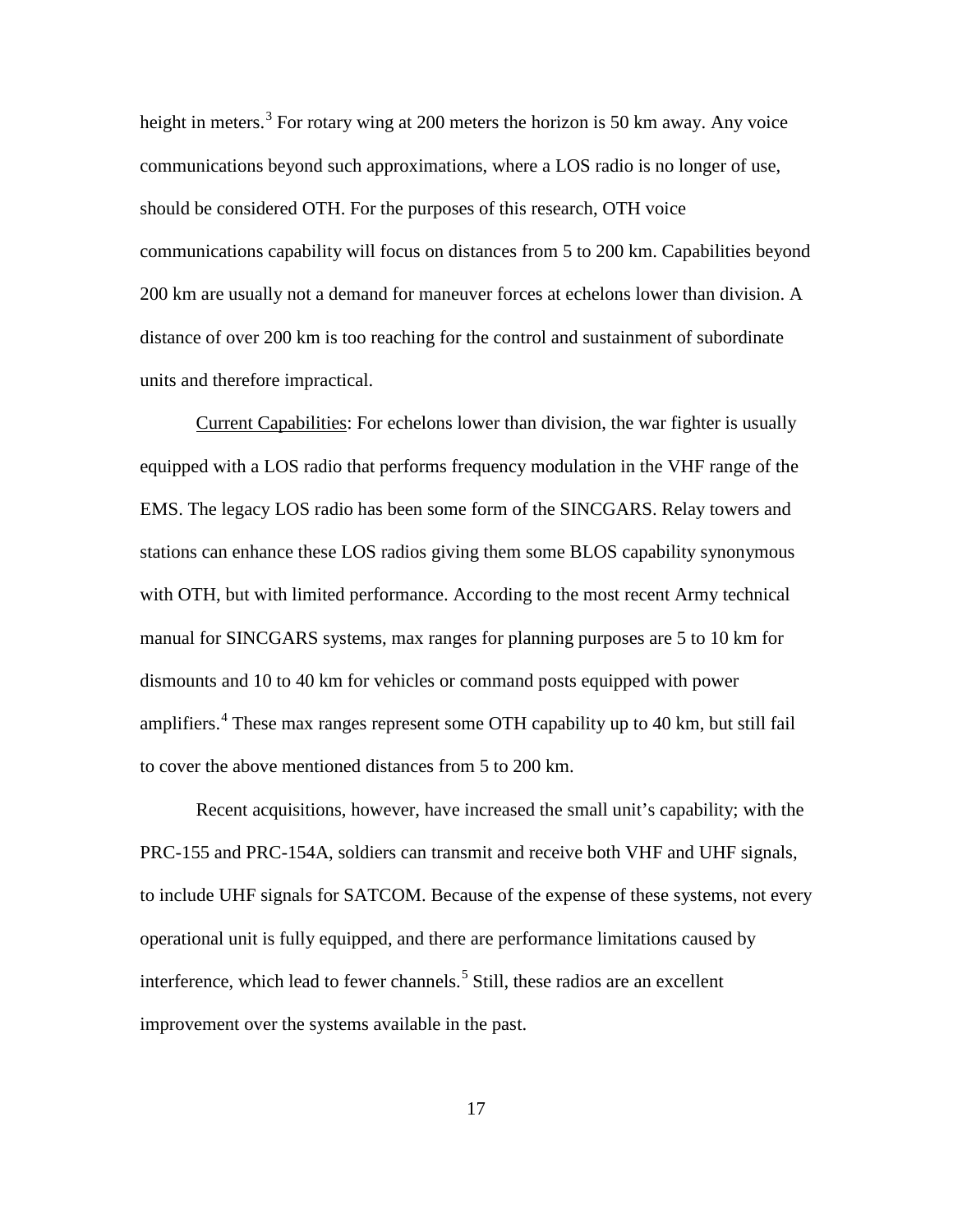height in meters.[3] For rotary wing at 200 meters the horizon is 50 km away. Any voice communications beyond such approximations, where a LOS radio is no longer of use, should be considered OTH. For the purposes of this research, OTH voice communications capability will focus on distances from 5 to 200 km. Capabilities beyond 200 km are usually not a demand for maneuver forces at echelons lower than division. A distance of over 200 km is too reaching for the control and sustainment of subordinate units and therefore impractical.

Current Capabilities: For echelons lower than division, the war fighter is usually equipped with a LOS radio that performs frequency modulation in the VHF range of the EMS. The legacy LOS radio has been some form of the SINCGARS. Relay towers and stations can enhance these LOS radios giving them some BLOS capability synonymous with OTH, but with limited performance. According to the most recent Army technical manual for SINCGARS systems, max ranges for planning purposes are 5 to 10 km for dismounts and 10 to 40 km for vehicles or command posts equipped with power amplifiers.[4] These max ranges represent some OTH capability up to 40 km, but still fail to cover the above mentioned distances from 5 to 200 km.

Recent acquisitions, however, have increased the small unit's capability; with the PRC-155 and PRC-154A, soldiers can transmit and receive both VHF and UHF signals, to include UHF signals for SATCOM. Because of the expense of these systems, not every operational unit is fully equipped, and there are performance limitations caused by interference, which lead to fewer channels.[5] Still, these radios are an excellent improvement over the systems available in the past.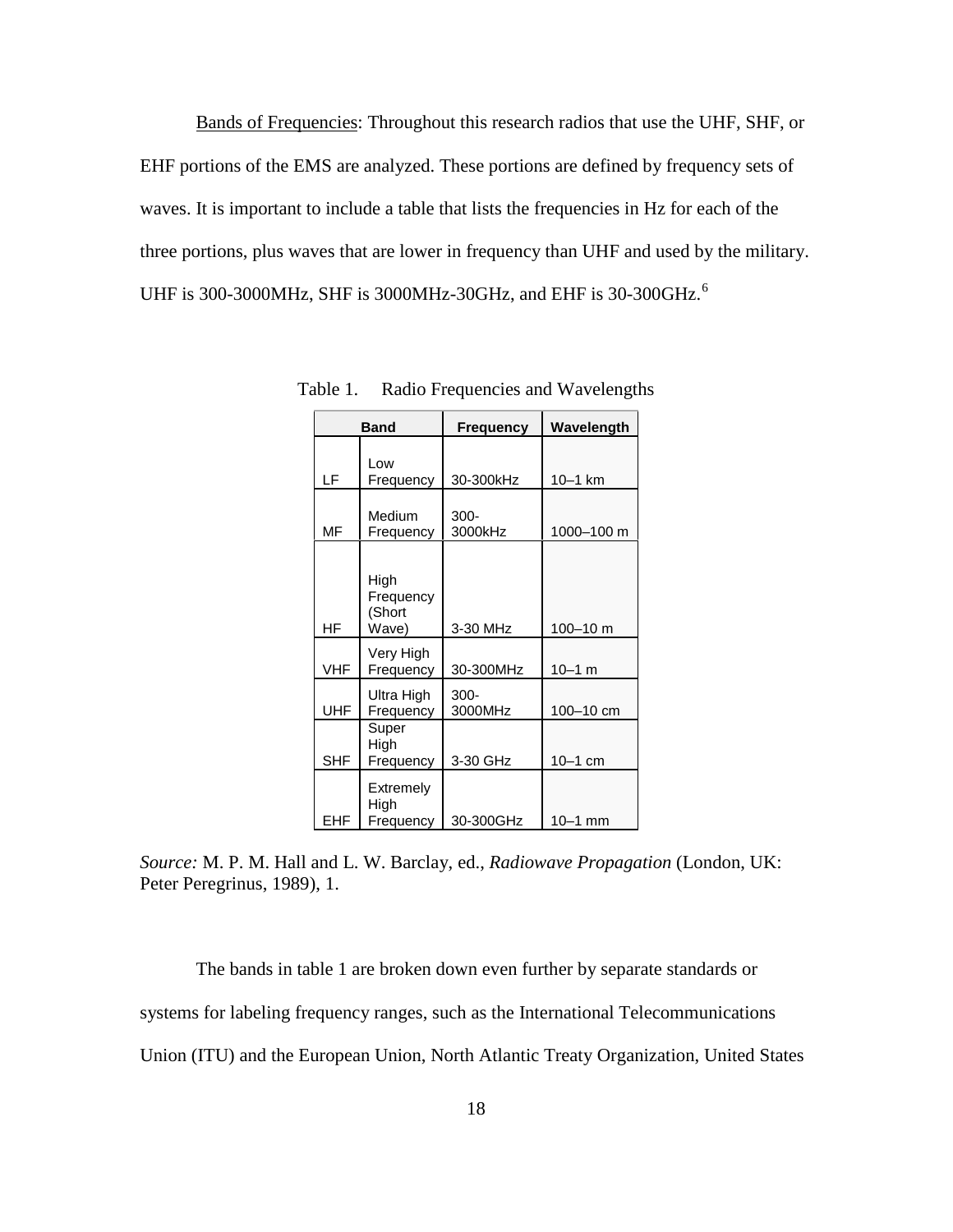Bands of Frequencies: Throughout this research radios that use the UHF, SHF, or EHF portions of the EMS are analyzed. These portions are defined by frequency sets of waves. It is important to include a table that lists the frequencies in Hz for each of the three portions, plus waves that are lower in frequency than UHF and used by the military. UHF is 300-3000MHz, SHF is 3000MHz-30GHz, and EHF is 30-300GHz.[6]

Table 1. Radio Frequencies and Wavelengths

| Band | | Frequency | Wavelength |
|---|---|---|---|
| LF | Low Frequency | 30-300kHz | 10–1 km |
| MF | Medium Frequency | 300-3000kHz | 1000–100 m |
| HF | High Frequency (Short Wave) | 3-30 MHz | 100–10 m |
| VHF | Very High Frequency | 30-300MHz | 10–1 m |
| UHF | Ultra High Frequency | 300-3000MHz | 100–10 cm |
| SHF | Super High Frequency | 3-30 GHz | 10–1 cm |
| EHF | Extremely High Frequency | 30-300GHz | 10–1 mm |

*Source:* M. P. M. Hall and L. W. Barclay, ed., *Radiowave Propagation* (London, UK: Peter Peregrinus, 1989), 1.

The bands in table 1 are broken down even further by separate standards or systems for labeling frequency ranges, such as the International Telecommunications Union (ITU) and the European Union, North Atlantic Treaty Organization, United States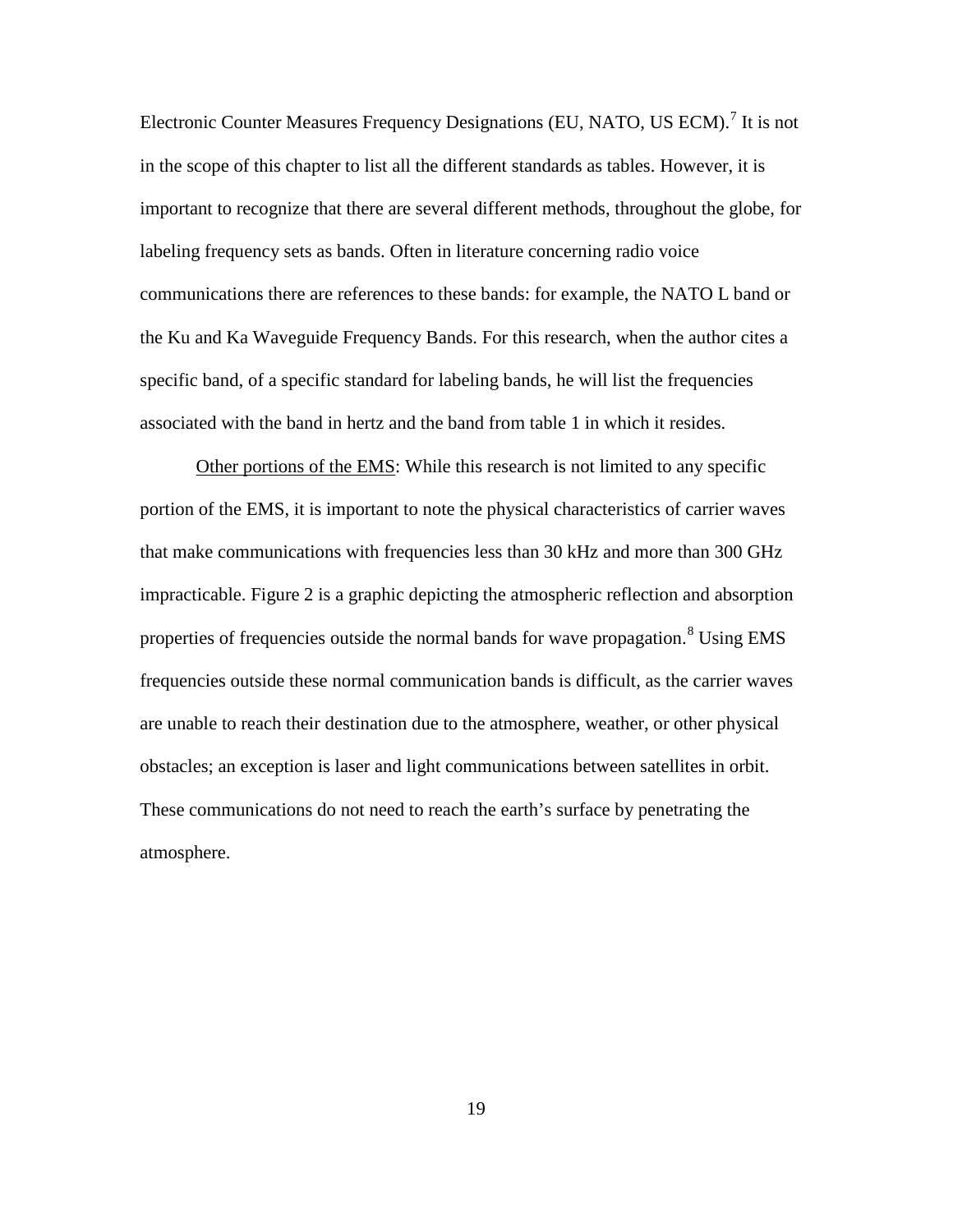Electronic Counter Measures Frequency Designations (EU, NATO, US ECM).[7] It is not in the scope of this chapter to list all the different standards as tables. However, it is important to recognize that there are several different methods, throughout the globe, for labeling frequency sets as bands. Often in literature concerning radio voice communications there are references to these bands: for example, the NATO L band or the Ku and Ka Waveguide Frequency Bands. For this research, when the author cites a specific band, of a specific standard for labeling bands, he will list the frequencies associated with the band in hertz and the band from table 1 in which it resides.

Other portions of the EMS: While this research is not limited to any specific portion of the EMS, it is important to note the physical characteristics of carrier waves that make communications with frequencies less than 30 kHz and more than 300 GHz impracticable. Figure 2 is a graphic depicting the atmospheric reflection and absorption properties of frequencies outside the normal bands for wave propagation.[8] Using EMS frequencies outside these normal communication bands is difficult, as the carrier waves are unable to reach their destination due to the atmosphere, weather, or other physical obstacles; an exception is laser and light communications between satellites in orbit. These communications do not need to reach the earth's surface by penetrating the atmosphere.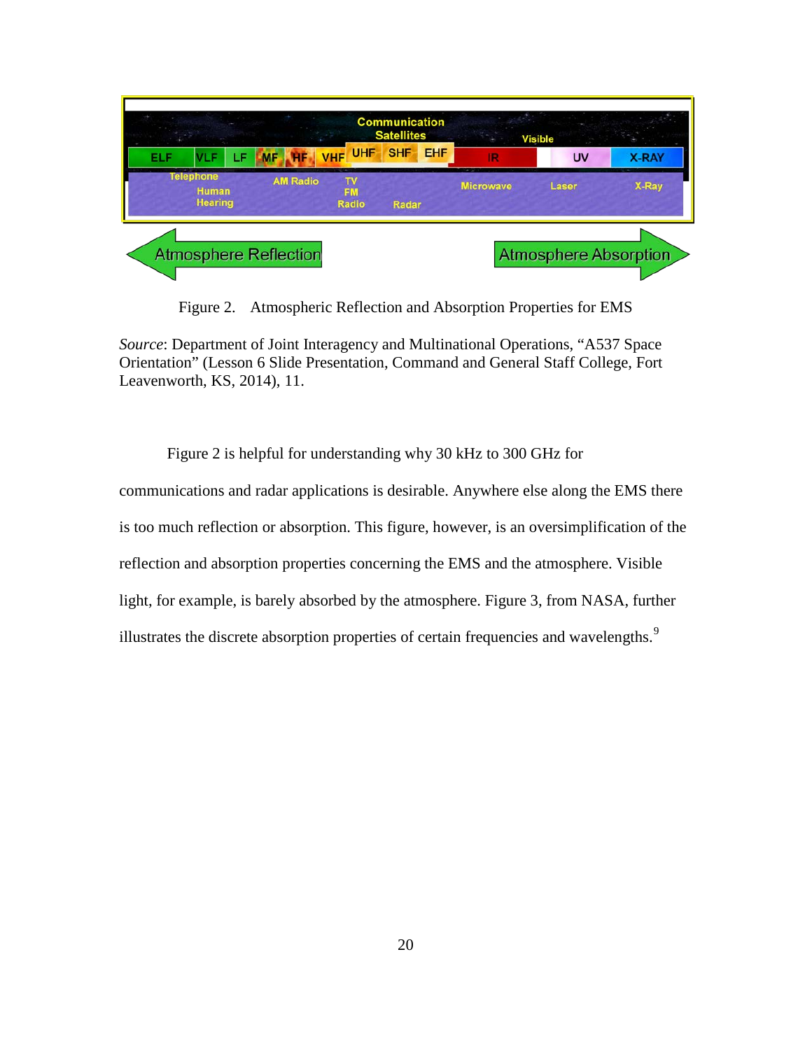Figure 2. Atmospheric Reflection and Absorption Properties for EMS

*Source*: Department of Joint Interagency and Multinational Operations, "A537 Space Orientation" (Lesson 6 Slide Presentation, Command and General Staff College, Fort Leavenworth, KS, 2014), 11.

Figure 2 is helpful for understanding why 30 kHz to 300 GHz for communications and radar applications is desirable. Anywhere else along the EMS there is too much reflection or absorption. This figure, however, is an oversimplification of the reflection and absorption properties concerning the EMS and the atmosphere. Visible light, for example, is barely absorbed by the atmosphere. Figure 3, from NASA, further illustrates the discrete absorption properties of certain frequencies and wavelengths.[9]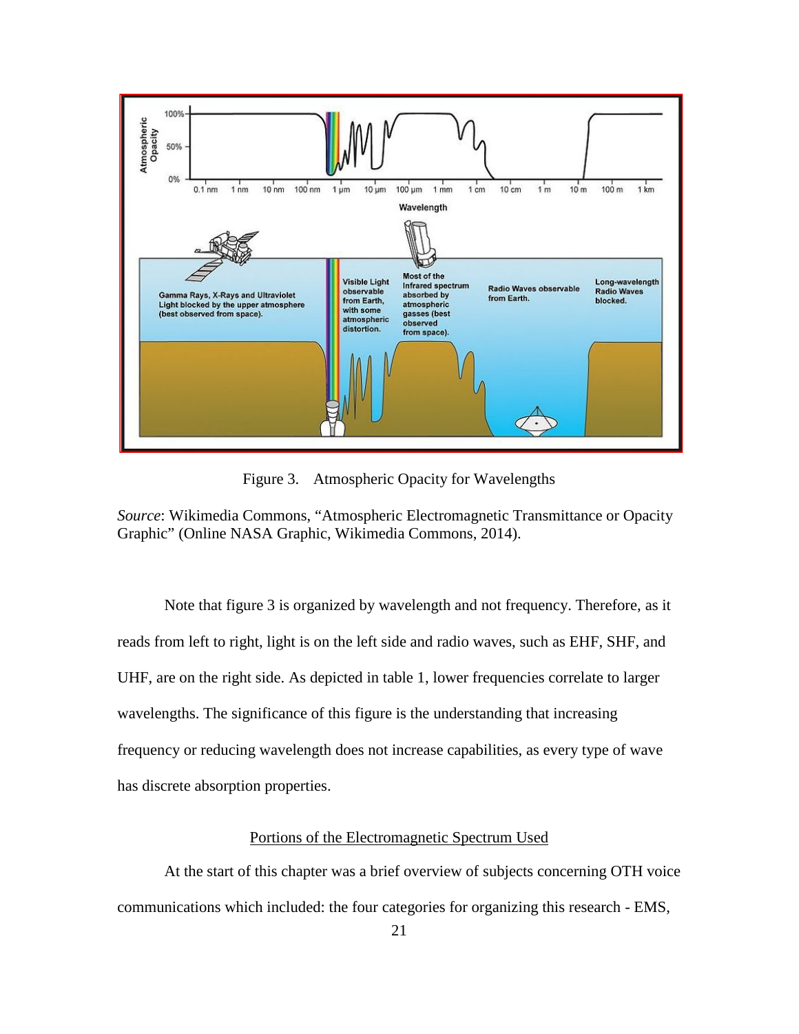Figure 3. Atmospheric Opacity for Wavelengths

*Source*: Wikimedia Commons, "Atmospheric Electromagnetic Transmittance or Opacity Graphic" (Online NASA Graphic, Wikimedia Commons, 2014).

Note that figure 3 is organized by wavelength and not frequency. Therefore, as it reads from left to right, light is on the left side and radio waves, such as EHF, SHF, and UHF, are on the right side. As depicted in table 1, lower frequencies correlate to larger wavelengths. The significance of this figure is the understanding that increasing frequency or reducing wavelength does not increase capabilities, as every type of wave has discrete absorption properties.

## Portions of the Electromagnetic Spectrum Used

At the start of this chapter was a brief overview of subjects concerning OTH voice communications which included: the four categories for organizing this research - EMS,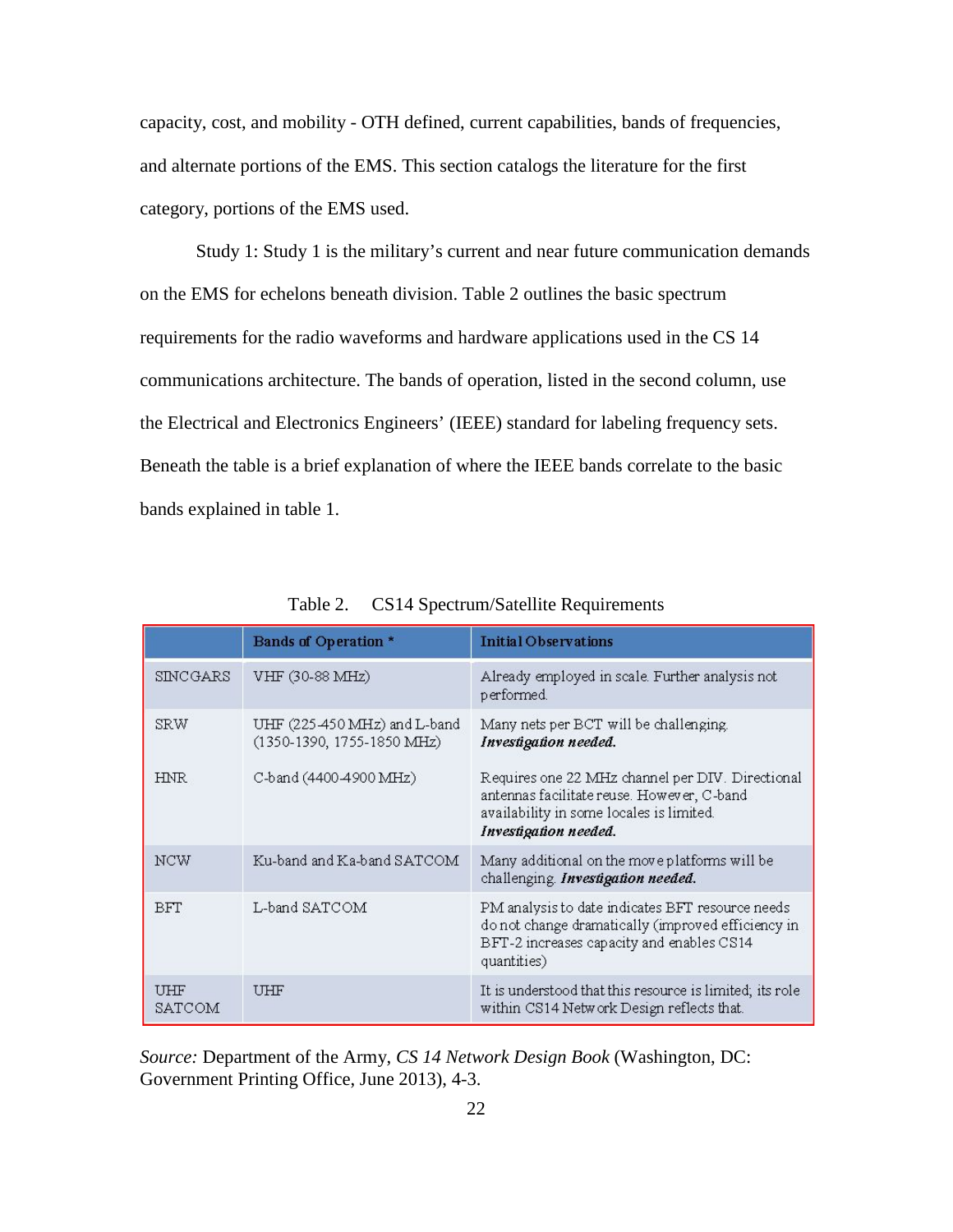capacity, cost, and mobility - OTH defined, current capabilities, bands of frequencies, and alternate portions of the EMS. This section catalogs the literature for the first category, portions of the EMS used.

Study 1: Study 1 is the military's current and near future communication demands on the EMS for echelons beneath division. Table 2 outlines the basic spectrum requirements for the radio waveforms and hardware applications used in the CS 14 communications architecture. The bands of operation, listed in the second column, use the Electrical and Electronics Engineers' (IEEE) standard for labeling frequency sets. Beneath the table is a brief explanation of where the IEEE bands correlate to the basic bands explained in table 1.

Table 2. CS14 Spectrum/Satellite Requirements

| | **Bands of Operation \*** | **Initial Observations** |
|---|---|---|
| SINCGARS | VHF (30-88 MHz) | Already employed in scale. Further analysis not performed. |
| SRW | UHF (225-450 MHz) and L-band (1350-1390, 1755-1850 MHz) | Many nets per BCT will be challenging. ***Investigation needed.*** |
| HNR | C-band (4400-4900 MHz) | Requires one 22 MHz channel per DIV. Directional antennas facilitate reuse. However, C-band availability in some locales is limited. ***Investigation needed.*** |
| NCW | Ku-band and Ka-band SATCOM | Many additional on the move platforms will be challenging. ***Investigation needed.*** |
| BFT | L-band SATCOM | PM analysis to date indicates BFT resource needs do not change dramatically (improved efficiency in BFT-2 increases capacity and enables CS14 quantities) |
| UHF SATCOM | UHF | It is understood that this resource is limited; its role within CS14 Network Design reflects that. |

*Source:* Department of the Army, *CS 14 Network Design Book* (Washington, DC: Government Printing Office, June 2013), 4-3.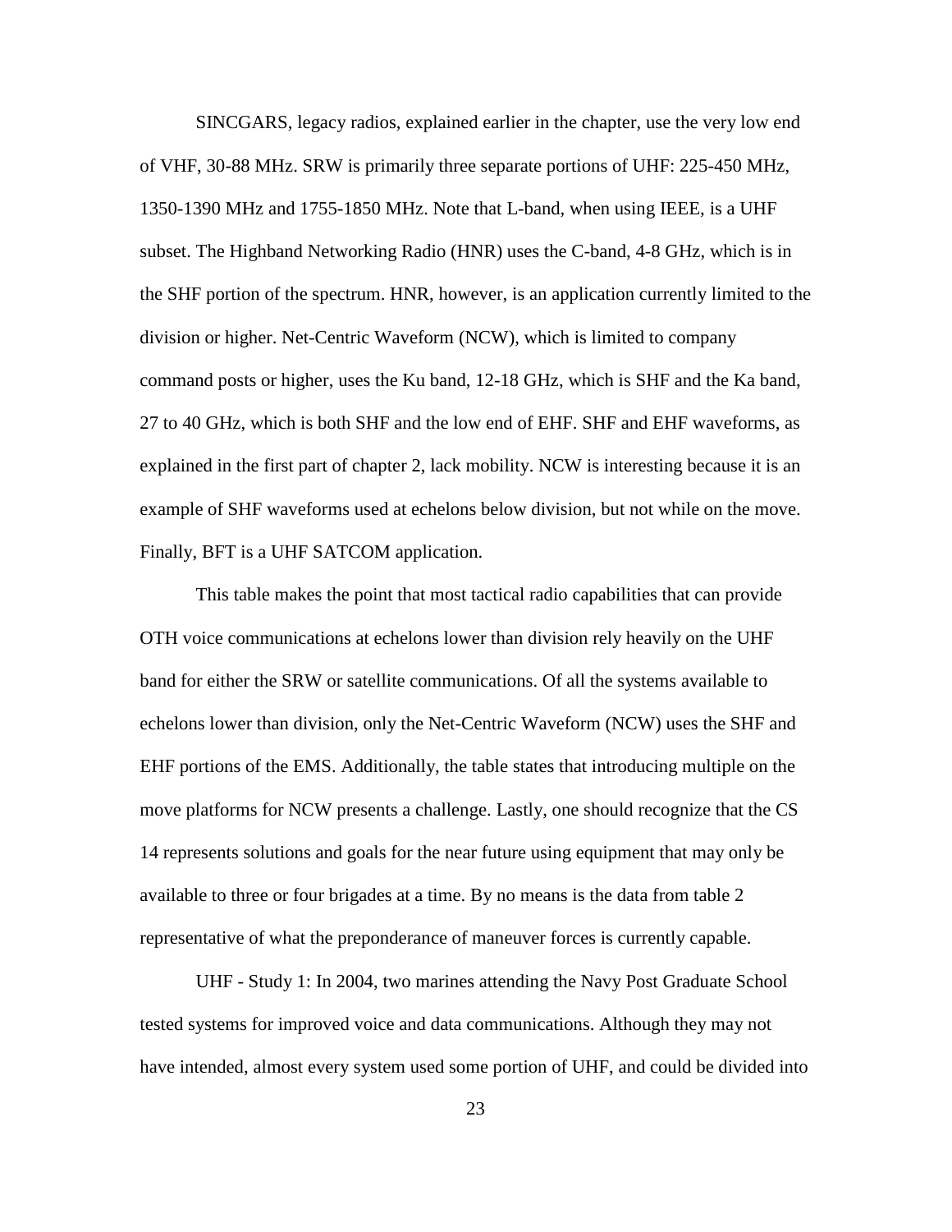SINCGARS, legacy radios, explained earlier in the chapter, use the very low end of VHF, 30-88 MHz. SRW is primarily three separate portions of UHF: 225-450 MHz, 1350-1390 MHz and 1755-1850 MHz. Note that L-band, when using IEEE, is a UHF subset. The Highband Networking Radio (HNR) uses the C-band, 4-8 GHz, which is in the SHF portion of the spectrum. HNR, however, is an application currently limited to the division or higher. Net-Centric Waveform (NCW), which is limited to company command posts or higher, uses the Ku band, 12-18 GHz, which is SHF and the Ka band, 27 to 40 GHz, which is both SHF and the low end of EHF. SHF and EHF waveforms, as explained in the first part of chapter 2, lack mobility. NCW is interesting because it is an example of SHF waveforms used at echelons below division, but not while on the move. Finally, BFT is a UHF SATCOM application.

This table makes the point that most tactical radio capabilities that can provide OTH voice communications at echelons lower than division rely heavily on the UHF band for either the SRW or satellite communications. Of all the systems available to echelons lower than division, only the Net-Centric Waveform (NCW) uses the SHF and EHF portions of the EMS. Additionally, the table states that introducing multiple on the move platforms for NCW presents a challenge. Lastly, one should recognize that the CS 14 represents solutions and goals for the near future using equipment that may only be available to three or four brigades at a time. By no means is the data from table 2 representative of what the preponderance of maneuver forces is currently capable.

UHF - Study 1: In 2004, two marines attending the Navy Post Graduate School tested systems for improved voice and data communications. Although they may not have intended, almost every system used some portion of UHF, and could be divided into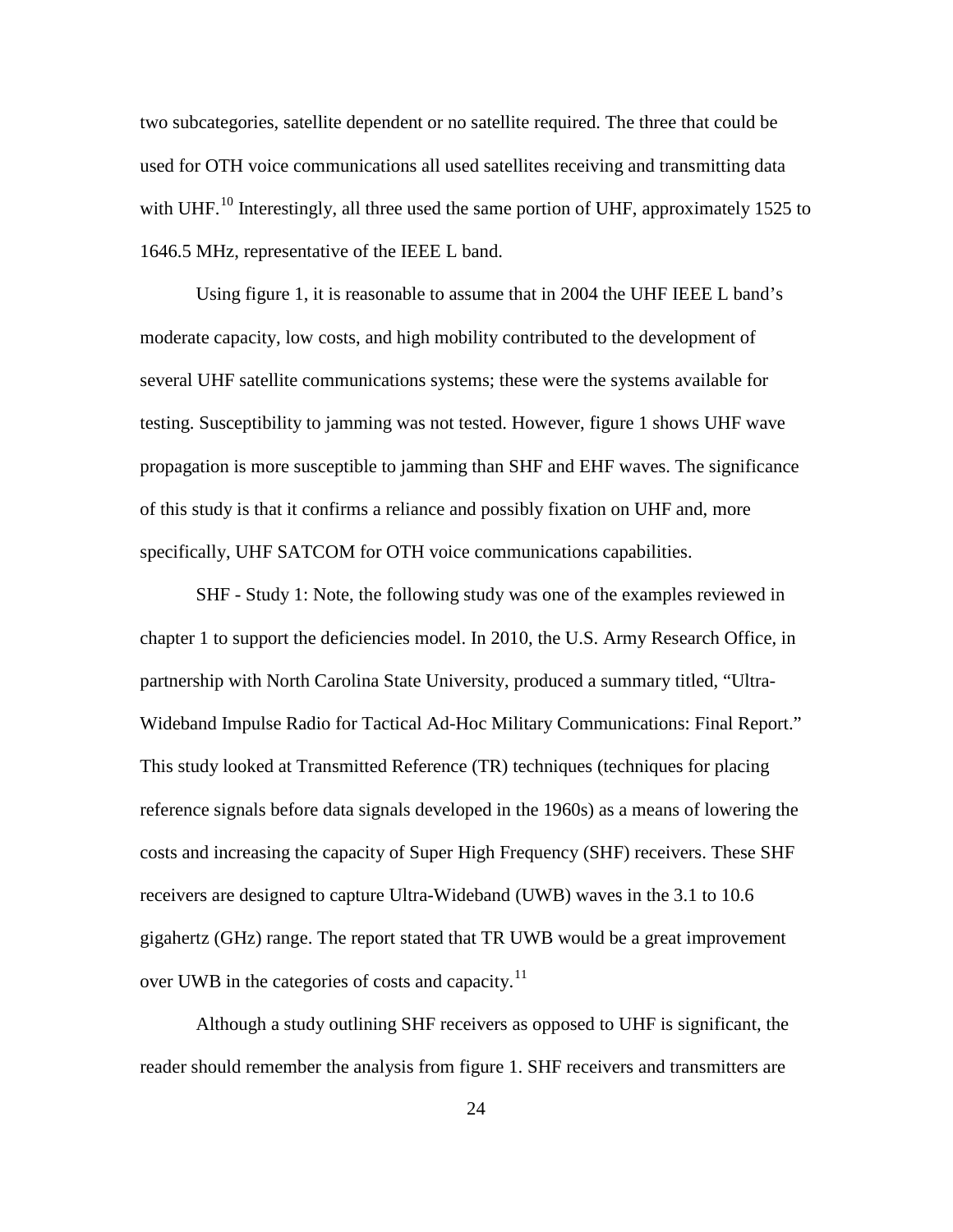two subcategories, satellite dependent or no satellite required. The three that could be used for OTH voice communications all used satellites receiving and transmitting data with UHF.[10] Interestingly, all three used the same portion of UHF, approximately 1525 to 1646.5 MHz, representative of the IEEE L band.

Using figure 1, it is reasonable to assume that in 2004 the UHF IEEE L band's moderate capacity, low costs, and high mobility contributed to the development of several UHF satellite communications systems; these were the systems available for testing. Susceptibility to jamming was not tested. However, figure 1 shows UHF wave propagation is more susceptible to jamming than SHF and EHF waves. The significance of this study is that it confirms a reliance and possibly fixation on UHF and, more specifically, UHF SATCOM for OTH voice communications capabilities.

SHF - Study 1: Note, the following study was one of the examples reviewed in chapter 1 to support the deficiencies model. In 2010, the U.S. Army Research Office, in partnership with North Carolina State University, produced a summary titled, "Ultra-Wideband Impulse Radio for Tactical Ad-Hoc Military Communications: Final Report." This study looked at Transmitted Reference (TR) techniques (techniques for placing reference signals before data signals developed in the 1960s) as a means of lowering the costs and increasing the capacity of Super High Frequency (SHF) receivers. These SHF receivers are designed to capture Ultra-Wideband (UWB) waves in the 3.1 to 10.6 gigahertz (GHz) range. The report stated that TR UWB would be a great improvement over UWB in the categories of costs and capacity.[11]

Although a study outlining SHF receivers as opposed to UHF is significant, the reader should remember the analysis from figure 1. SHF receivers and transmitters are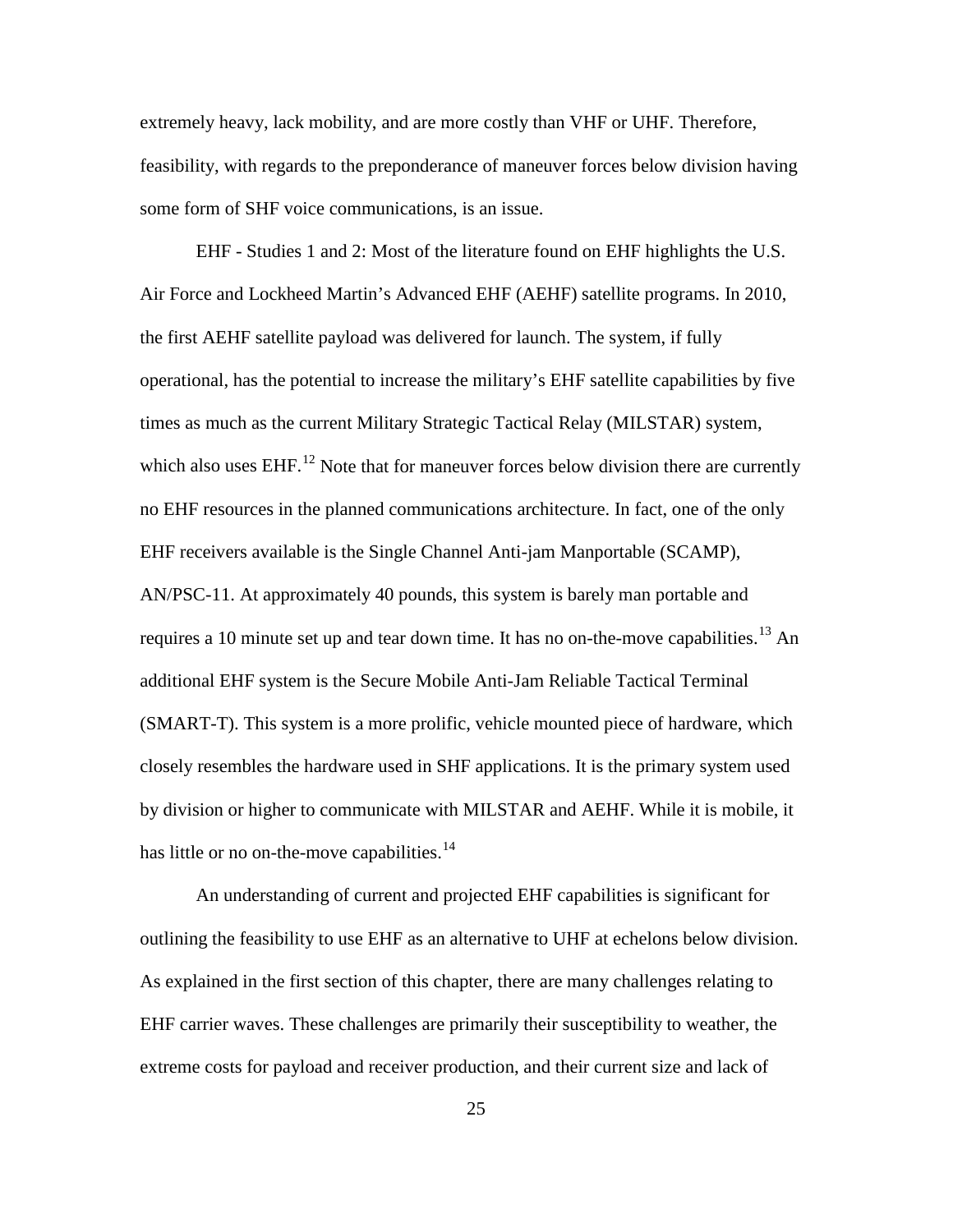extremely heavy, lack mobility, and are more costly than VHF or UHF. Therefore, feasibility, with regards to the preponderance of maneuver forces below division having some form of SHF voice communications, is an issue.

EHF - Studies 1 and 2: Most of the literature found on EHF highlights the U.S. Air Force and Lockheed Martin's Advanced EHF (AEHF) satellite programs. In 2010, the first AEHF satellite payload was delivered for launch. The system, if fully operational, has the potential to increase the military's EHF satellite capabilities by five times as much as the current Military Strategic Tactical Relay (MILSTAR) system, which also uses EHF.[12] Note that for maneuver forces below division there are currently no EHF resources in the planned communications architecture. In fact, one of the only EHF receivers available is the Single Channel Anti-jam Manportable (SCAMP), AN/PSC-11. At approximately 40 pounds, this system is barely man portable and requires a 10 minute set up and tear down time. It has no on-the-move capabilities.[13] An additional EHF system is the Secure Mobile Anti-Jam Reliable Tactical Terminal (SMART-T). This system is a more prolific, vehicle mounted piece of hardware, which closely resembles the hardware used in SHF applications. It is the primary system used by division or higher to communicate with MILSTAR and AEHF. While it is mobile, it has little or no on-the-move capabilities.[14]

An understanding of current and projected EHF capabilities is significant for outlining the feasibility to use EHF as an alternative to UHF at echelons below division. As explained in the first section of this chapter, there are many challenges relating to EHF carrier waves. These challenges are primarily their susceptibility to weather, the extreme costs for payload and receiver production, and their current size and lack of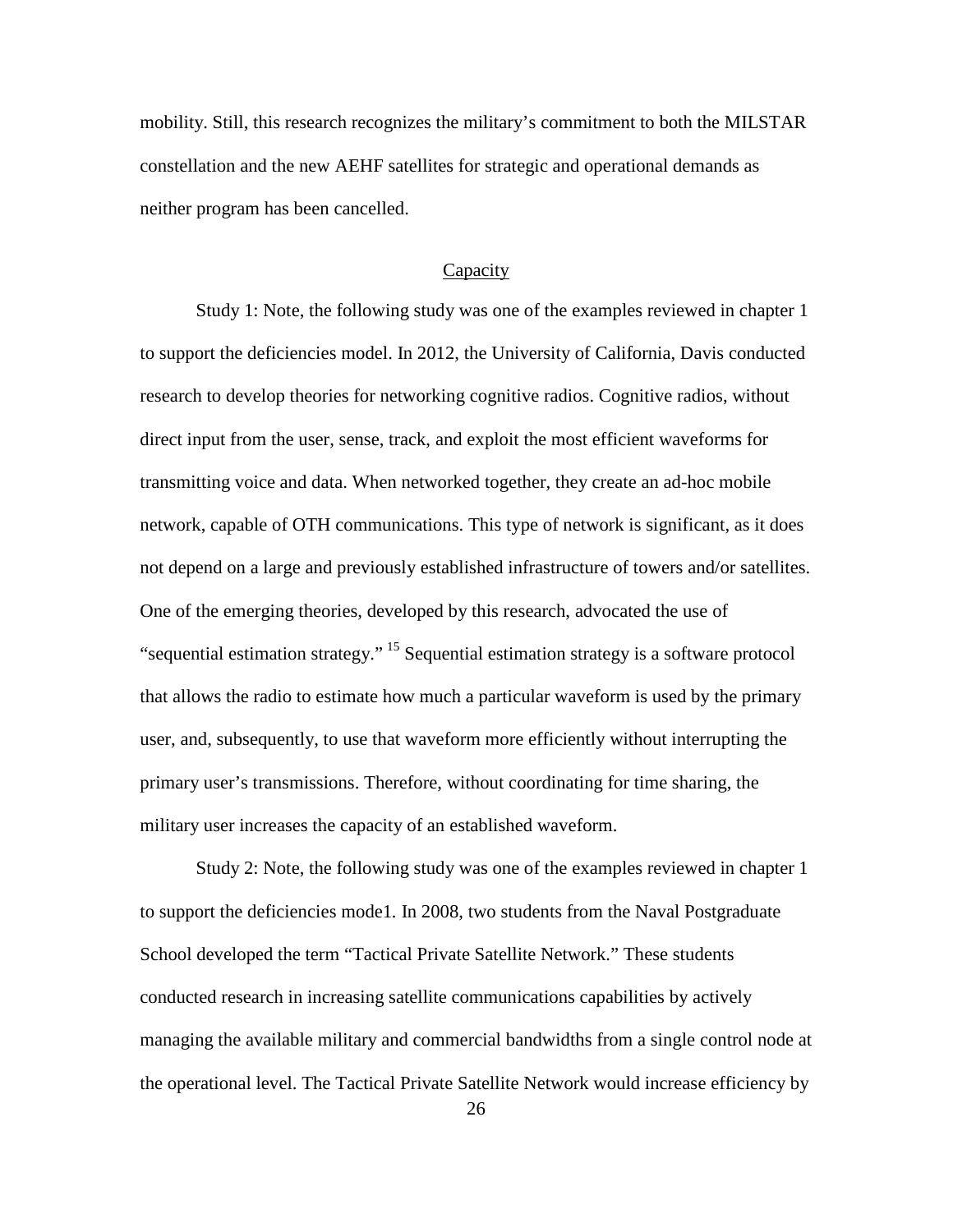mobility. Still, this research recognizes the military's commitment to both the MILSTAR constellation and the new AEHF satellites for strategic and operational demands as neither program has been cancelled.

## Capacity

Study 1: Note, the following study was one of the examples reviewed in chapter 1 to support the deficiencies model. In 2012, the University of California, Davis conducted research to develop theories for networking cognitive radios. Cognitive radios, without direct input from the user, sense, track, and exploit the most efficient waveforms for transmitting voice and data. When networked together, they create an ad-hoc mobile network, capable of OTH communications. This type of network is significant, as it does not depend on a large and previously established infrastructure of towers and/or satellites. One of the emerging theories, developed by this research, advocated the use of "sequential estimation strategy." [15] Sequential estimation strategy is a software protocol that allows the radio to estimate how much a particular waveform is used by the primary user, and, subsequently, to use that waveform more efficiently without interrupting the primary user's transmissions. Therefore, without coordinating for time sharing, the military user increases the capacity of an established waveform.

Study 2: Note, the following study was one of the examples reviewed in chapter 1 to support the deficiencies mode1. In 2008, two students from the Naval Postgraduate School developed the term "Tactical Private Satellite Network." These students conducted research in increasing satellite communications capabilities by actively managing the available military and commercial bandwidths from a single control node at the operational level. The Tactical Private Satellite Network would increase efficiency by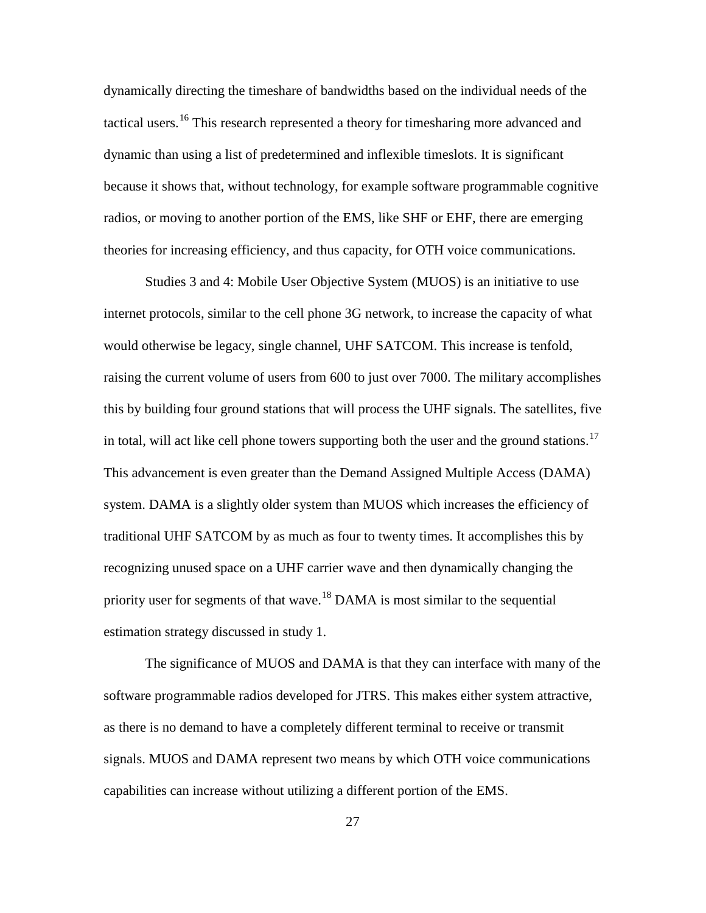dynamically directing the timeshare of bandwidths based on the individual needs of the tactical users.[16] This research represented a theory for timesharing more advanced and dynamic than using a list of predetermined and inflexible timeslots. It is significant because it shows that, without technology, for example software programmable cognitive radios, or moving to another portion of the EMS, like SHF or EHF, there are emerging theories for increasing efficiency, and thus capacity, for OTH voice communications.

Studies 3 and 4: Mobile User Objective System (MUOS) is an initiative to use internet protocols, similar to the cell phone 3G network, to increase the capacity of what would otherwise be legacy, single channel, UHF SATCOM. This increase is tenfold, raising the current volume of users from 600 to just over 7000. The military accomplishes this by building four ground stations that will process the UHF signals. The satellites, five in total, will act like cell phone towers supporting both the user and the ground stations.[17] This advancement is even greater than the Demand Assigned Multiple Access (DAMA) system. DAMA is a slightly older system than MUOS which increases the efficiency of traditional UHF SATCOM by as much as four to twenty times. It accomplishes this by recognizing unused space on a UHF carrier wave and then dynamically changing the priority user for segments of that wave.[18] DAMA is most similar to the sequential estimation strategy discussed in study 1.

The significance of MUOS and DAMA is that they can interface with many of the software programmable radios developed for JTRS. This makes either system attractive, as there is no demand to have a completely different terminal to receive or transmit signals. MUOS and DAMA represent two means by which OTH voice communications capabilities can increase without utilizing a different portion of the EMS.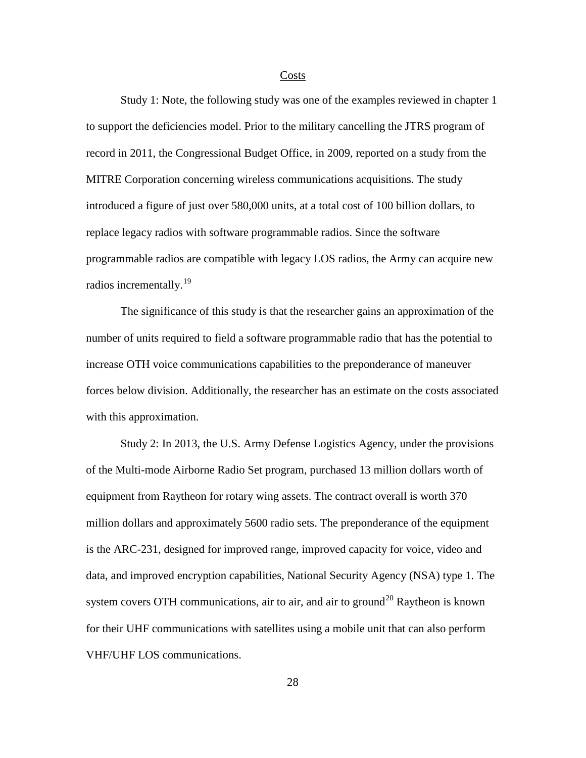## Costs

Study 1: Note, the following study was one of the examples reviewed in chapter 1 to support the deficiencies model. Prior to the military cancelling the JTRS program of record in 2011, the Congressional Budget Office, in 2009, reported on a study from the MITRE Corporation concerning wireless communications acquisitions. The study introduced a figure of just over 580,000 units, at a total cost of 100 billion dollars, to replace legacy radios with software programmable radios. Since the software programmable radios are compatible with legacy LOS radios, the Army can acquire new radios incrementally.[19]

The significance of this study is that the researcher gains an approximation of the number of units required to field a software programmable radio that has the potential to increase OTH voice communications capabilities to the preponderance of maneuver forces below division. Additionally, the researcher has an estimate on the costs associated with this approximation.

Study 2: In 2013, the U.S. Army Defense Logistics Agency, under the provisions of the Multi-mode Airborne Radio Set program, purchased 13 million dollars worth of equipment from Raytheon for rotary wing assets. The contract overall is worth 370 million dollars and approximately 5600 radio sets. The preponderance of the equipment is the ARC-231, designed for improved range, improved capacity for voice, video and data, and improved encryption capabilities, National Security Agency (NSA) type 1. The system covers OTH communications, air to air, and air to ground[20] Raytheon is known for their UHF communications with satellites using a mobile unit that can also perform VHF/UHF LOS communications.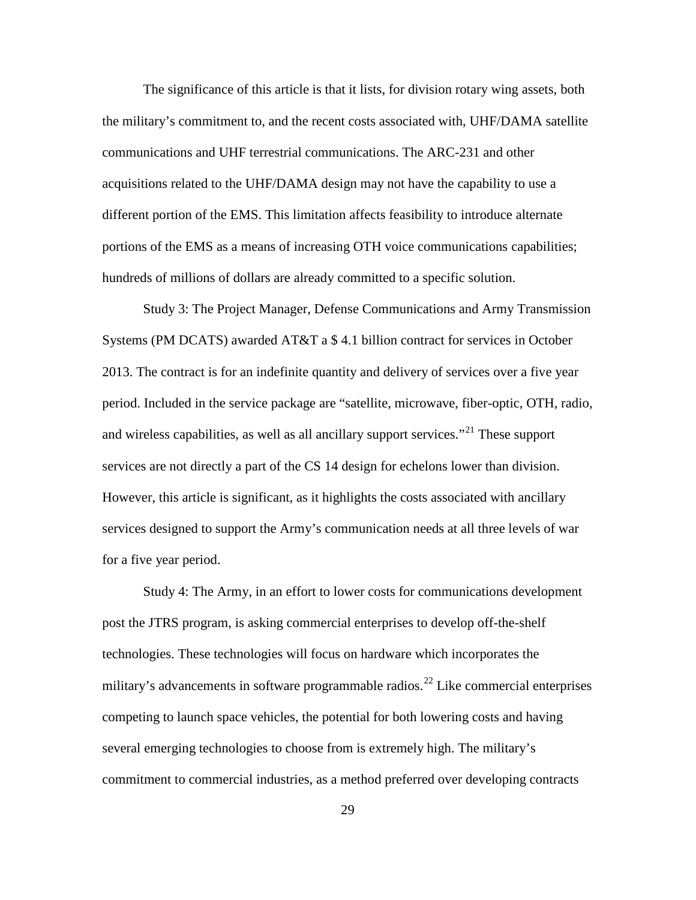The significance of this article is that it lists, for division rotary wing assets, both the military's commitment to, and the recent costs associated with, UHF/DAMA satellite communications and UHF terrestrial communications. The ARC-231 and other acquisitions related to the UHF/DAMA design may not have the capability to use a different portion of the EMS. This limitation affects feasibility to introduce alternate portions of the EMS as a means of increasing OTH voice communications capabilities; hundreds of millions of dollars are already committed to a specific solution.

Study 3: The Project Manager, Defense Communications and Army Transmission Systems (PM DCATS) awarded AT&T a $ 4.1 billion contract for services in October 2013. The contract is for an indefinite quantity and delivery of services over a five year period. Included in the service package are "satellite, microwave, fiber-optic, OTH, radio, and wireless capabilities, as well as all ancillary support services."[21] These support services are not directly a part of the CS 14 design for echelons lower than division. However, this article is significant, as it highlights the costs associated with ancillary services designed to support the Army's communication needs at all three levels of war for a five year period.

Study 4: The Army, in an effort to lower costs for communications development post the JTRS program, is asking commercial enterprises to develop off-the-shelf technologies. These technologies will focus on hardware which incorporates the military's advancements in software programmable radios.[22] Like commercial enterprises competing to launch space vehicles, the potential for both lowering costs and having several emerging technologies to choose from is extremely high. The military's commitment to commercial industries, as a method preferred over developing contracts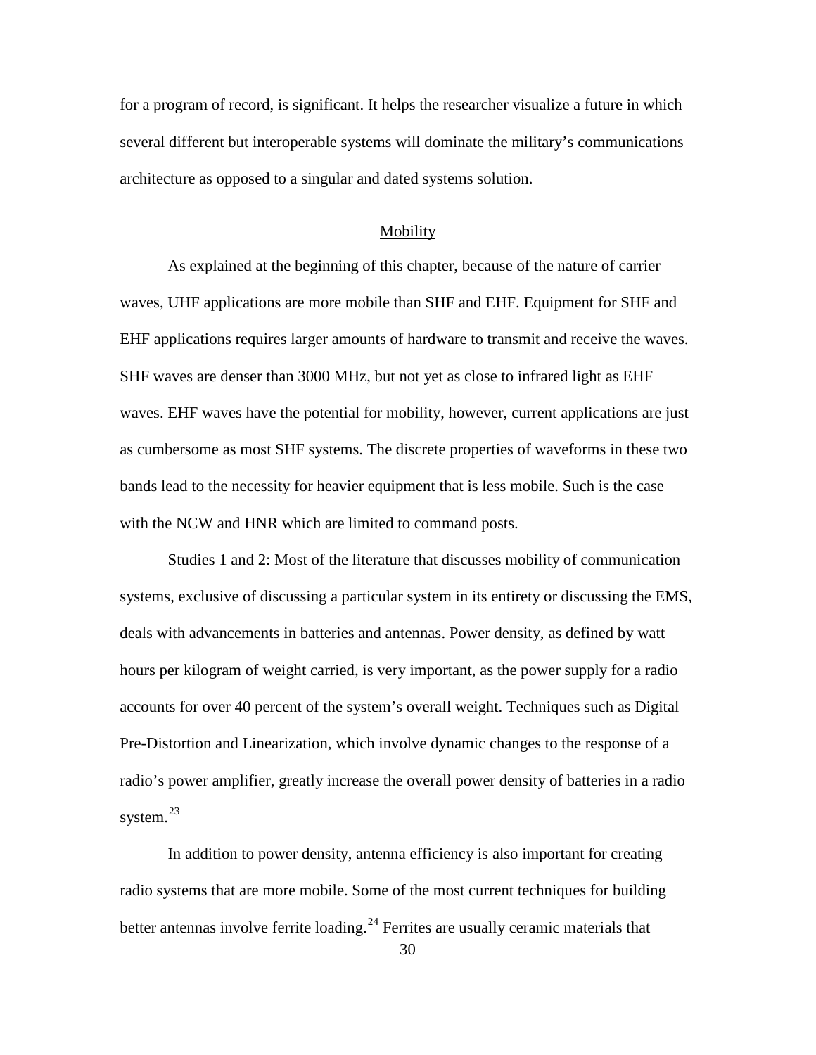for a program of record, is significant. It helps the researcher visualize a future in which several different but interoperable systems will dominate the military's communications architecture as opposed to a singular and dated systems solution.

## Mobility

As explained at the beginning of this chapter, because of the nature of carrier waves, UHF applications are more mobile than SHF and EHF. Equipment for SHF and EHF applications requires larger amounts of hardware to transmit and receive the waves. SHF waves are denser than 3000 MHz, but not yet as close to infrared light as EHF waves. EHF waves have the potential for mobility, however, current applications are just as cumbersome as most SHF systems. The discrete properties of waveforms in these two bands lead to the necessity for heavier equipment that is less mobile. Such is the case with the NCW and HNR which are limited to command posts.

Studies 1 and 2: Most of the literature that discusses mobility of communication systems, exclusive of discussing a particular system in its entirety or discussing the EMS, deals with advancements in batteries and antennas. Power density, as defined by watt hours per kilogram of weight carried, is very important, as the power supply for a radio accounts for over 40 percent of the system's overall weight. Techniques such as Digital Pre-Distortion and Linearization, which involve dynamic changes to the response of a radio's power amplifier, greatly increase the overall power density of batteries in a radio system.[23]

In addition to power density, antenna efficiency is also important for creating radio systems that are more mobile. Some of the most current techniques for building better antennas involve ferrite loading.[24] Ferrites are usually ceramic materials that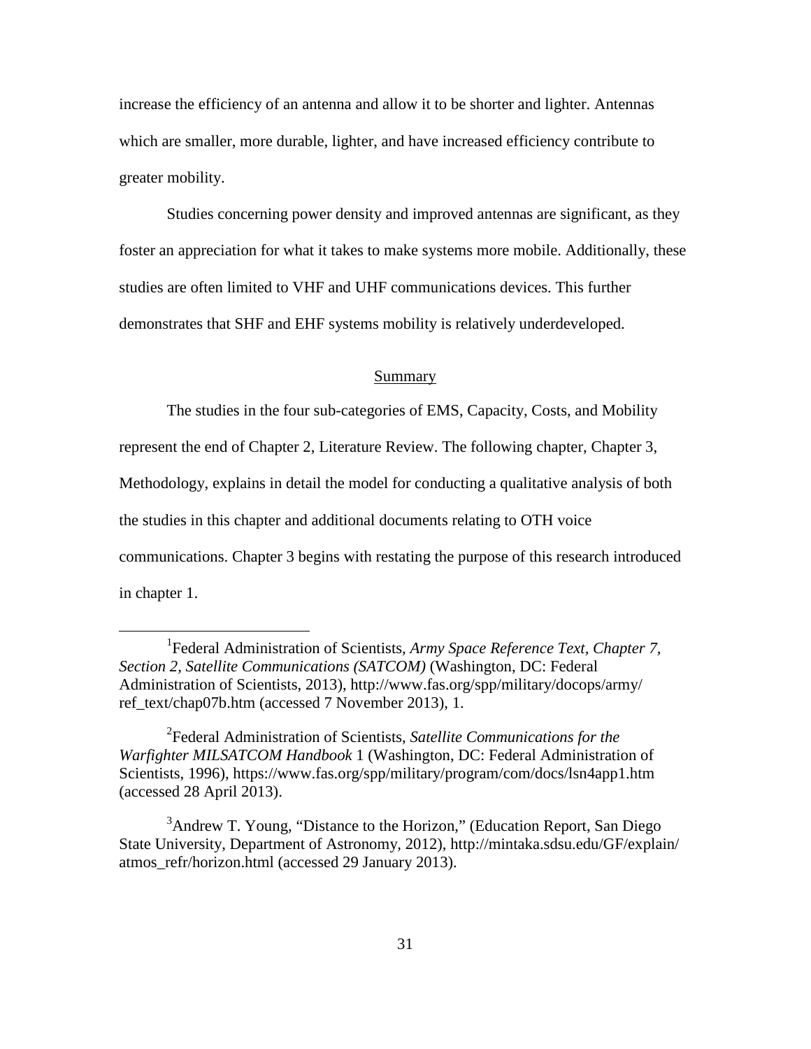increase the efficiency of an antenna and allow it to be shorter and lighter. Antennas which are smaller, more durable, lighter, and have increased efficiency contribute to greater mobility.

Studies concerning power density and improved antennas are significant, as they foster an appreciation for what it takes to make systems more mobile. Additionally, these studies are often limited to VHF and UHF communications devices. This further demonstrates that SHF and EHF systems mobility is relatively underdeveloped.

## Summary

The studies in the four sub-categories of EMS, Capacity, Costs, and Mobility represent the end of Chapter 2, Literature Review. The following chapter, Chapter 3, Methodology, explains in detail the model for conducting a qualitative analysis of both the studies in this chapter and additional documents relating to OTH voice communications. Chapter 3 begins with restating the purpose of this research introduced in chapter 1.

---

[1]Federal Administration of Scientists, *Army Space Reference Text, Chapter 7, Section 2, Satellite Communications (SATCOM)* (Washington, DC: Federal Administration of Scientists, 2013), http://www.fas.org/spp/military/docops/army/ref_text/chap07b.htm (accessed 7 November 2013), 1.

[2]Federal Administration of Scientists, *Satellite Communications for the Warfighter MILSATCOM Handbook* 1 (Washington, DC: Federal Administration of Scientists, 1996), https://www.fas.org/spp/military/program/com/docs/lsn4app1.htm (accessed 28 April 2013).

[3]Andrew T. Young, "Distance to the Horizon," (Education Report, San Diego State University, Department of Astronomy, 2012), http://mintaka.sdsu.edu/GF/explain/atmos_refr/horizon.html (accessed 29 January 2013).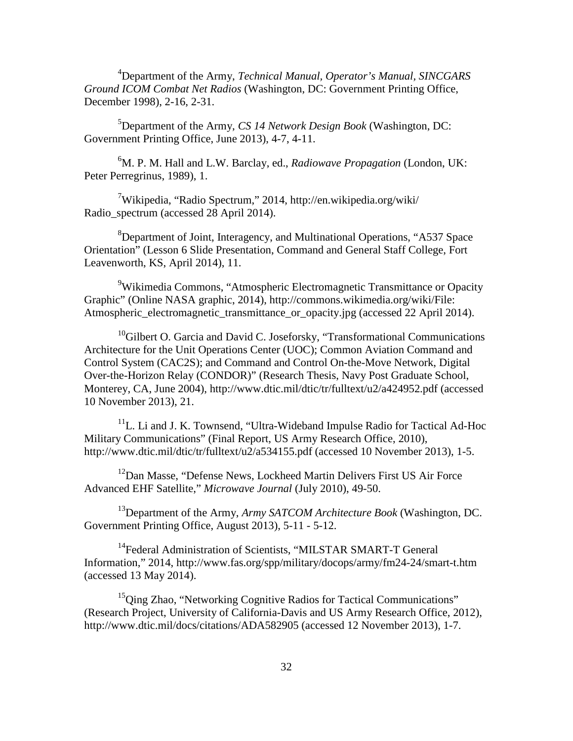[4]Department of the Army, *Technical Manual, Operator's Manual, SINCGARS Ground ICOM Combat Net Radios* (Washington, DC: Government Printing Office, December 1998), 2-16, 2-31.

[5]Department of the Army, *CS 14 Network Design Book* (Washington, DC: Government Printing Office, June 2013), 4-7, 4-11.

[6]M. P. M. Hall and L.W. Barclay, ed., *Radiowave Propagation* (London, UK: Peter Perregrinus, 1989), 1.

[7]Wikipedia, "Radio Spectrum," 2014, http://en.wikipedia.org/wiki/Radio_spectrum (accessed 28 April 2014).

[8]Department of Joint, Interagency, and Multinational Operations, "A537 Space Orientation" (Lesson 6 Slide Presentation, Command and General Staff College, Fort Leavenworth, KS, April 2014), 11.

[9]Wikimedia Commons, "Atmospheric Electromagnetic Transmittance or Opacity Graphic" (Online NASA graphic, 2014), http://commons.wikimedia.org/wiki/File:Atmospheric_electromagnetic_transmittance_or_opacity.jpg (accessed 22 April 2014).

[10]Gilbert O. Garcia and David C. Joseforsky, "Transformational Communications Architecture for the Unit Operations Center (UOC); Common Aviation Command and Control System (CAC2S); and Command and Control On-the-Move Network, Digital Over-the-Horizon Relay (CONDOR)" (Research Thesis, Navy Post Graduate School, Monterey, CA, June 2004), http://www.dtic.mil/dtic/tr/fulltext/u2/a424952.pdf (accessed 10 November 2013), 21.

[11]L. Li and J. K. Townsend, "Ultra-Wideband Impulse Radio for Tactical Ad-Hoc Military Communications" (Final Report, US Army Research Office, 2010), http://www.dtic.mil/dtic/tr/fulltext/u2/a534155.pdf (accessed 10 November 2013), 1-5.

[12]Dan Masse, "Defense News, Lockheed Martin Delivers First US Air Force Advanced EHF Satellite," *Microwave Journal* (July 2010), 49-50.

[13]Department of the Army, *Army SATCOM Architecture Book* (Washington, DC. Government Printing Office, August 2013), 5-11 - 5-12.

[14]Federal Administration of Scientists, "MILSTAR SMART-T General Information," 2014, http://www.fas.org/spp/military/docops/army/fm24-24/smart-t.htm (accessed 13 May 2014).

[15]Qing Zhao, "Networking Cognitive Radios for Tactical Communications" (Research Project, University of California-Davis and US Army Research Office, 2012), http://www.dtic.mil/docs/citations/ADA582905 (accessed 12 November 2013), 1-7.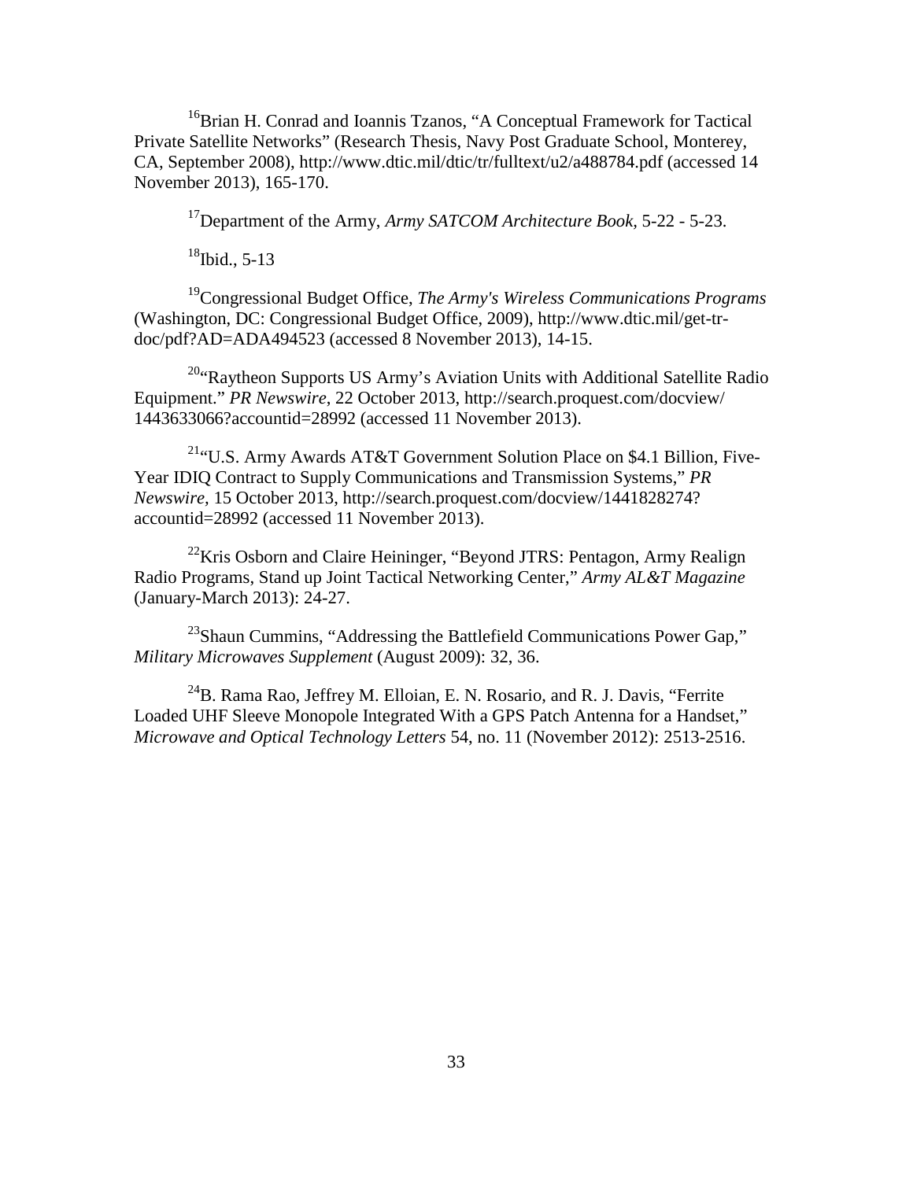[16]Brian H. Conrad and Ioannis Tzanos, "A Conceptual Framework for Tactical Private Satellite Networks" (Research Thesis, Navy Post Graduate School, Monterey, CA, September 2008), http://www.dtic.mil/dtic/tr/fulltext/u2/a488784.pdf (accessed 14 November 2013), 165-170.

[17]Department of the Army, *Army SATCOM Architecture Book*, 5-22 - 5-23.

[18]Ibid., 5-13

[19]Congressional Budget Office, *The Army's Wireless Communications Programs* (Washington, DC: Congressional Budget Office, 2009), http://www.dtic.mil/get-tr-doc/pdf?AD=ADA494523 (accessed 8 November 2013), 14-15.

[20]"Raytheon Supports US Army's Aviation Units with Additional Satellite Radio Equipment." *PR Newswire*, 22 October 2013, http://search.proquest.com/docview/1443633066?accountid=28992 (accessed 11 November 2013).

[21]"U.S. Army Awards AT&T Government Solution Place on $4.1 Billion, Five-Year IDIQ Contract to Supply Communications and Transmission Systems," *PR Newswire*, 15 October 2013, http://search.proquest.com/docview/1441828274?accountid=28992 (accessed 11 November 2013).

[22]Kris Osborn and Claire Heininger, "Beyond JTRS: Pentagon, Army Realign Radio Programs, Stand up Joint Tactical Networking Center," *Army AL&T Magazine* (January-March 2013): 24-27.

[23]Shaun Cummins, "Addressing the Battlefield Communications Power Gap," *Military Microwaves Supplement* (August 2009): 32, 36.

[24]B. Rama Rao, Jeffrey M. Elloian, E. N. Rosario, and R. J. Davis, "Ferrite Loaded UHF Sleeve Monopole Integrated With a GPS Patch Antenna for a Handset," *Microwave and Optical Technology Letters* 54, no. 11 (November 2012): 2513-2516.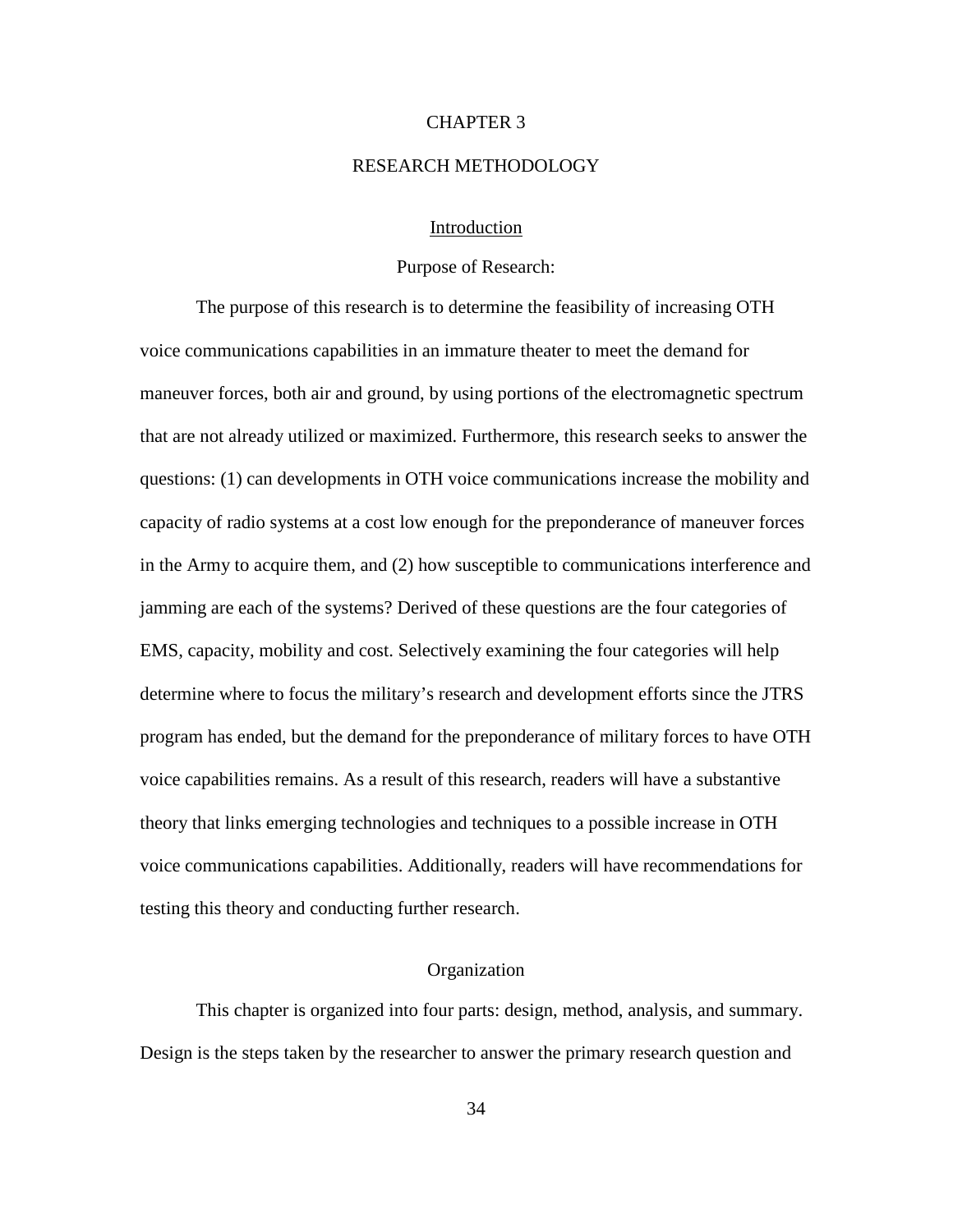# CHAPTER 3

# RESEARCH METHODOLOGY

## Introduction

### Purpose of Research:

The purpose of this research is to determine the feasibility of increasing OTH voice communications capabilities in an immature theater to meet the demand for maneuver forces, both air and ground, by using portions of the electromagnetic spectrum that are not already utilized or maximized. Furthermore, this research seeks to answer the questions: (1) can developments in OTH voice communications increase the mobility and capacity of radio systems at a cost low enough for the preponderance of maneuver forces in the Army to acquire them, and (2) how susceptible to communications interference and jamming are each of the systems? Derived of these questions are the four categories of EMS, capacity, mobility and cost. Selectively examining the four categories will help determine where to focus the military's research and development efforts since the JTRS program has ended, but the demand for the preponderance of military forces to have OTH voice capabilities remains. As a result of this research, readers will have a substantive theory that links emerging technologies and techniques to a possible increase in OTH voice communications capabilities. Additionally, readers will have recommendations for testing this theory and conducting further research.

## Organization

This chapter is organized into four parts: design, method, analysis, and summary. Design is the steps taken by the researcher to answer the primary research question and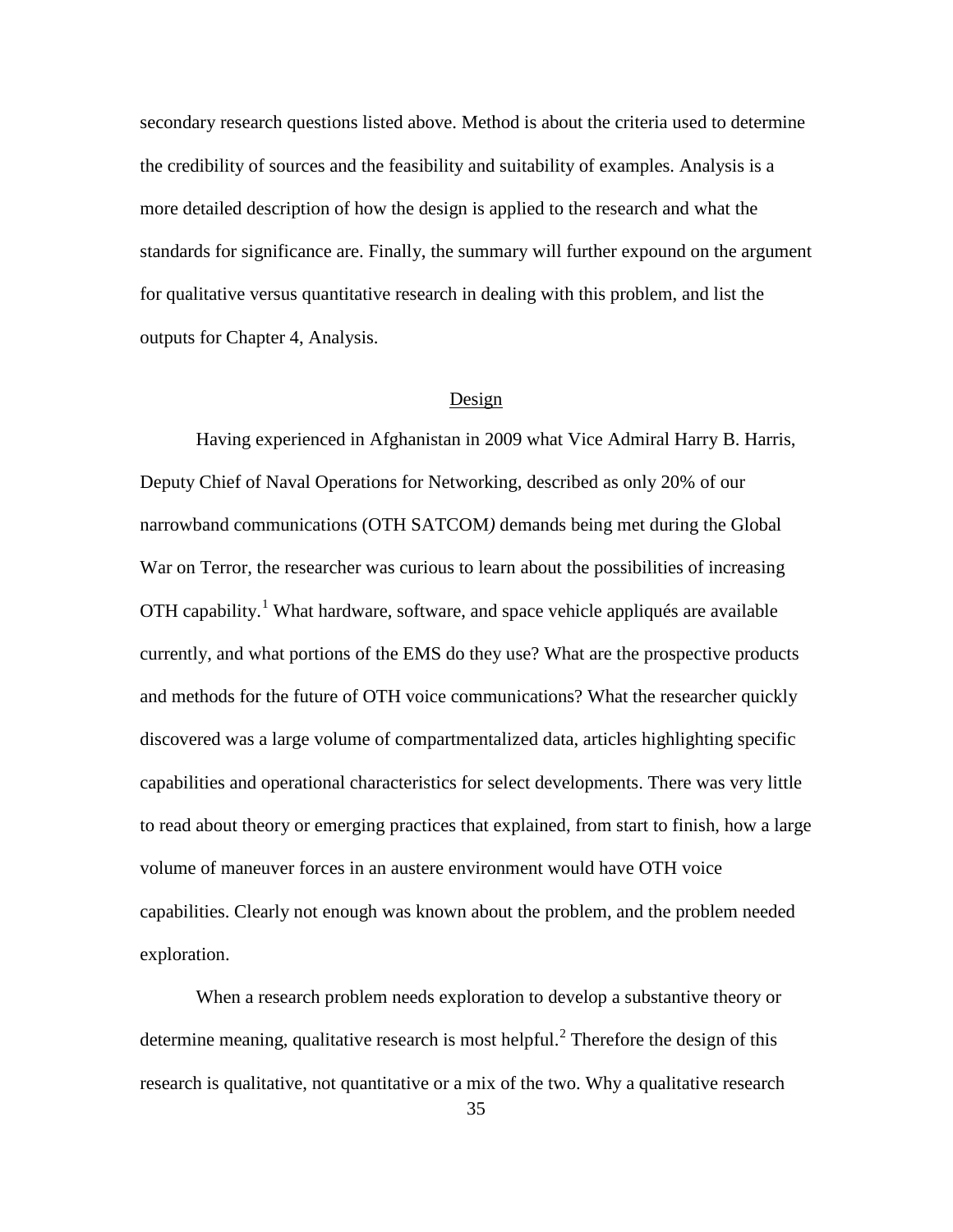secondary research questions listed above. Method is about the criteria used to determine the credibility of sources and the feasibility and suitability of examples. Analysis is a more detailed description of how the design is applied to the research and what the standards for significance are. Finally, the summary will further expound on the argument for qualitative versus quantitative research in dealing with this problem, and list the outputs for Chapter 4, Analysis.

## Design

Having experienced in Afghanistan in 2009 what Vice Admiral Harry B. Harris, Deputy Chief of Naval Operations for Networking, described as only 20% of our narrowband communications (OTH SATCOM*)* demands being met during the Global War on Terror, the researcher was curious to learn about the possibilities of increasing OTH capability.[1] What hardware, software, and space vehicle appliqués are available currently, and what portions of the EMS do they use? What are the prospective products and methods for the future of OTH voice communications? What the researcher quickly discovered was a large volume of compartmentalized data, articles highlighting specific capabilities and operational characteristics for select developments. There was very little to read about theory or emerging practices that explained, from start to finish, how a large volume of maneuver forces in an austere environment would have OTH voice capabilities. Clearly not enough was known about the problem, and the problem needed exploration.

When a research problem needs exploration to develop a substantive theory or determine meaning, qualitative research is most helpful.[2] Therefore the design of this research is qualitative, not quantitative or a mix of the two. Why a qualitative research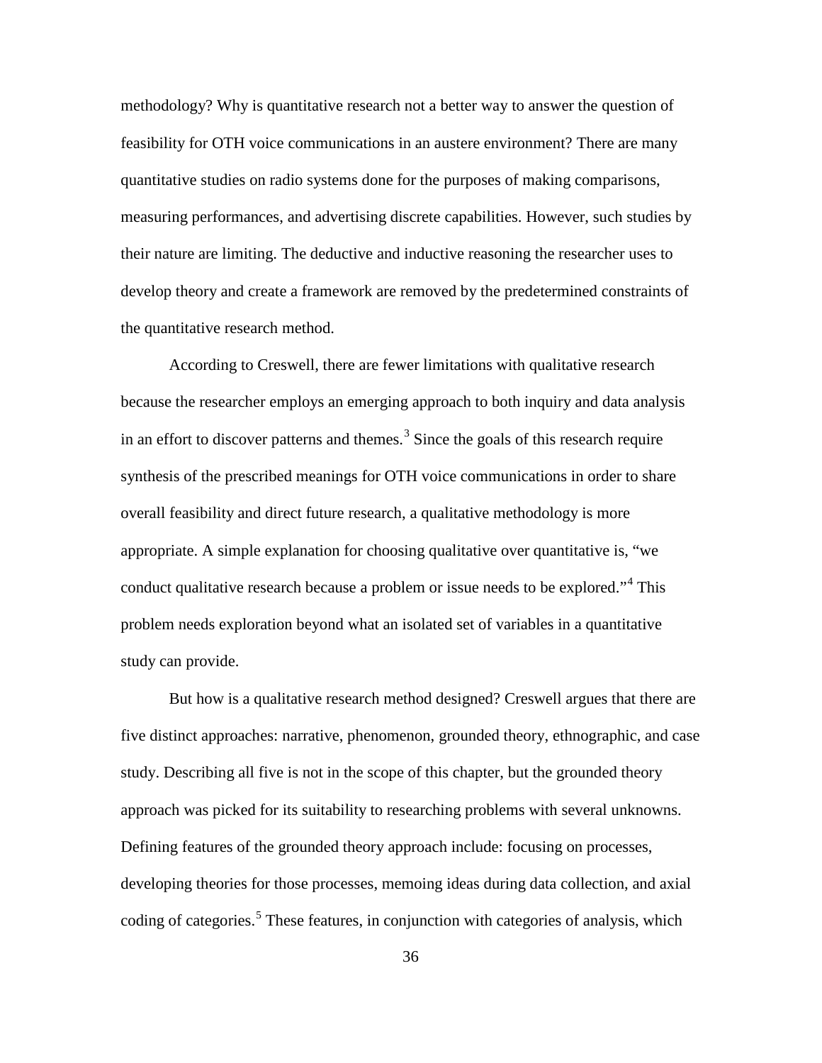methodology? Why is quantitative research not a better way to answer the question of feasibility for OTH voice communications in an austere environment? There are many quantitative studies on radio systems done for the purposes of making comparisons, measuring performances, and advertising discrete capabilities. However, such studies by their nature are limiting. The deductive and inductive reasoning the researcher uses to develop theory and create a framework are removed by the predetermined constraints of the quantitative research method.

According to Creswell, there are fewer limitations with qualitative research because the researcher employs an emerging approach to both inquiry and data analysis in an effort to discover patterns and themes.[3] Since the goals of this research require synthesis of the prescribed meanings for OTH voice communications in order to share overall feasibility and direct future research, a qualitative methodology is more appropriate. A simple explanation for choosing qualitative over quantitative is, "we conduct qualitative research because a problem or issue needs to be explored."[4] This problem needs exploration beyond what an isolated set of variables in a quantitative study can provide.

But how is a qualitative research method designed? Creswell argues that there are five distinct approaches: narrative, phenomenon, grounded theory, ethnographic, and case study. Describing all five is not in the scope of this chapter, but the grounded theory approach was picked for its suitability to researching problems with several unknowns. Defining features of the grounded theory approach include: focusing on processes, developing theories for those processes, memoing ideas during data collection, and axial coding of categories.[5] These features, in conjunction with categories of analysis, which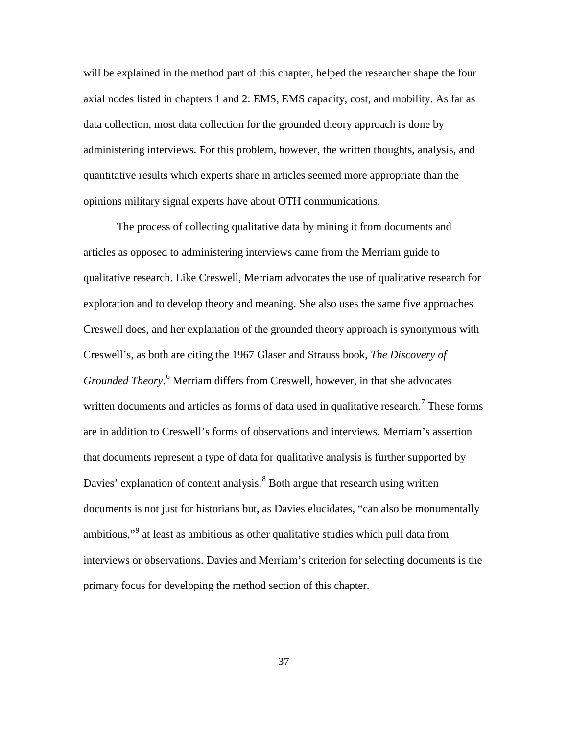will be explained in the method part of this chapter, helped the researcher shape the four axial nodes listed in chapters 1 and 2: EMS, EMS capacity, cost, and mobility. As far as data collection, most data collection for the grounded theory approach is done by administering interviews. For this problem, however, the written thoughts, analysis, and quantitative results which experts share in articles seemed more appropriate than the opinions military signal experts have about OTH communications.

The process of collecting qualitative data by mining it from documents and articles as opposed to administering interviews came from the Merriam guide to qualitative research. Like Creswell, Merriam advocates the use of qualitative research for exploration and to develop theory and meaning. She also uses the same five approaches Creswell does, and her explanation of the grounded theory approach is synonymous with Creswell's, as both are citing the 1967 Glaser and Strauss book, *The Discovery of Grounded Theory*.[6] Merriam differs from Creswell, however, in that she advocates written documents and articles as forms of data used in qualitative research.[7] These forms are in addition to Creswell's forms of observations and interviews. Merriam's assertion that documents represent a type of data for qualitative analysis is further supported by Davies' explanation of content analysis.[8] Both argue that research using written documents is not just for historians but, as Davies elucidates, "can also be monumentally ambitious,"[9] at least as ambitious as other qualitative studies which pull data from interviews or observations. Davies and Merriam's criterion for selecting documents is the primary focus for developing the method section of this chapter.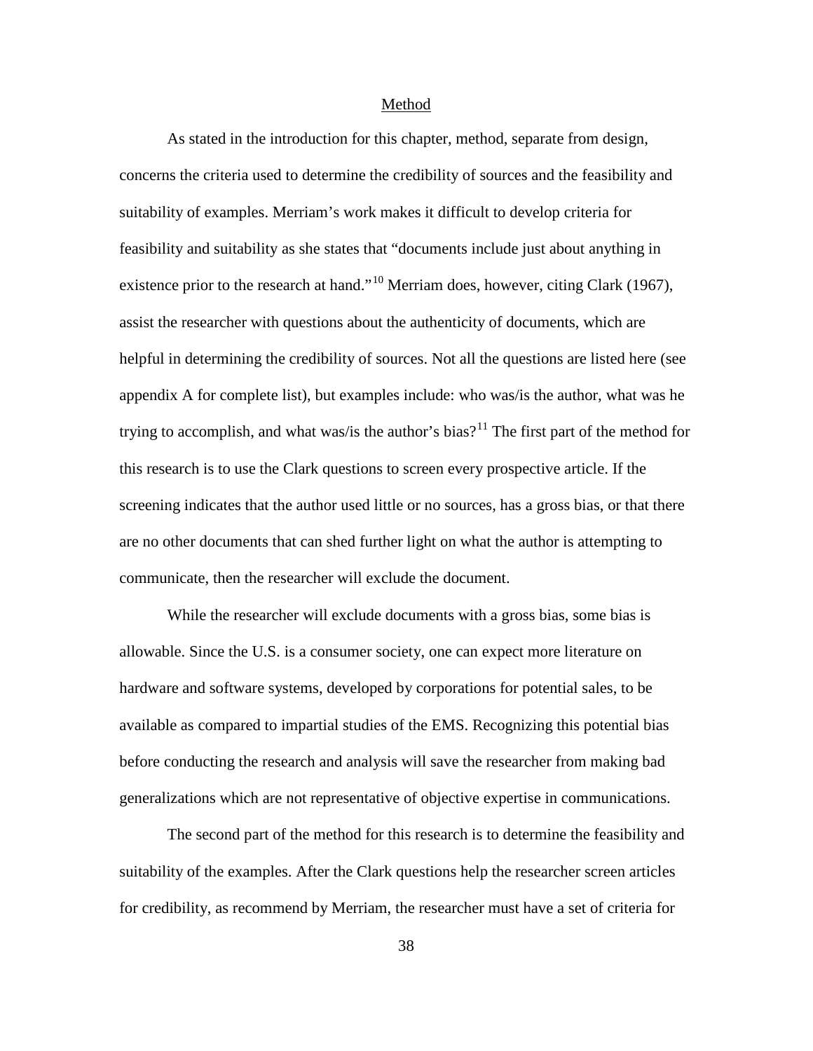## Method

As stated in the introduction for this chapter, method, separate from design, concerns the criteria used to determine the credibility of sources and the feasibility and suitability of examples. Merriam's work makes it difficult to develop criteria for feasibility and suitability as she states that "documents include just about anything in existence prior to the research at hand."[10] Merriam does, however, citing Clark (1967), assist the researcher with questions about the authenticity of documents, which are helpful in determining the credibility of sources. Not all the questions are listed here (see appendix A for complete list), but examples include: who was/is the author, what was he trying to accomplish, and what was/is the author's bias?[11] The first part of the method for this research is to use the Clark questions to screen every prospective article. If the screening indicates that the author used little or no sources, has a gross bias, or that there are no other documents that can shed further light on what the author is attempting to communicate, then the researcher will exclude the document.

While the researcher will exclude documents with a gross bias, some bias is allowable. Since the U.S. is a consumer society, one can expect more literature on hardware and software systems, developed by corporations for potential sales, to be available as compared to impartial studies of the EMS. Recognizing this potential bias before conducting the research and analysis will save the researcher from making bad generalizations which are not representative of objective expertise in communications.

The second part of the method for this research is to determine the feasibility and suitability of the examples. After the Clark questions help the researcher screen articles for credibility, as recommend by Merriam, the researcher must have a set of criteria for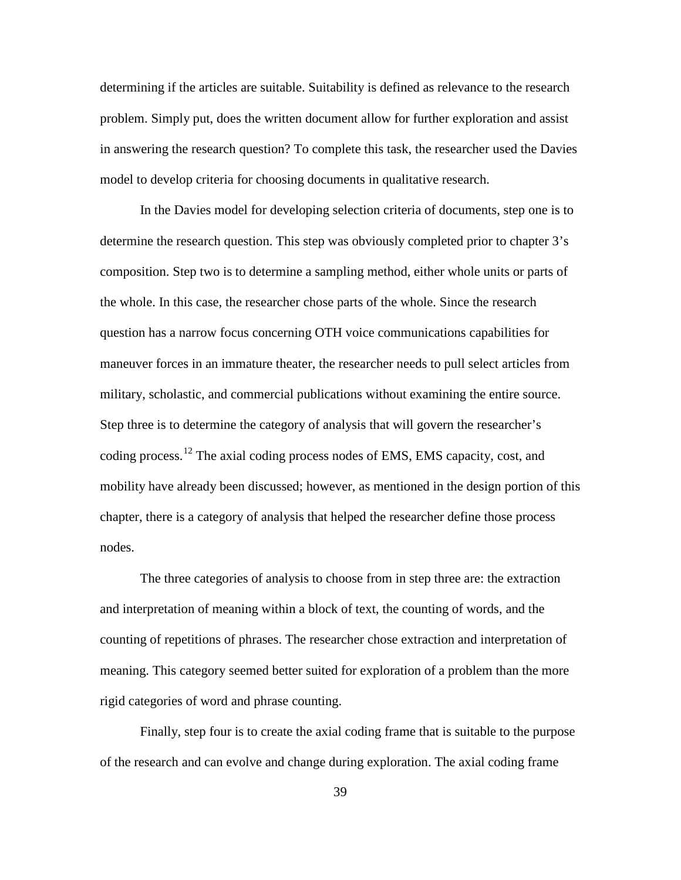determining if the articles are suitable. Suitability is defined as relevance to the research problem. Simply put, does the written document allow for further exploration and assist in answering the research question? To complete this task, the researcher used the Davies model to develop criteria for choosing documents in qualitative research.

In the Davies model for developing selection criteria of documents, step one is to determine the research question. This step was obviously completed prior to chapter 3's composition. Step two is to determine a sampling method, either whole units or parts of the whole. In this case, the researcher chose parts of the whole. Since the research question has a narrow focus concerning OTH voice communications capabilities for maneuver forces in an immature theater, the researcher needs to pull select articles from military, scholastic, and commercial publications without examining the entire source. Step three is to determine the category of analysis that will govern the researcher's coding process.[12] The axial coding process nodes of EMS, EMS capacity, cost, and mobility have already been discussed; however, as mentioned in the design portion of this chapter, there is a category of analysis that helped the researcher define those process nodes.

The three categories of analysis to choose from in step three are: the extraction and interpretation of meaning within a block of text, the counting of words, and the counting of repetitions of phrases. The researcher chose extraction and interpretation of meaning. This category seemed better suited for exploration of a problem than the more rigid categories of word and phrase counting.

Finally, step four is to create the axial coding frame that is suitable to the purpose of the research and can evolve and change during exploration. The axial coding frame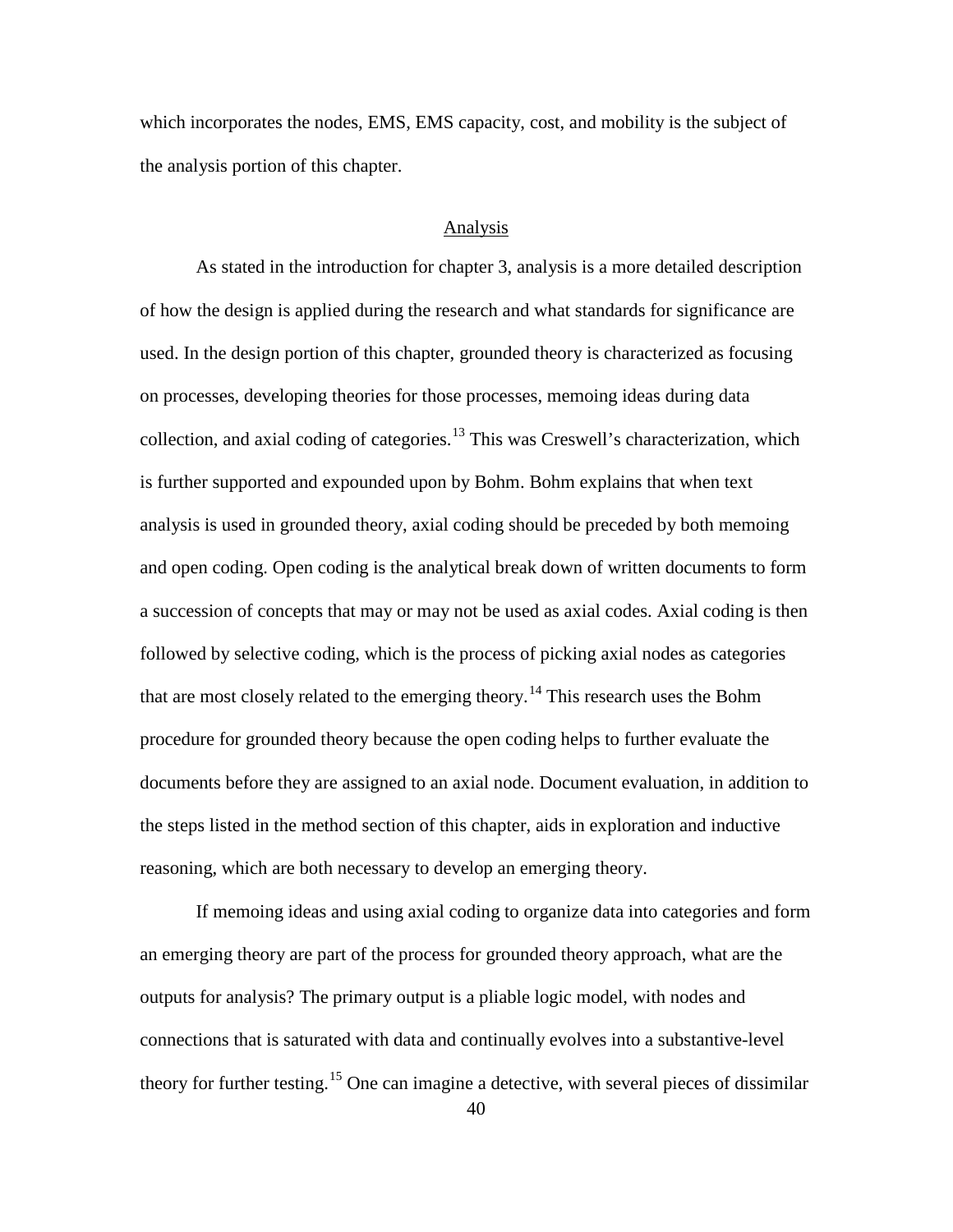which incorporates the nodes, EMS, EMS capacity, cost, and mobility is the subject of the analysis portion of this chapter.

## Analysis

As stated in the introduction for chapter 3, analysis is a more detailed description of how the design is applied during the research and what standards for significance are used. In the design portion of this chapter, grounded theory is characterized as focusing on processes, developing theories for those processes, memoing ideas during data collection, and axial coding of categories.[13] This was Creswell's characterization, which is further supported and expounded upon by Bohm. Bohm explains that when text analysis is used in grounded theory, axial coding should be preceded by both memoing and open coding. Open coding is the analytical break down of written documents to form a succession of concepts that may or may not be used as axial codes. Axial coding is then followed by selective coding, which is the process of picking axial nodes as categories that are most closely related to the emerging theory.[14] This research uses the Bohm procedure for grounded theory because the open coding helps to further evaluate the documents before they are assigned to an axial node. Document evaluation, in addition to the steps listed in the method section of this chapter, aids in exploration and inductive reasoning, which are both necessary to develop an emerging theory.

If memoing ideas and using axial coding to organize data into categories and form an emerging theory are part of the process for grounded theory approach, what are the outputs for analysis? The primary output is a pliable logic model, with nodes and connections that is saturated with data and continually evolves into a substantive-level theory for further testing.[15] One can imagine a detective, with several pieces of dissimilar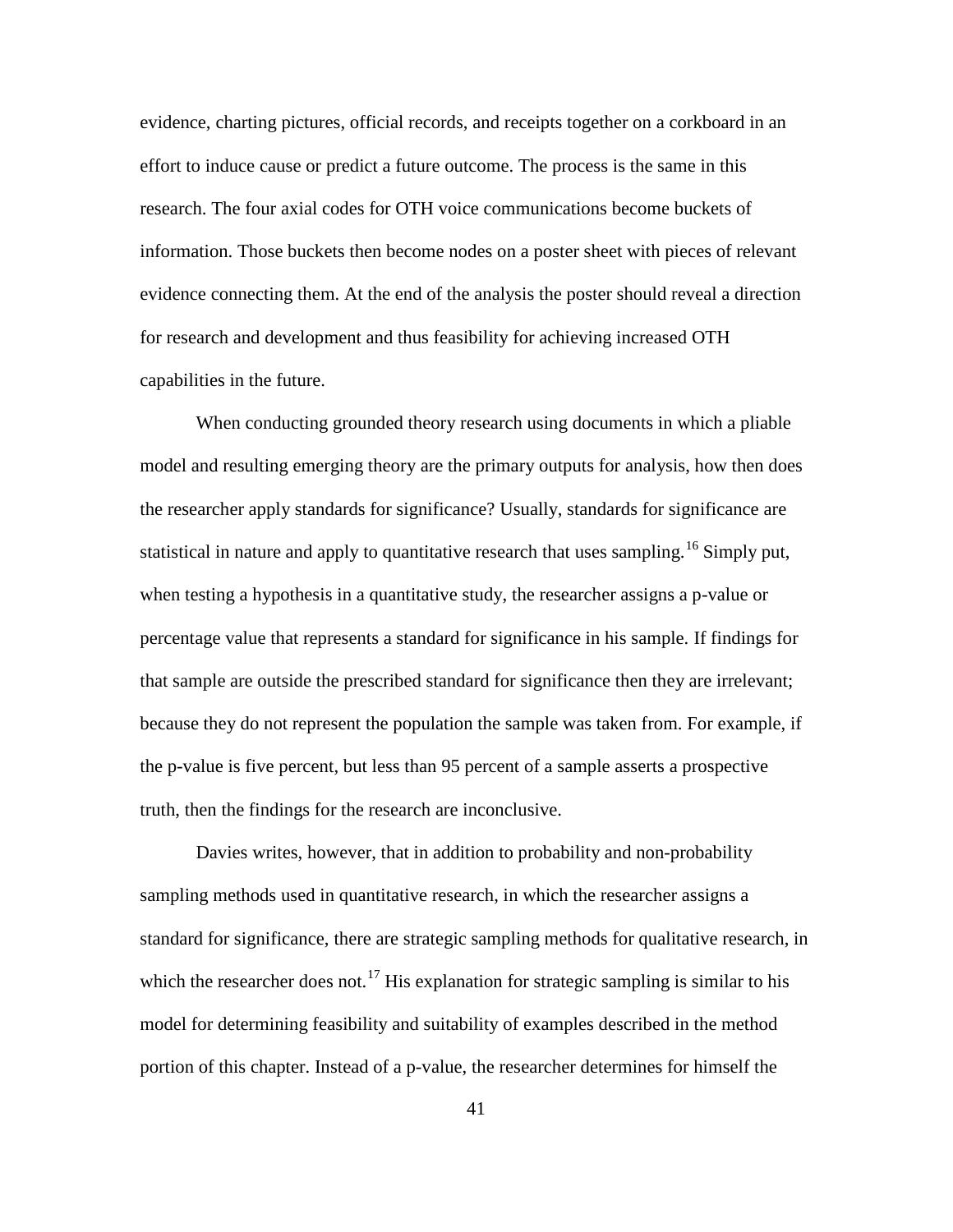evidence, charting pictures, official records, and receipts together on a corkboard in an effort to induce cause or predict a future outcome. The process is the same in this research. The four axial codes for OTH voice communications become buckets of information. Those buckets then become nodes on a poster sheet with pieces of relevant evidence connecting them. At the end of the analysis the poster should reveal a direction for research and development and thus feasibility for achieving increased OTH capabilities in the future.

When conducting grounded theory research using documents in which a pliable model and resulting emerging theory are the primary outputs for analysis, how then does the researcher apply standards for significance? Usually, standards for significance are statistical in nature and apply to quantitative research that uses sampling.[16] Simply put, when testing a hypothesis in a quantitative study, the researcher assigns a p-value or percentage value that represents a standard for significance in his sample. If findings for that sample are outside the prescribed standard for significance then they are irrelevant; because they do not represent the population the sample was taken from. For example, if the p-value is five percent, but less than 95 percent of a sample asserts a prospective truth, then the findings for the research are inconclusive.

Davies writes, however, that in addition to probability and non-probability sampling methods used in quantitative research, in which the researcher assigns a standard for significance, there are strategic sampling methods for qualitative research, in which the researcher does not.[17] His explanation for strategic sampling is similar to his model for determining feasibility and suitability of examples described in the method portion of this chapter. Instead of a p-value, the researcher determines for himself the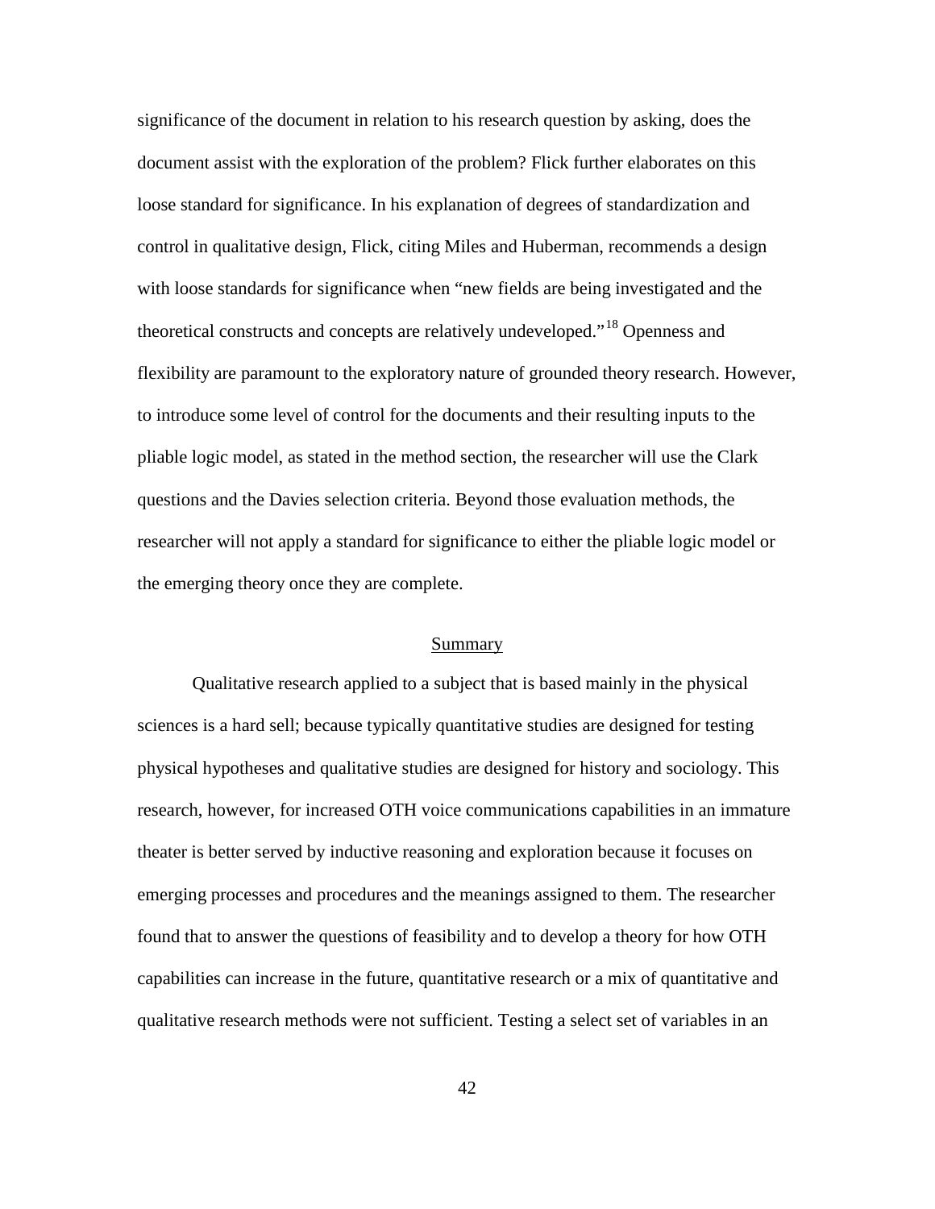significance of the document in relation to his research question by asking, does the document assist with the exploration of the problem? Flick further elaborates on this loose standard for significance. In his explanation of degrees of standardization and control in qualitative design, Flick, citing Miles and Huberman, recommends a design with loose standards for significance when "new fields are being investigated and the theoretical constructs and concepts are relatively undeveloped."[18] Openness and flexibility are paramount to the exploratory nature of grounded theory research. However, to introduce some level of control for the documents and their resulting inputs to the pliable logic model, as stated in the method section, the researcher will use the Clark questions and the Davies selection criteria. Beyond those evaluation methods, the researcher will not apply a standard for significance to either the pliable logic model or the emerging theory once they are complete.

## Summary

Qualitative research applied to a subject that is based mainly in the physical sciences is a hard sell; because typically quantitative studies are designed for testing physical hypotheses and qualitative studies are designed for history and sociology. This research, however, for increased OTH voice communications capabilities in an immature theater is better served by inductive reasoning and exploration because it focuses on emerging processes and procedures and the meanings assigned to them. The researcher found that to answer the questions of feasibility and to develop a theory for how OTH capabilities can increase in the future, quantitative research or a mix of quantitative and qualitative research methods were not sufficient. Testing a select set of variables in an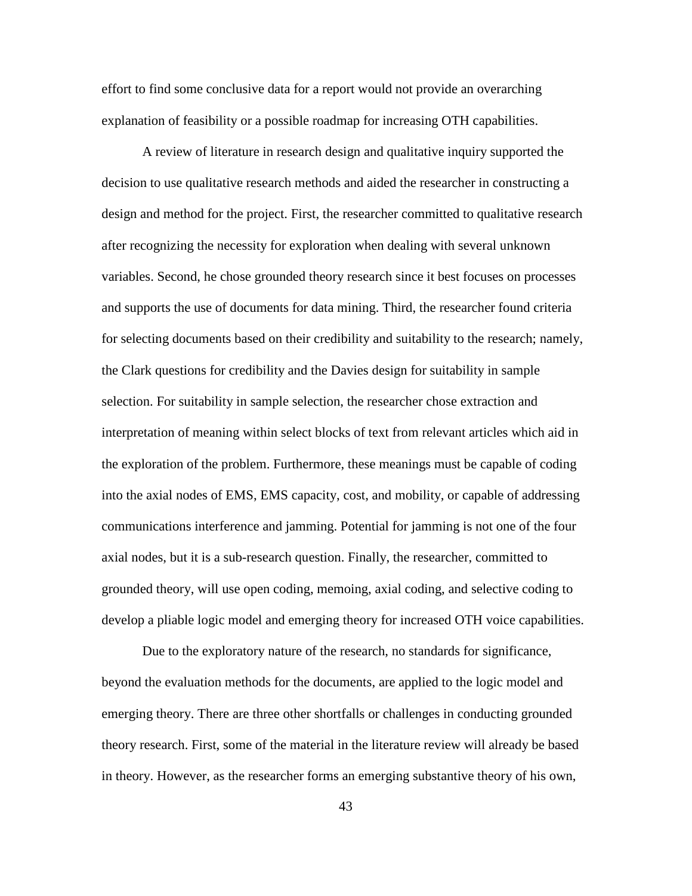effort to find some conclusive data for a report would not provide an overarching explanation of feasibility or a possible roadmap for increasing OTH capabilities.

A review of literature in research design and qualitative inquiry supported the decision to use qualitative research methods and aided the researcher in constructing a design and method for the project. First, the researcher committed to qualitative research after recognizing the necessity for exploration when dealing with several unknown variables. Second, he chose grounded theory research since it best focuses on processes and supports the use of documents for data mining. Third, the researcher found criteria for selecting documents based on their credibility and suitability to the research; namely, the Clark questions for credibility and the Davies design for suitability in sample selection. For suitability in sample selection, the researcher chose extraction and interpretation of meaning within select blocks of text from relevant articles which aid in the exploration of the problem. Furthermore, these meanings must be capable of coding into the axial nodes of EMS, EMS capacity, cost, and mobility, or capable of addressing communications interference and jamming. Potential for jamming is not one of the four axial nodes, but it is a sub-research question. Finally, the researcher, committed to grounded theory, will use open coding, memoing, axial coding, and selective coding to develop a pliable logic model and emerging theory for increased OTH voice capabilities.

Due to the exploratory nature of the research, no standards for significance, beyond the evaluation methods for the documents, are applied to the logic model and emerging theory. There are three other shortfalls or challenges in conducting grounded theory research. First, some of the material in the literature review will already be based in theory. However, as the researcher forms an emerging substantive theory of his own,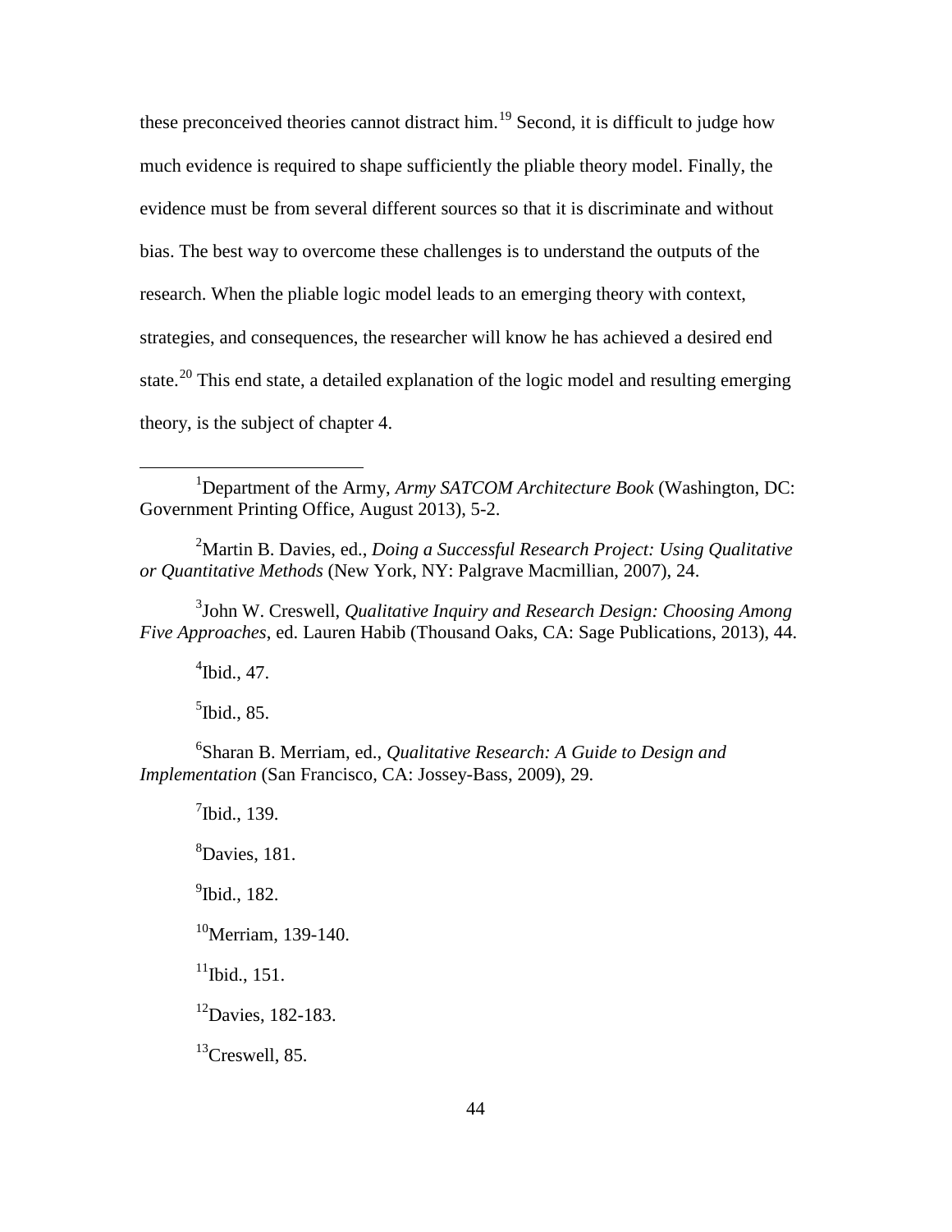these preconceived theories cannot distract him.[19] Second, it is difficult to judge how much evidence is required to shape sufficiently the pliable theory model. Finally, the evidence must be from several different sources so that it is discriminate and without bias. The best way to overcome these challenges is to understand the outputs of the research. When the pliable logic model leads to an emerging theory with context, strategies, and consequences, the researcher will know he has achieved a desired end state.[20] This end state, a detailed explanation of the logic model and resulting emerging theory, is the subject of chapter 4.

---

[1]Department of the Army, *Army SATCOM Architecture Book* (Washington, DC: Government Printing Office, August 2013), 5-2.

[2]Martin B. Davies, ed., *Doing a Successful Research Project: Using Qualitative or Quantitative Methods* (New York, NY: Palgrave Macmillian, 2007), 24.

[3]John W. Creswell, *Qualitative Inquiry and Research Design: Choosing Among Five Approaches*, ed. Lauren Habib (Thousand Oaks, CA: Sage Publications, 2013), 44.

[4]Ibid., 47.

[5]Ibid., 85.

[6]Sharan B. Merriam, ed., *Qualitative Research: A Guide to Design and Implementation* (San Francisco, CA: Jossey-Bass, 2009), 29.

[7]Ibid., 139.

[8]Davies, 181.

[9]Ibid., 182.

[10]Merriam, 139-140.

[11]Ibid., 151.

[12]Davies, 182-183.

[13]Creswell, 85.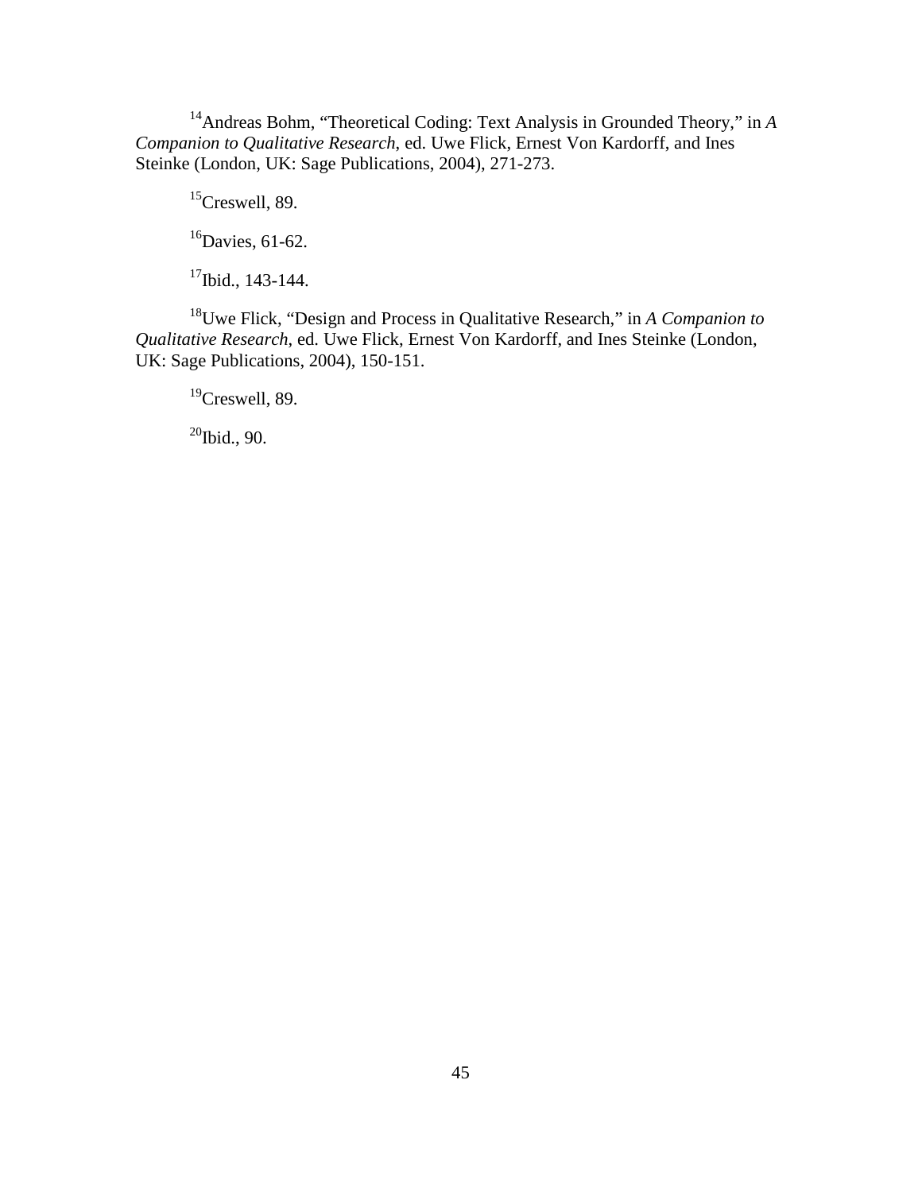[14]Andreas Bohm, "Theoretical Coding: Text Analysis in Grounded Theory," in *A Companion to Qualitative Research*, ed. Uwe Flick, Ernest Von Kardorff, and Ines Steinke (London, UK: Sage Publications, 2004), 271-273.

[15]Creswell, 89.

[16]Davies, 61-62.

[17]Ibid., 143-144.

[18]Uwe Flick, "Design and Process in Qualitative Research," in *A Companion to Qualitative Research*, ed. Uwe Flick, Ernest Von Kardorff, and Ines Steinke (London, UK: Sage Publications, 2004), 150-151.

[19]Creswell, 89.

[20]Ibid., 90.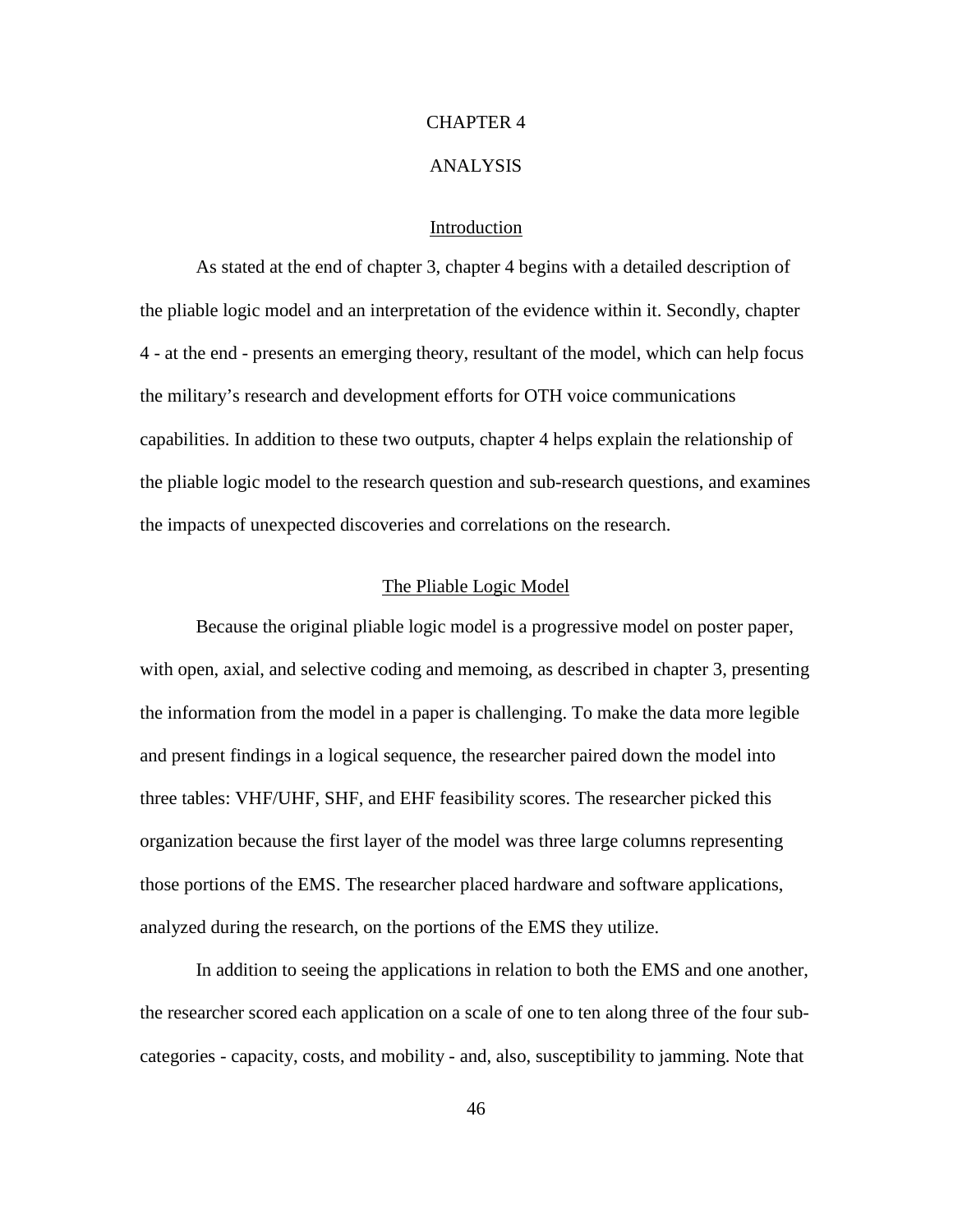# CHAPTER 4

# ANALYSIS

## Introduction

As stated at the end of chapter 3, chapter 4 begins with a detailed description of the pliable logic model and an interpretation of the evidence within it. Secondly, chapter 4 - at the end - presents an emerging theory, resultant of the model, which can help focus the military's research and development efforts for OTH voice communications capabilities. In addition to these two outputs, chapter 4 helps explain the relationship of the pliable logic model to the research question and sub-research questions, and examines the impacts of unexpected discoveries and correlations on the research.

## The Pliable Logic Model

Because the original pliable logic model is a progressive model on poster paper, with open, axial, and selective coding and memoing, as described in chapter 3, presenting the information from the model in a paper is challenging. To make the data more legible and present findings in a logical sequence, the researcher paired down the model into three tables: VHF/UHF, SHF, and EHF feasibility scores. The researcher picked this organization because the first layer of the model was three large columns representing those portions of the EMS. The researcher placed hardware and software applications, analyzed during the research, on the portions of the EMS they utilize.

In addition to seeing the applications in relation to both the EMS and one another, the researcher scored each application on a scale of one to ten along three of the four sub-categories - capacity, costs, and mobility - and, also, susceptibility to jamming. Note that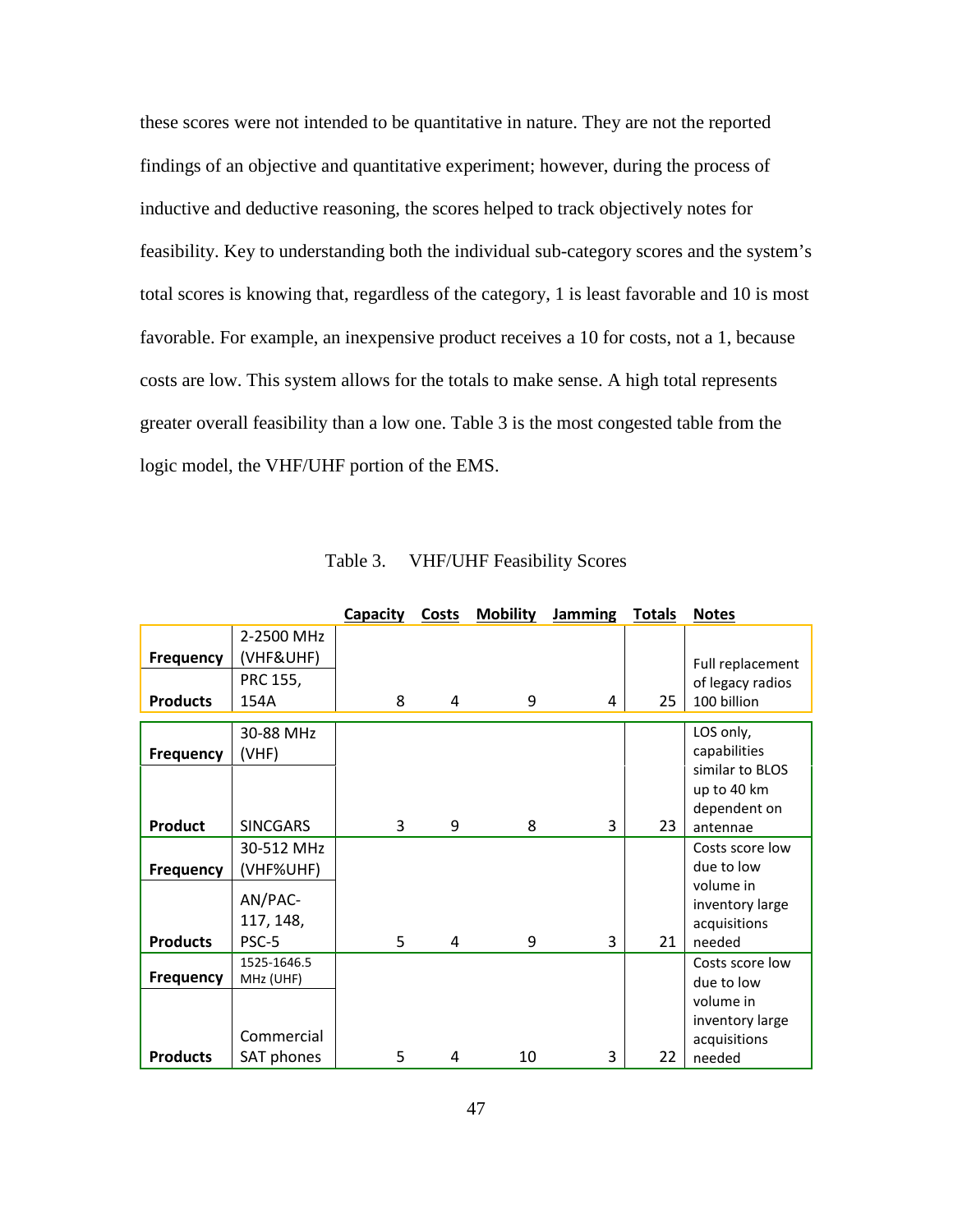these scores were not intended to be quantitative in nature. They are not the reported findings of an objective and quantitative experiment; however, during the process of inductive and deductive reasoning, the scores helped to track objectively notes for feasibility. Key to understanding both the individual sub-category scores and the system's total scores is knowing that, regardless of the category, 1 is least favorable and 10 is most favorable. For example, an inexpensive product receives a 10 for costs, not a 1, because costs are low. This system allows for the totals to make sense. A high total represents greater overall feasibility than a low one. Table 3 is the most congested table from the logic model, the VHF/UHF portion of the EMS.

Table 3. VHF/UHF Feasibility Scores

| | | Capacity | Costs | Mobility | Jamming | Totals | Notes |
|---|---|---|---|---|---|---|---|
| Frequency | 2-2500 MHz (VHF&UHF) | | | | | | |
| Products | PRC 155, 154A | 8 | 4 | 9 | 4 | 25 | Full replacement of legacy radios 100 billion |
| Frequency | 30-88 MHz (VHF) | | | | | | |
| Product | SINCGARS | 3 | 9 | 8 | 3 | 23 | LOS only, capabilities similar to BLOS up to 40 km dependent on antennae |
| Frequency | 30-512 MHz (VHF%UHF) | | | | | | |
| Products | AN/PAC-117, 148, PSC-5 | 5 | 4 | 9 | 3 | 21 | Costs score low due to low volume in inventory large acquisitions needed |
| Frequency | 1525-1646.5 MHz (UHF) | | | | | | |
| Products | Commercial SAT phones | 5 | 4 | 10 | 3 | 22 | Costs score low due to low volume in inventory large acquisitions needed |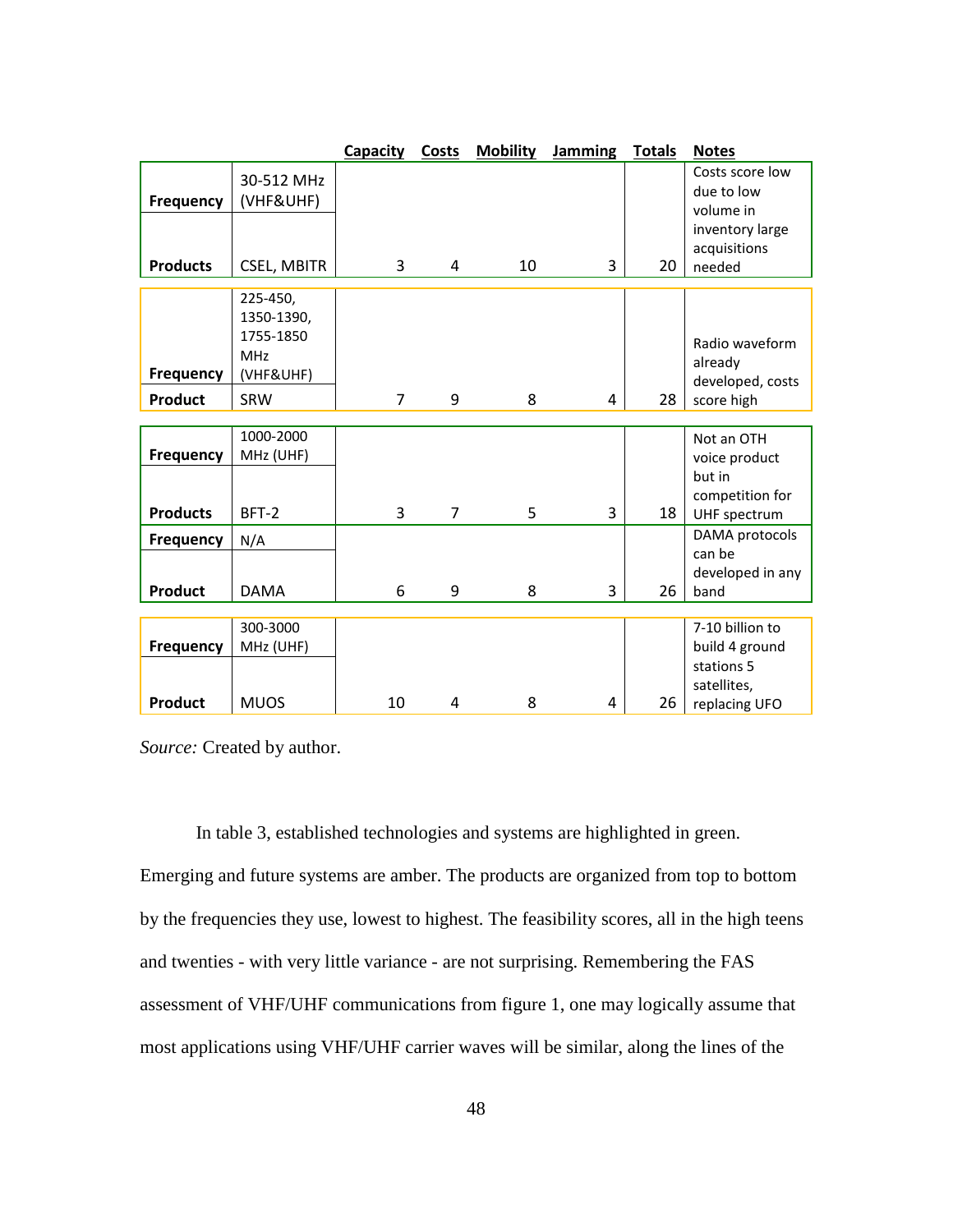| | | Capacity | Costs | Mobility | Jamming | Totals | Notes |
|---|---|---|---|---|---|---|---|
| Frequency | 30-512 MHz (VHF&UHF) | | | | | | |
| Products | CSEL, MBITR | 3 | 4 | 10 | 3 | 20 | Costs score low due to low volume in inventory large acquisitions needed |
| Frequency | 225-450, 1350-1390, 1755-1850 MHz (VHF&UHF) | | | | | | |
| Product | SRW | 7 | 9 | 8 | 4 | 28 | Radio waveform already developed, costs score high |
| Frequency | 1000-2000 MHz (UHF) | | | | | | |
| Products | BFT-2 | 3 | 7 | 5 | 3 | 18 | Not an OTH voice product but in competition for UHF spectrum |
| Frequency | N/A | | | | | | |
| Product | DAMA | 6 | 9 | 8 | 3 | 26 | DAMA protocols can be developed in any band |
| Frequency | 300-3000 MHz (UHF) | | | | | | |
| Product | MUOS | 10 | 4 | 8 | 4 | 26 | 7-10 billion to build 4 ground stations 5 satellites, replacing UFO |

*Source:* Created by author.

In table 3, established technologies and systems are highlighted in green. Emerging and future systems are amber. The products are organized from top to bottom by the frequencies they use, lowest to highest. The feasibility scores, all in the high teens and twenties - with very little variance - are not surprising. Remembering the FAS assessment of VHF/UHF communications from figure 1, one may logically assume that most applications using VHF/UHF carrier waves will be similar, along the lines of the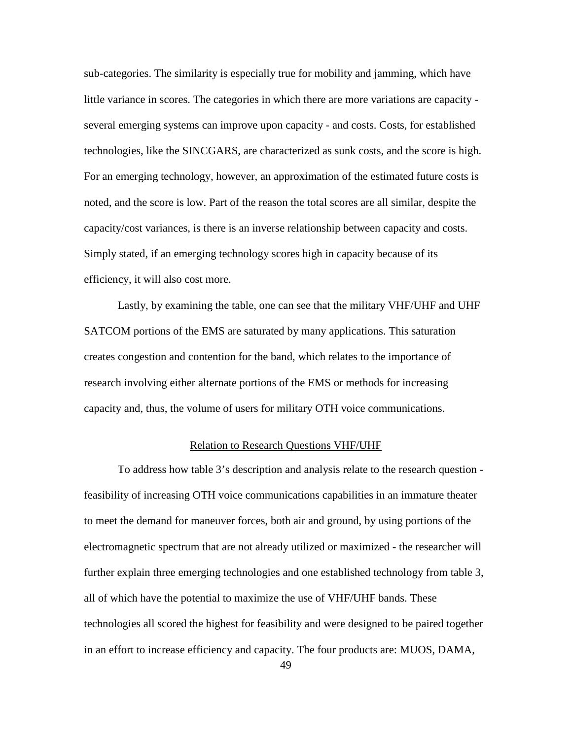sub-categories. The similarity is especially true for mobility and jamming, which have little variance in scores. The categories in which there are more variations are capacity - several emerging systems can improve upon capacity - and costs. Costs, for established technologies, like the SINCGARS, are characterized as sunk costs, and the score is high. For an emerging technology, however, an approximation of the estimated future costs is noted, and the score is low. Part of the reason the total scores are all similar, despite the capacity/cost variances, is there is an inverse relationship between capacity and costs. Simply stated, if an emerging technology scores high in capacity because of its efficiency, it will also cost more.

Lastly, by examining the table, one can see that the military VHF/UHF and UHF SATCOM portions of the EMS are saturated by many applications. This saturation creates congestion and contention for the band, which relates to the importance of research involving either alternate portions of the EMS or methods for increasing capacity and, thus, the volume of users for military OTH voice communications.

## Relation to Research Questions VHF/UHF

To address how table 3's description and analysis relate to the research question - feasibility of increasing OTH voice communications capabilities in an immature theater to meet the demand for maneuver forces, both air and ground, by using portions of the electromagnetic spectrum that are not already utilized or maximized - the researcher will further explain three emerging technologies and one established technology from table 3, all of which have the potential to maximize the use of VHF/UHF bands. These technologies all scored the highest for feasibility and were designed to be paired together in an effort to increase efficiency and capacity. The four products are: MUOS, DAMA,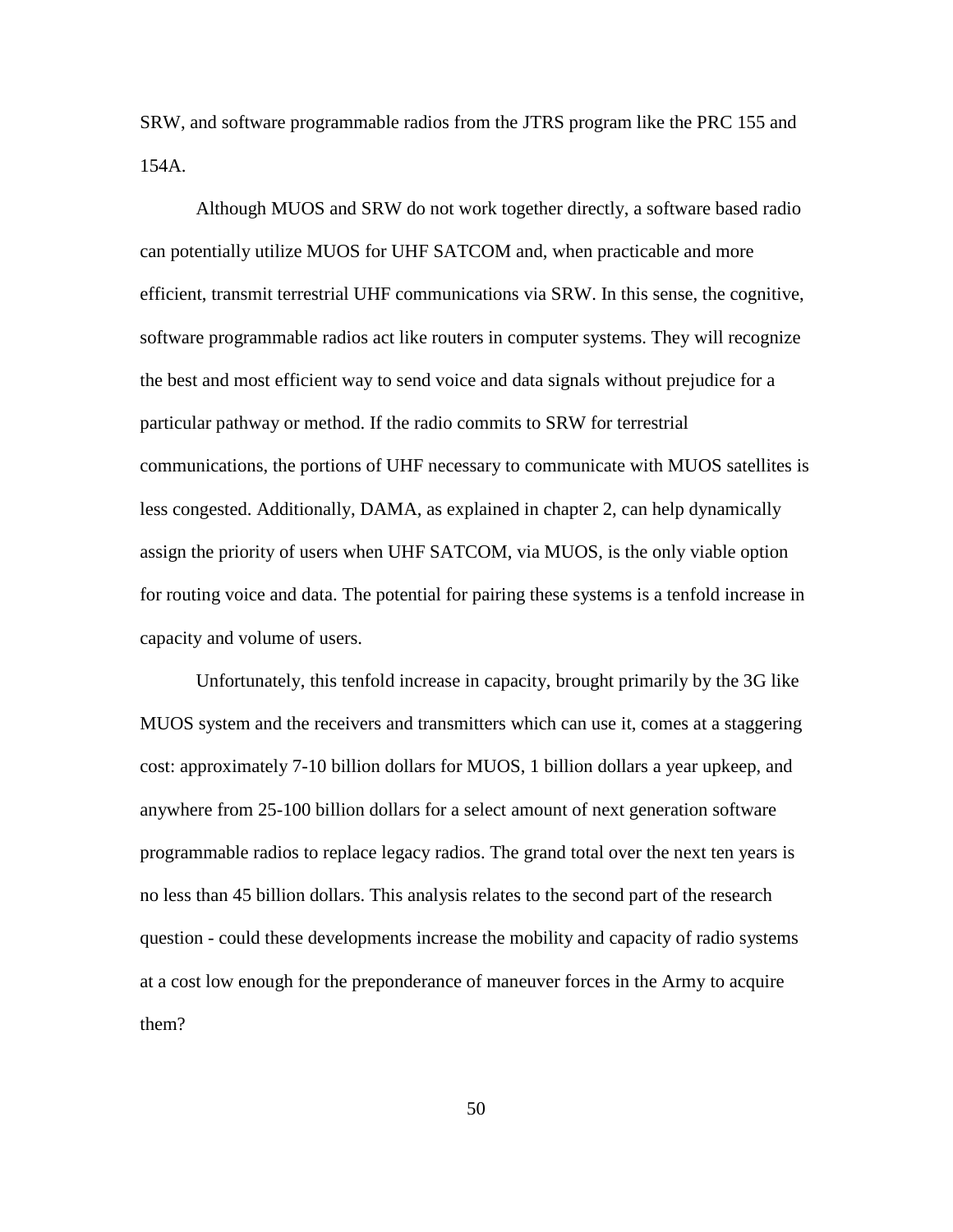SRW, and software programmable radios from the JTRS program like the PRC 155 and 154A.

Although MUOS and SRW do not work together directly, a software based radio can potentially utilize MUOS for UHF SATCOM and, when practicable and more efficient, transmit terrestrial UHF communications via SRW. In this sense, the cognitive, software programmable radios act like routers in computer systems. They will recognize the best and most efficient way to send voice and data signals without prejudice for a particular pathway or method. If the radio commits to SRW for terrestrial communications, the portions of UHF necessary to communicate with MUOS satellites is less congested. Additionally, DAMA, as explained in chapter 2, can help dynamically assign the priority of users when UHF SATCOM, via MUOS, is the only viable option for routing voice and data. The potential for pairing these systems is a tenfold increase in capacity and volume of users.

Unfortunately, this tenfold increase in capacity, brought primarily by the 3G like MUOS system and the receivers and transmitters which can use it, comes at a staggering cost: approximately 7-10 billion dollars for MUOS, 1 billion dollars a year upkeep, and anywhere from 25-100 billion dollars for a select amount of next generation software programmable radios to replace legacy radios. The grand total over the next ten years is no less than 45 billion dollars. This analysis relates to the second part of the research question - could these developments increase the mobility and capacity of radio systems at a cost low enough for the preponderance of maneuver forces in the Army to acquire them?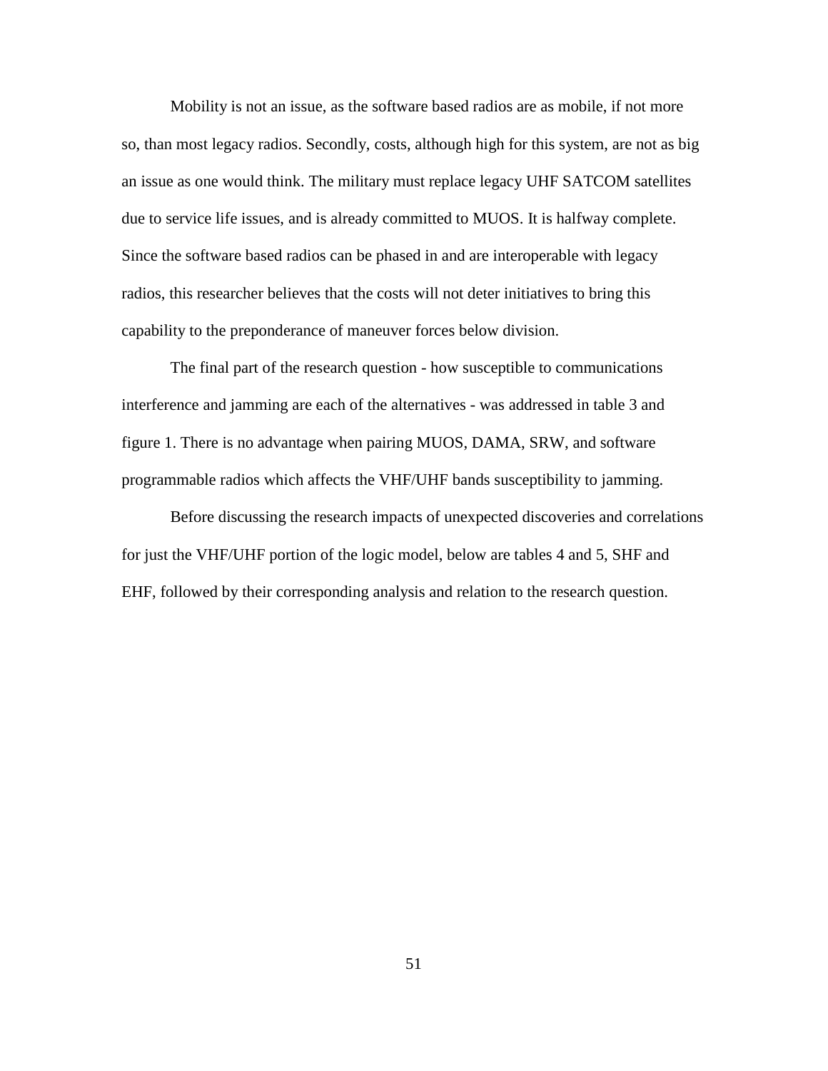Mobility is not an issue, as the software based radios are as mobile, if not more so, than most legacy radios. Secondly, costs, although high for this system, are not as big an issue as one would think. The military must replace legacy UHF SATCOM satellites due to service life issues, and is already committed to MUOS. It is halfway complete. Since the software based radios can be phased in and are interoperable with legacy radios, this researcher believes that the costs will not deter initiatives to bring this capability to the preponderance of maneuver forces below division.

The final part of the research question - how susceptible to communications interference and jamming are each of the alternatives - was addressed in table 3 and figure 1. There is no advantage when pairing MUOS, DAMA, SRW, and software programmable radios which affects the VHF/UHF bands susceptibility to jamming.

Before discussing the research impacts of unexpected discoveries and correlations for just the VHF/UHF portion of the logic model, below are tables 4 and 5, SHF and EHF, followed by their corresponding analysis and relation to the research question.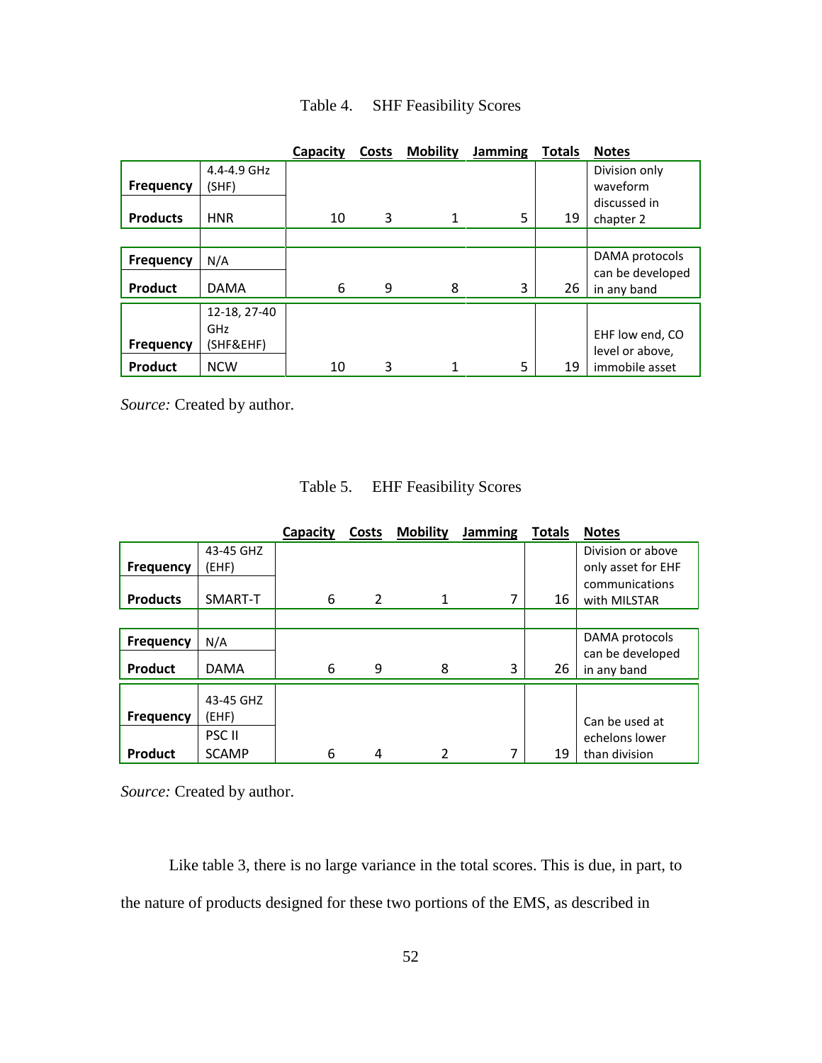Table 4. SHF Feasibility Scores

| | | Capacity | Costs | Mobility | Jamming | Totals | Notes |
|---|---|---|---|---|---|---|---|
| Frequency | 4.4-4.9 GHz (SHF) | | | | | | Division only waveform discussed in chapter 2 |
| Products | HNR | 10 | 3 | 1 | 5 | 19 | |
| | | | | | | | |
| Frequency | N/A | | | | | | DAMA protocols can be developed in any band |
| Product | DAMA | 6 | 9 | 8 | 3 | 26 | |
| Frequency | 12-18, 27-40 GHz (SHF&EHF) | | | | | | EHF low end, CO level or above, immobile asset |
| Product | NCW | 10 | 3 | 1 | 5 | 19 | |

*Source:* Created by author.

Table 5. EHF Feasibility Scores

| | | Capacity | Costs | Mobility | Jamming | Totals | Notes |
|---|---|---|---|---|---|---|---|
| Frequency | 43-45 GHZ (EHF) | | | | | | Division or above only asset for EHF communications with MILSTAR |
| Products | SMART-T | 6 | 2 | 1 | 7 | 16 | |
| | | | | | | | |
| Frequency | N/A | | | | | | DAMA protocols can be developed in any band |
| Product | DAMA | 6 | 9 | 8 | 3 | 26 | |
| Frequency | 43-45 GHZ (EHF) | | | | | | Can be used at echelons lower than division |
| Product | PSC II SCAMP | 6 | 4 | 2 | 7 | 19 | |

*Source:* Created by author.

Like table 3, there is no large variance in the total scores. This is due, in part, to the nature of products designed for these two portions of the EMS, as described in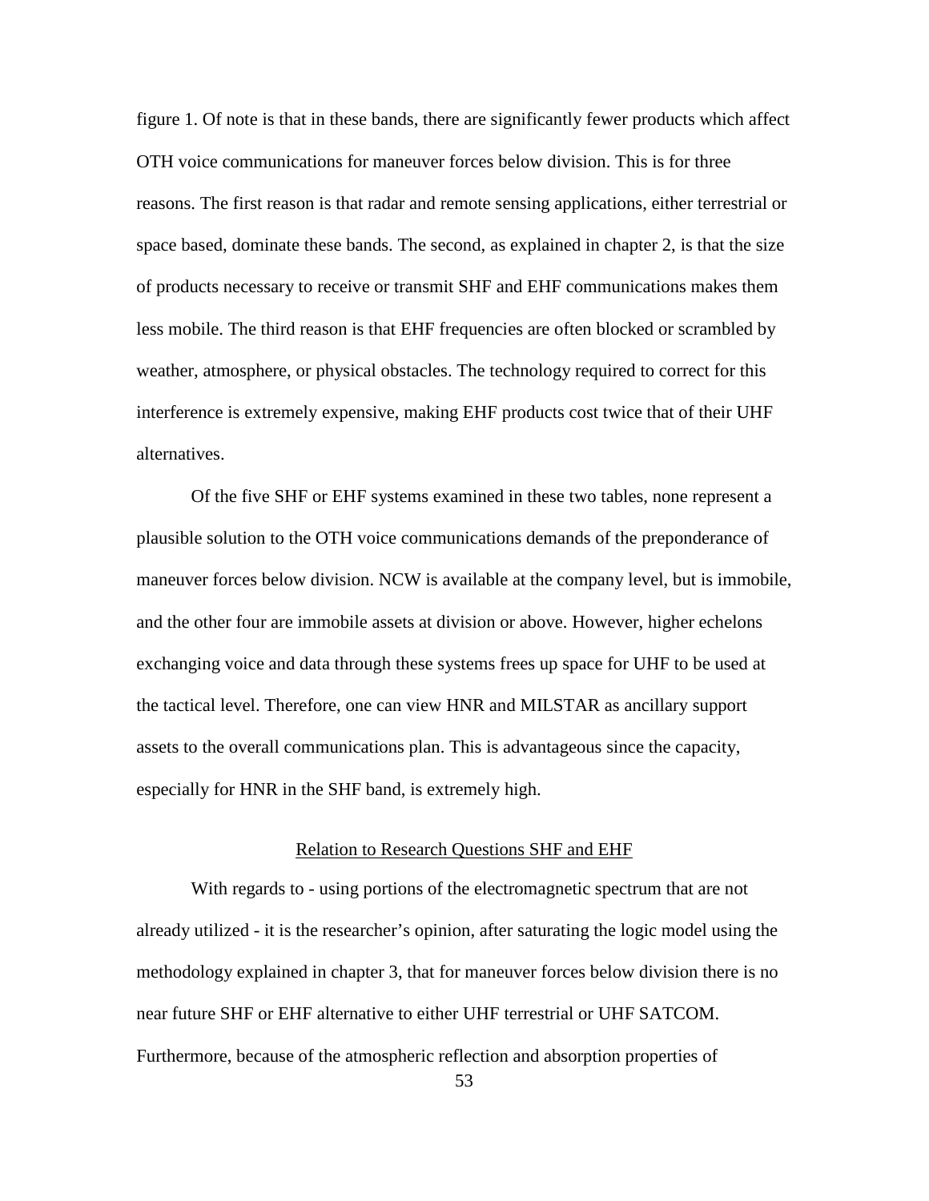figure 1. Of note is that in these bands, there are significantly fewer products which affect OTH voice communications for maneuver forces below division. This is for three reasons. The first reason is that radar and remote sensing applications, either terrestrial or space based, dominate these bands. The second, as explained in chapter 2, is that the size of products necessary to receive or transmit SHF and EHF communications makes them less mobile. The third reason is that EHF frequencies are often blocked or scrambled by weather, atmosphere, or physical obstacles. The technology required to correct for this interference is extremely expensive, making EHF products cost twice that of their UHF alternatives.

Of the five SHF or EHF systems examined in these two tables, none represent a plausible solution to the OTH voice communications demands of the preponderance of maneuver forces below division. NCW is available at the company level, but is immobile, and the other four are immobile assets at division or above. However, higher echelons exchanging voice and data through these systems frees up space for UHF to be used at the tactical level. Therefore, one can view HNR and MILSTAR as ancillary support assets to the overall communications plan. This is advantageous since the capacity, especially for HNR in the SHF band, is extremely high.

## Relation to Research Questions SHF and EHF

With regards to - using portions of the electromagnetic spectrum that are not already utilized - it is the researcher's opinion, after saturating the logic model using the methodology explained in chapter 3, that for maneuver forces below division there is no near future SHF or EHF alternative to either UHF terrestrial or UHF SATCOM. Furthermore, because of the atmospheric reflection and absorption properties of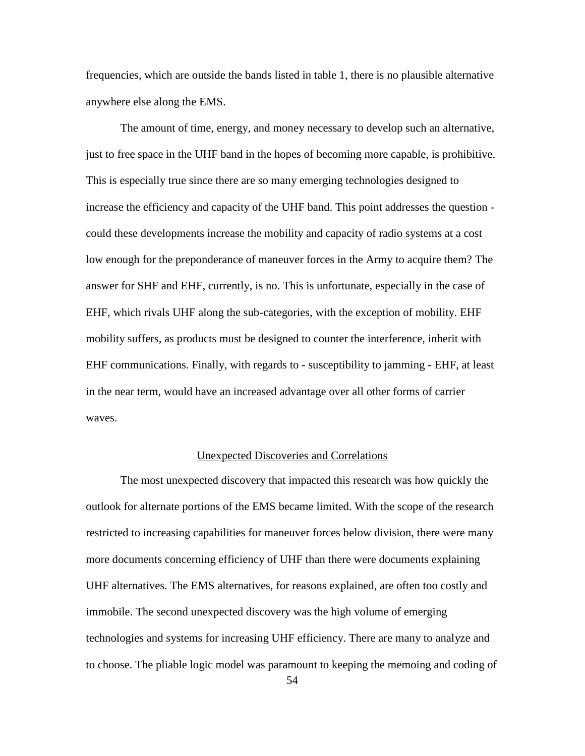frequencies, which are outside the bands listed in table 1, there is no plausible alternative anywhere else along the EMS.

The amount of time, energy, and money necessary to develop such an alternative, just to free space in the UHF band in the hopes of becoming more capable, is prohibitive. This is especially true since there are so many emerging technologies designed to increase the efficiency and capacity of the UHF band. This point addresses the question - could these developments increase the mobility and capacity of radio systems at a cost low enough for the preponderance of maneuver forces in the Army to acquire them? The answer for SHF and EHF, currently, is no. This is unfortunate, especially in the case of EHF, which rivals UHF along the sub-categories, with the exception of mobility. EHF mobility suffers, as products must be designed to counter the interference, inherit with EHF communications. Finally, with regards to - susceptibility to jamming - EHF, at least in the near term, would have an increased advantage over all other forms of carrier waves.

## Unexpected Discoveries and Correlations

The most unexpected discovery that impacted this research was how quickly the outlook for alternate portions of the EMS became limited. With the scope of the research restricted to increasing capabilities for maneuver forces below division, there were many more documents concerning efficiency of UHF than there were documents explaining UHF alternatives. The EMS alternatives, for reasons explained, are often too costly and immobile. The second unexpected discovery was the high volume of emerging technologies and systems for increasing UHF efficiency. There are many to analyze and to choose. The pliable logic model was paramount to keeping the memoing and coding of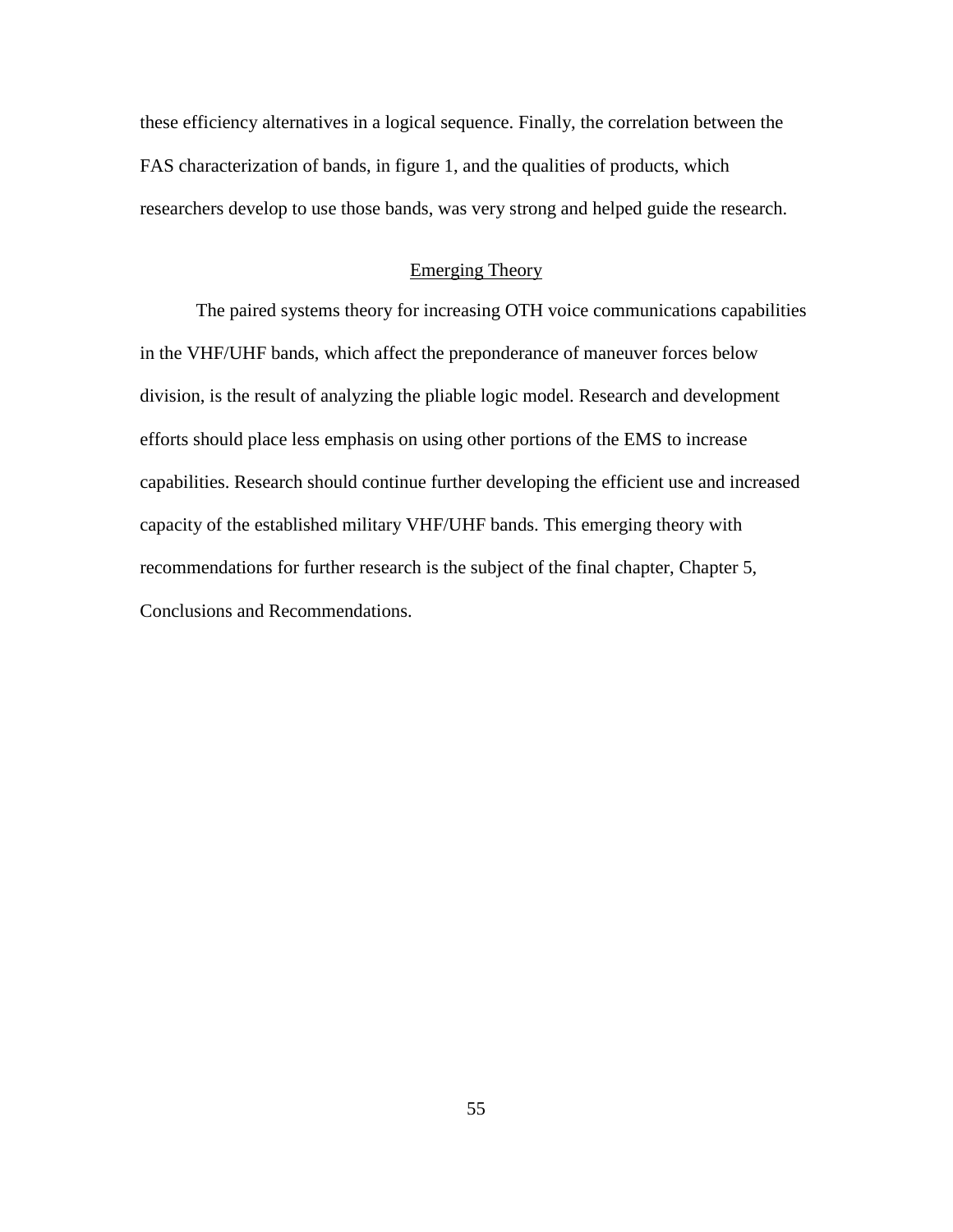these efficiency alternatives in a logical sequence. Finally, the correlation between the FAS characterization of bands, in figure 1, and the qualities of products, which researchers develop to use those bands, was very strong and helped guide the research.

## Emerging Theory

The paired systems theory for increasing OTH voice communications capabilities in the VHF/UHF bands, which affect the preponderance of maneuver forces below division, is the result of analyzing the pliable logic model. Research and development efforts should place less emphasis on using other portions of the EMS to increase capabilities. Research should continue further developing the efficient use and increased capacity of the established military VHF/UHF bands. This emerging theory with recommendations for further research is the subject of the final chapter, Chapter 5, Conclusions and Recommendations.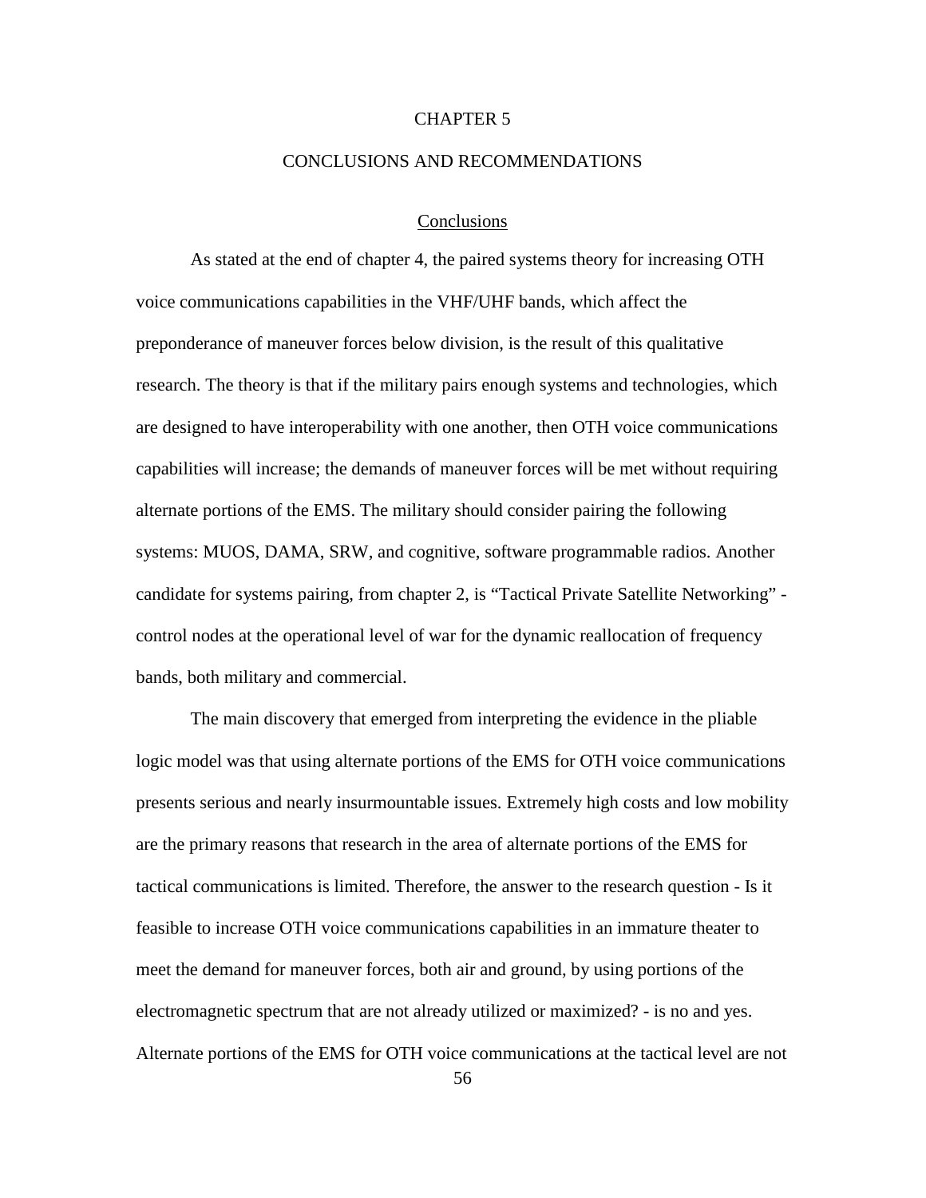# CHAPTER 5

# CONCLUSIONS AND RECOMMENDATIONS

## Conclusions

As stated at the end of chapter 4, the paired systems theory for increasing OTH voice communications capabilities in the VHF/UHF bands, which affect the preponderance of maneuver forces below division, is the result of this qualitative research. The theory is that if the military pairs enough systems and technologies, which are designed to have interoperability with one another, then OTH voice communications capabilities will increase; the demands of maneuver forces will be met without requiring alternate portions of the EMS. The military should consider pairing the following systems: MUOS, DAMA, SRW, and cognitive, software programmable radios. Another candidate for systems pairing, from chapter 2, is "Tactical Private Satellite Networking" - control nodes at the operational level of war for the dynamic reallocation of frequency bands, both military and commercial.

The main discovery that emerged from interpreting the evidence in the pliable logic model was that using alternate portions of the EMS for OTH voice communications presents serious and nearly insurmountable issues. Extremely high costs and low mobility are the primary reasons that research in the area of alternate portions of the EMS for tactical communications is limited. Therefore, the answer to the research question - Is it feasible to increase OTH voice communications capabilities in an immature theater to meet the demand for maneuver forces, both air and ground, by using portions of the electromagnetic spectrum that are not already utilized or maximized? - is no and yes. Alternate portions of the EMS for OTH voice communications at the tactical level are not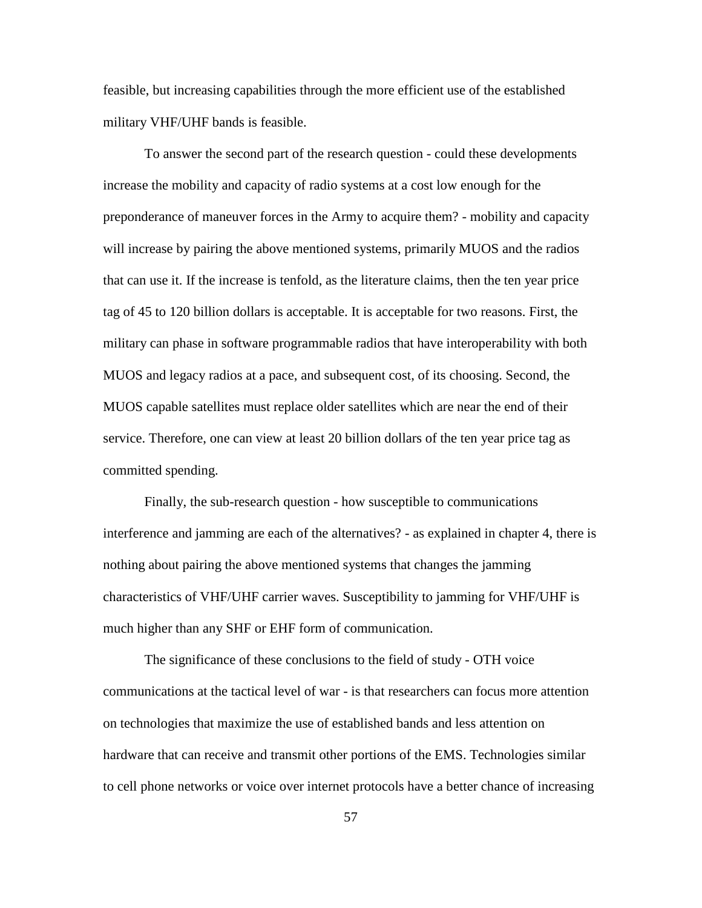feasible, but increasing capabilities through the more efficient use of the established military VHF/UHF bands is feasible.

To answer the second part of the research question - could these developments increase the mobility and capacity of radio systems at a cost low enough for the preponderance of maneuver forces in the Army to acquire them? - mobility and capacity will increase by pairing the above mentioned systems, primarily MUOS and the radios that can use it. If the increase is tenfold, as the literature claims, then the ten year price tag of 45 to 120 billion dollars is acceptable. It is acceptable for two reasons. First, the military can phase in software programmable radios that have interoperability with both MUOS and legacy radios at a pace, and subsequent cost, of its choosing. Second, the MUOS capable satellites must replace older satellites which are near the end of their service. Therefore, one can view at least 20 billion dollars of the ten year price tag as committed spending.

Finally, the sub-research question - how susceptible to communications interference and jamming are each of the alternatives? - as explained in chapter 4, there is nothing about pairing the above mentioned systems that changes the jamming characteristics of VHF/UHF carrier waves. Susceptibility to jamming for VHF/UHF is much higher than any SHF or EHF form of communication.

The significance of these conclusions to the field of study - OTH voice communications at the tactical level of war - is that researchers can focus more attention on technologies that maximize the use of established bands and less attention on hardware that can receive and transmit other portions of the EMS. Technologies similar to cell phone networks or voice over internet protocols have a better chance of increasing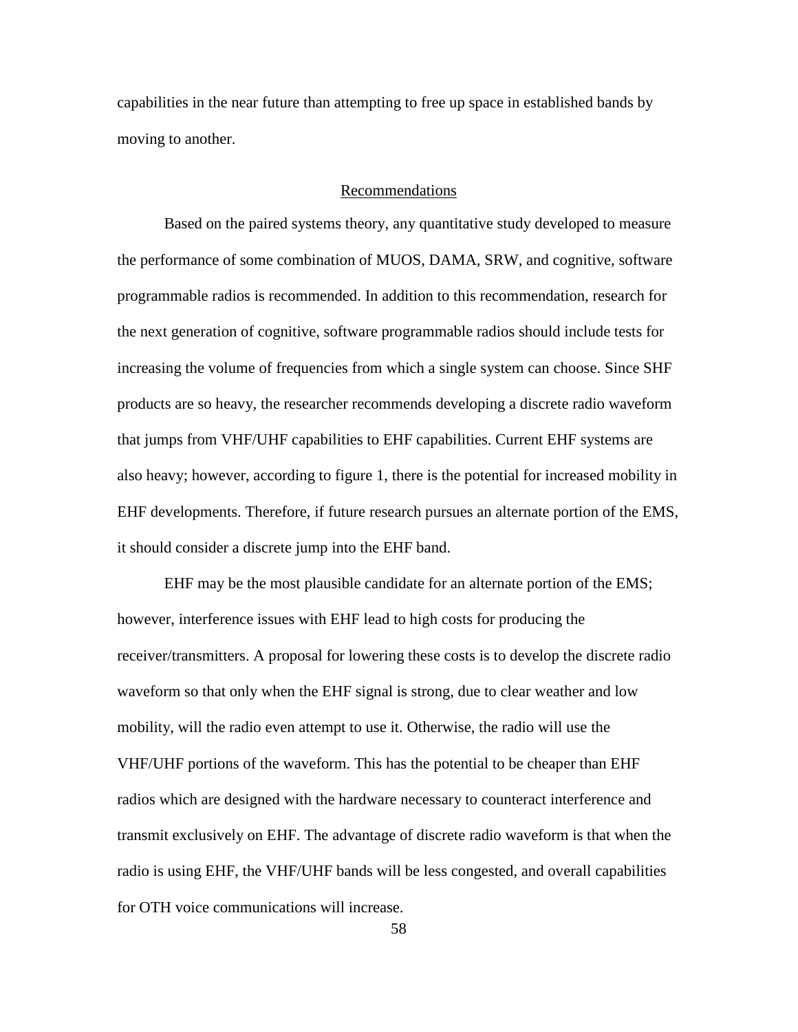capabilities in the near future than attempting to free up space in established bands by moving to another.

## Recommendations

Based on the paired systems theory, any quantitative study developed to measure the performance of some combination of MUOS, DAMA, SRW, and cognitive, software programmable radios is recommended. In addition to this recommendation, research for the next generation of cognitive, software programmable radios should include tests for increasing the volume of frequencies from which a single system can choose. Since SHF products are so heavy, the researcher recommends developing a discrete radio waveform that jumps from VHF/UHF capabilities to EHF capabilities. Current EHF systems are also heavy; however, according to figure 1, there is the potential for increased mobility in EHF developments. Therefore, if future research pursues an alternate portion of the EMS, it should consider a discrete jump into the EHF band.

EHF may be the most plausible candidate for an alternate portion of the EMS; however, interference issues with EHF lead to high costs for producing the receiver/transmitters. A proposal for lowering these costs is to develop the discrete radio waveform so that only when the EHF signal is strong, due to clear weather and low mobility, will the radio even attempt to use it. Otherwise, the radio will use the VHF/UHF portions of the waveform. This has the potential to be cheaper than EHF radios which are designed with the hardware necessary to counteract interference and transmit exclusively on EHF. The advantage of discrete radio waveform is that when the radio is using EHF, the VHF/UHF bands will be less congested, and overall capabilities for OTH voice communications will increase.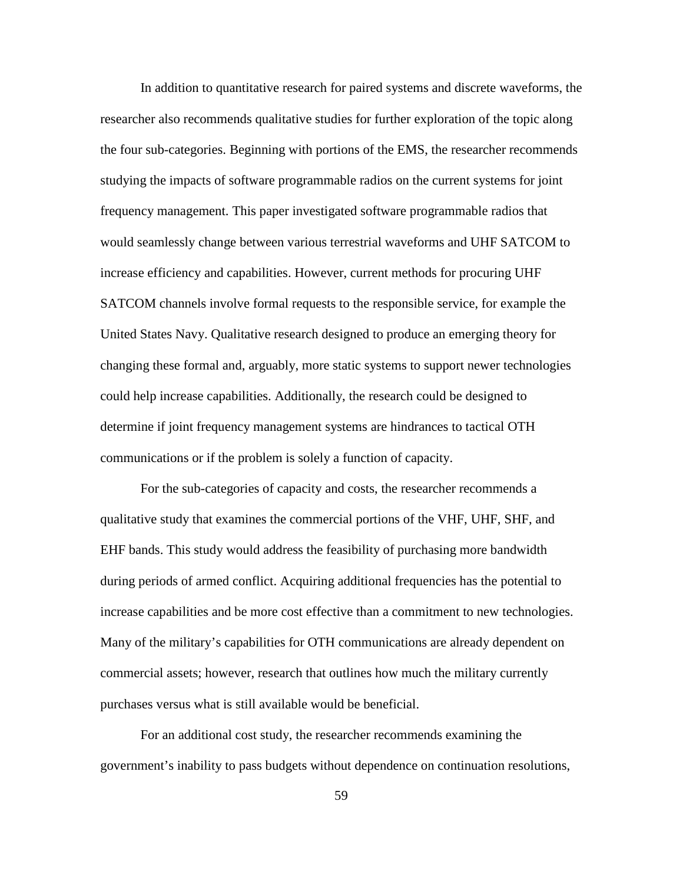In addition to quantitative research for paired systems and discrete waveforms, the researcher also recommends qualitative studies for further exploration of the topic along the four sub-categories. Beginning with portions of the EMS, the researcher recommends studying the impacts of software programmable radios on the current systems for joint frequency management. This paper investigated software programmable radios that would seamlessly change between various terrestrial waveforms and UHF SATCOM to increase efficiency and capabilities. However, current methods for procuring UHF SATCOM channels involve formal requests to the responsible service, for example the United States Navy. Qualitative research designed to produce an emerging theory for changing these formal and, arguably, more static systems to support newer technologies could help increase capabilities. Additionally, the research could be designed to determine if joint frequency management systems are hindrances to tactical OTH communications or if the problem is solely a function of capacity.

For the sub-categories of capacity and costs, the researcher recommends a qualitative study that examines the commercial portions of the VHF, UHF, SHF, and EHF bands. This study would address the feasibility of purchasing more bandwidth during periods of armed conflict. Acquiring additional frequencies has the potential to increase capabilities and be more cost effective than a commitment to new technologies. Many of the military's capabilities for OTH communications are already dependent on commercial assets; however, research that outlines how much the military currently purchases versus what is still available would be beneficial.

For an additional cost study, the researcher recommends examining the government's inability to pass budgets without dependence on continuation resolutions,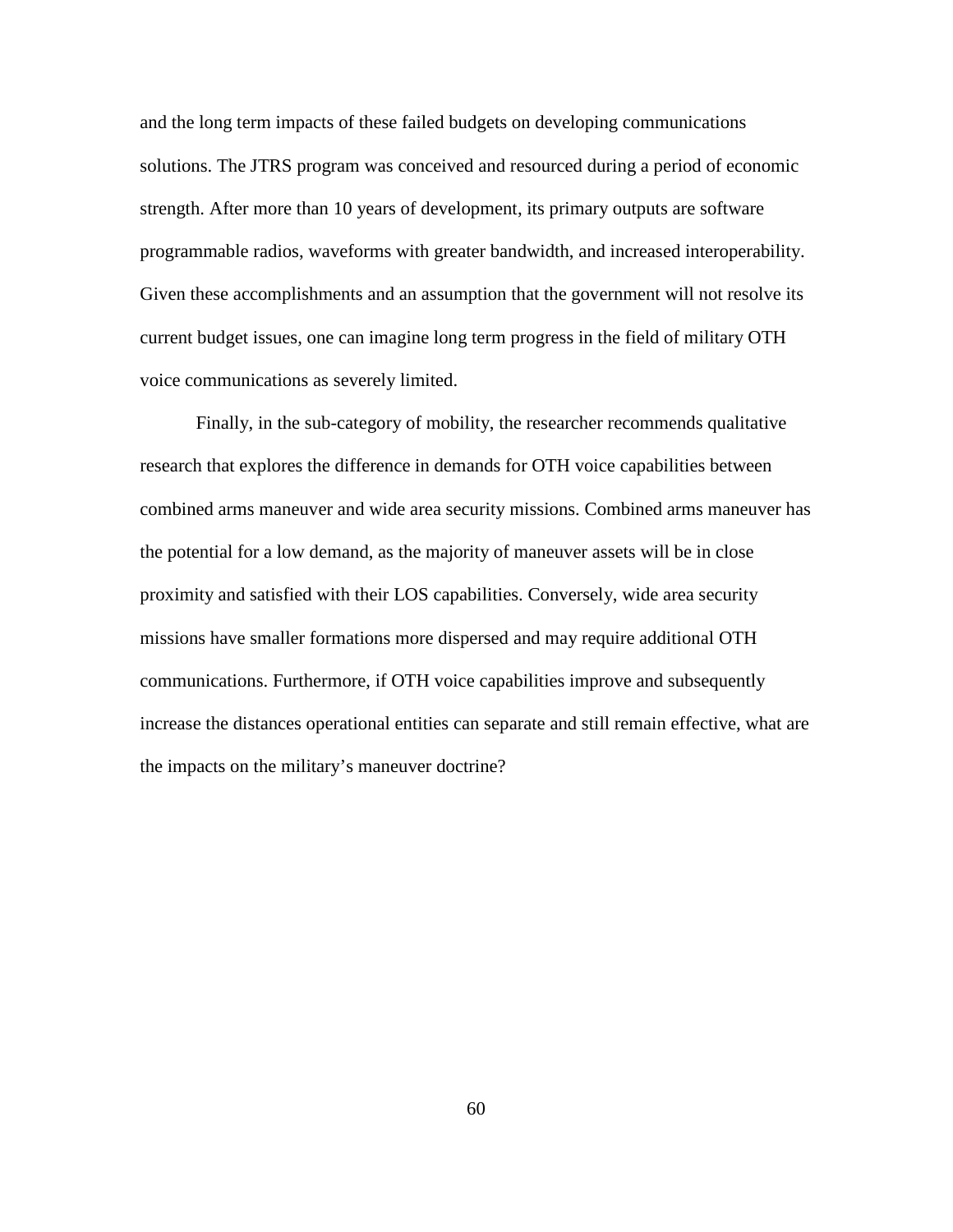and the long term impacts of these failed budgets on developing communications solutions. The JTRS program was conceived and resourced during a period of economic strength. After more than 10 years of development, its primary outputs are software programmable radios, waveforms with greater bandwidth, and increased interoperability. Given these accomplishments and an assumption that the government will not resolve its current budget issues, one can imagine long term progress in the field of military OTH voice communications as severely limited.

Finally, in the sub-category of mobility, the researcher recommends qualitative research that explores the difference in demands for OTH voice capabilities between combined arms maneuver and wide area security missions. Combined arms maneuver has the potential for a low demand, as the majority of maneuver assets will be in close proximity and satisfied with their LOS capabilities. Conversely, wide area security missions have smaller formations more dispersed and may require additional OTH communications. Furthermore, if OTH voice capabilities improve and subsequently increase the distances operational entities can separate and still remain effective, what are the impacts on the military's maneuver doctrine?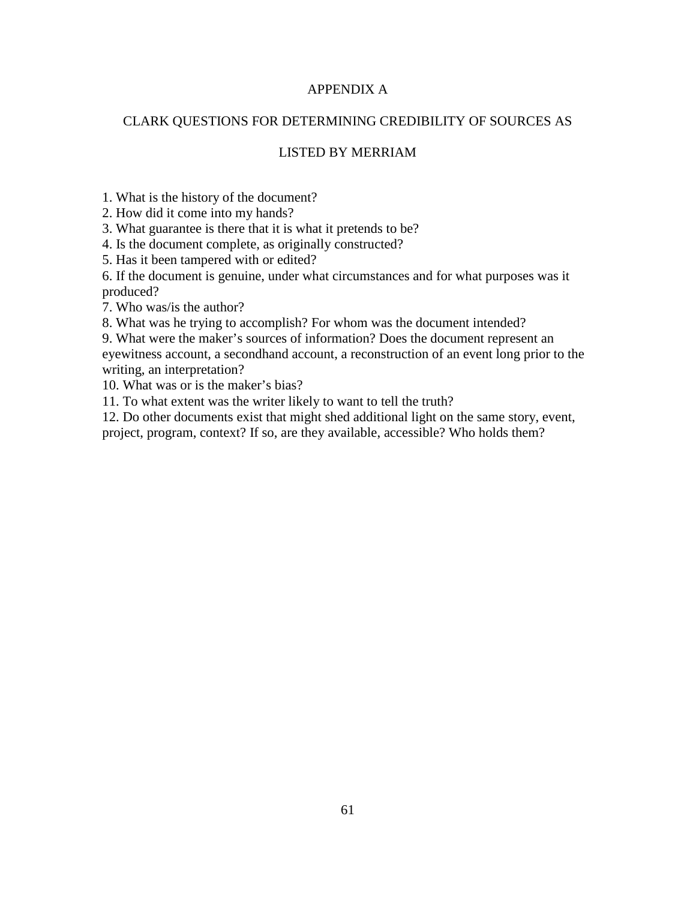# APPENDIX A

## CLARK QUESTIONS FOR DETERMINING CREDIBILITY OF SOURCES AS LISTED BY MERRIAM

1. What is the history of the document?
2. How did it come into my hands?
3. What guarantee is there that it is what it pretends to be?
4. Is the document complete, as originally constructed?
5. Has it been tampered with or edited?
6. If the document is genuine, under what circumstances and for what purposes was it produced?
7. Who was/is the author?
8. What was he trying to accomplish? For whom was the document intended?
9. What were the maker's sources of information? Does the document represent an eyewitness account, a secondhand account, a reconstruction of an event long prior to the writing, an interpretation?
10. What was or is the maker's bias?
11. To what extent was the writer likely to want to tell the truth?
12. Do other documents exist that might shed additional light on the same story, event, project, program, context? If so, are they available, accessible? Who holds them?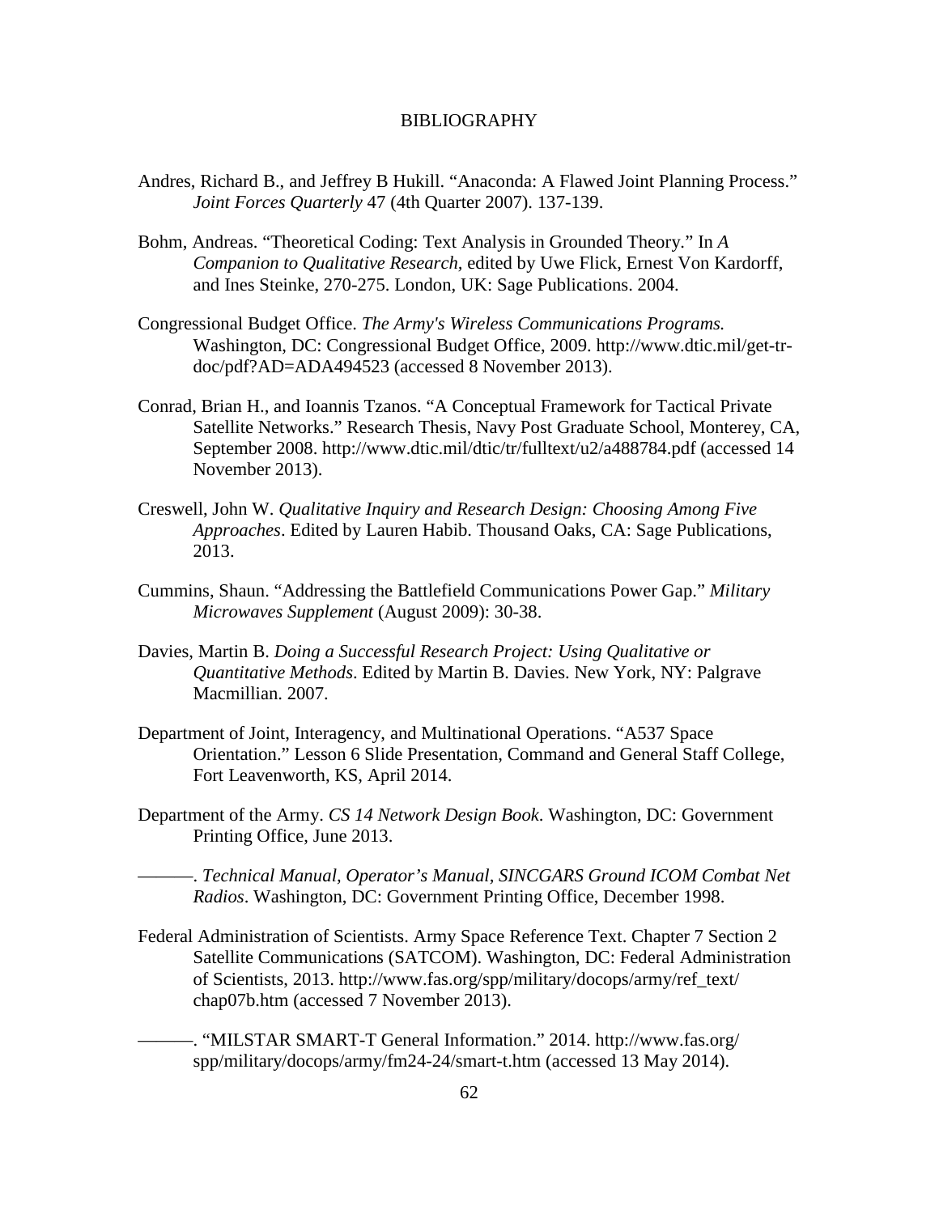# BIBLIOGRAPHY

Andres, Richard B., and Jeffrey B Hukill. "Anaconda: A Flawed Joint Planning Process." *Joint Forces Quarterly* 47 (4th Quarter 2007). 137-139.

Bohm, Andreas. "Theoretical Coding: Text Analysis in Grounded Theory." In *A Companion to Qualitative Research*, edited by Uwe Flick, Ernest Von Kardorff, and Ines Steinke, 270-275. London, UK: Sage Publications. 2004.

Congressional Budget Office. *The Army's Wireless Communications Programs.* Washington, DC: Congressional Budget Office, 2009. http://www.dtic.mil/get-tr-doc/pdf?AD=ADA494523 (accessed 8 November 2013).

Conrad, Brian H., and Ioannis Tzanos. "A Conceptual Framework for Tactical Private Satellite Networks." Research Thesis, Navy Post Graduate School, Monterey, CA, September 2008. http://www.dtic.mil/dtic/tr/fulltext/u2/a488784.pdf (accessed 14 November 2013).

Creswell, John W. *Qualitative Inquiry and Research Design: Choosing Among Five Approaches*. Edited by Lauren Habib. Thousand Oaks, CA: Sage Publications, 2013.

Cummins, Shaun. "Addressing the Battlefield Communications Power Gap." *Military Microwaves Supplement* (August 2009): 30-38.

Davies, Martin B. *Doing a Successful Research Project: Using Qualitative or Quantitative Methods*. Edited by Martin B. Davies. New York, NY: Palgrave Macmillian. 2007.

Department of Joint, Interagency, and Multinational Operations. "A537 Space Orientation." Lesson 6 Slide Presentation, Command and General Staff College, Fort Leavenworth, KS, April 2014.

Department of the Army. *CS 14 Network Design Book*. Washington, DC: Government Printing Office, June 2013.

———. *Technical Manual, Operator's Manual, SINCGARS Ground ICOM Combat Net Radios*. Washington, DC: Government Printing Office, December 1998.

Federal Administration of Scientists. Army Space Reference Text. Chapter 7 Section 2 Satellite Communications (SATCOM). Washington, DC: Federal Administration of Scientists, 2013. http://www.fas.org/spp/military/docops/army/ref_text/chap07b.htm (accessed 7 November 2013).

———. "MILSTAR SMART-T General Information." 2014. http://www.fas.org/spp/military/docops/army/fm24-24/smart-t.htm (accessed 13 May 2014).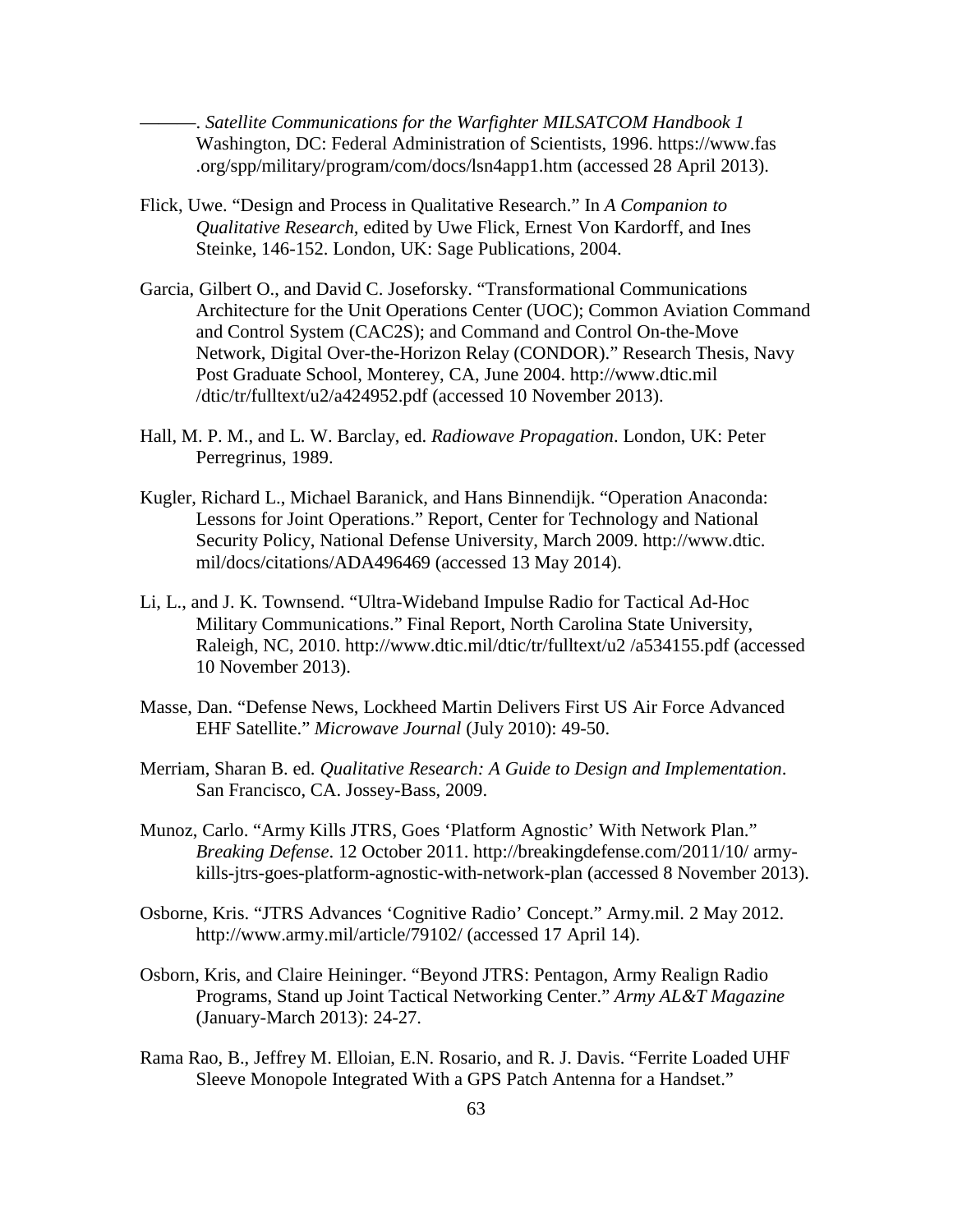———. *Satellite Communications for the Warfighter MILSATCOM Handbook 1* Washington, DC: Federal Administration of Scientists, 1996. https://www.fas .org/spp/military/program/com/docs/lsn4app1.htm (accessed 28 April 2013).

Flick, Uwe. "Design and Process in Qualitative Research." In *A Companion to Qualitative Research,* edited by Uwe Flick, Ernest Von Kardorff, and Ines Steinke, 146-152. London, UK: Sage Publications, 2004.

Garcia, Gilbert O., and David C. Joseforsky. "Transformational Communications Architecture for the Unit Operations Center (UOC); Common Aviation Command and Control System (CAC2S); and Command and Control On-the-Move Network, Digital Over-the-Horizon Relay (CONDOR)." Research Thesis, Navy Post Graduate School, Monterey, CA, June 2004. http://www.dtic.mil /dtic/tr/fulltext/u2/a424952.pdf (accessed 10 November 2013).

Hall, M. P. M., and L. W. Barclay, ed. *Radiowave Propagation*. London, UK: Peter Perregrinus, 1989.

Kugler, Richard L., Michael Baranick, and Hans Binnendijk. "Operation Anaconda: Lessons for Joint Operations." Report, Center for Technology and National Security Policy, National Defense University, March 2009. http://www.dtic. mil/docs/citations/ADA496469 (accessed 13 May 2014).

Li, L., and J. K. Townsend. "Ultra-Wideband Impulse Radio for Tactical Ad-Hoc Military Communications." Final Report, North Carolina State University, Raleigh, NC, 2010. http://www.dtic.mil/dtic/tr/fulltext/u2 /a534155.pdf (accessed 10 November 2013).

Masse, Dan. "Defense News, Lockheed Martin Delivers First US Air Force Advanced EHF Satellite." *Microwave Journal* (July 2010): 49-50.

Merriam, Sharan B. ed. *Qualitative Research: A Guide to Design and Implementation*. San Francisco, CA. Jossey-Bass, 2009.

Munoz, Carlo. "Army Kills JTRS, Goes 'Platform Agnostic' With Network Plan." *Breaking Defense*. 12 October 2011. http://breakingdefense.com/2011/10/ army-kills-jtrs-goes-platform-agnostic-with-network-plan (accessed 8 November 2013).

Osborne, Kris. "JTRS Advances 'Cognitive Radio' Concept." Army.mil. 2 May 2012. http://www.army.mil/article/79102/ (accessed 17 April 14).

Osborn, Kris, and Claire Heininger. "Beyond JTRS: Pentagon, Army Realign Radio Programs, Stand up Joint Tactical Networking Center." *Army AL&T Magazine* (January-March 2013): 24-27.

Rama Rao, B., Jeffrey M. Elloian, E.N. Rosario, and R. J. Davis. "Ferrite Loaded UHF Sleeve Monopole Integrated With a GPS Patch Antenna for a Handset."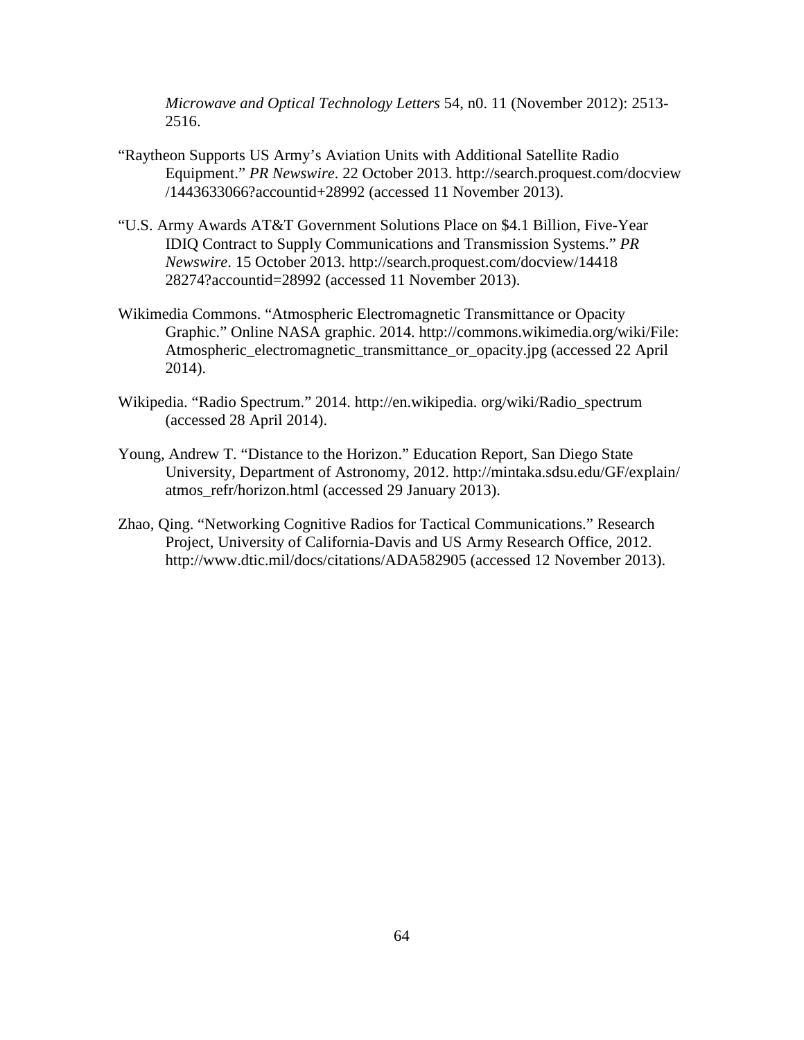*Microwave and Optical Technology Letters* 54, n0. 11 (November 2012): 2513-2516.

"Raytheon Supports US Army's Aviation Units with Additional Satellite Radio Equipment." *PR Newswire*. 22 October 2013. http://search.proquest.com/docview/1443633066?accountid+28992 (accessed 11 November 2013).

"U.S. Army Awards AT&T Government Solutions Place on $4.1 Billion, Five-Year IDIQ Contract to Supply Communications and Transmission Systems." *PR Newswire*. 15 October 2013. http://search.proquest.com/docview/14418 28274?accountid=28992 (accessed 11 November 2013).

Wikimedia Commons. "Atmospheric Electromagnetic Transmittance or Opacity Graphic." Online NASA graphic. 2014. http://commons.wikimedia.org/wiki/File: Atmospheric_electromagnetic_transmittance_or_opacity.jpg (accessed 22 April 2014).

Wikipedia. "Radio Spectrum." 2014. http://en.wikipedia. org/wiki/Radio_spectrum (accessed 28 April 2014).

Young, Andrew T. "Distance to the Horizon." Education Report, San Diego State University, Department of Astronomy, 2012. http://mintaka.sdsu.edu/GF/explain/ atmos_refr/horizon.html (accessed 29 January 2013).

Zhao, Qing. "Networking Cognitive Radios for Tactical Communications." Research Project, University of California-Davis and US Army Research Office, 2012. http://www.dtic.mil/docs/citations/ADA582905 (accessed 12 November 2013).